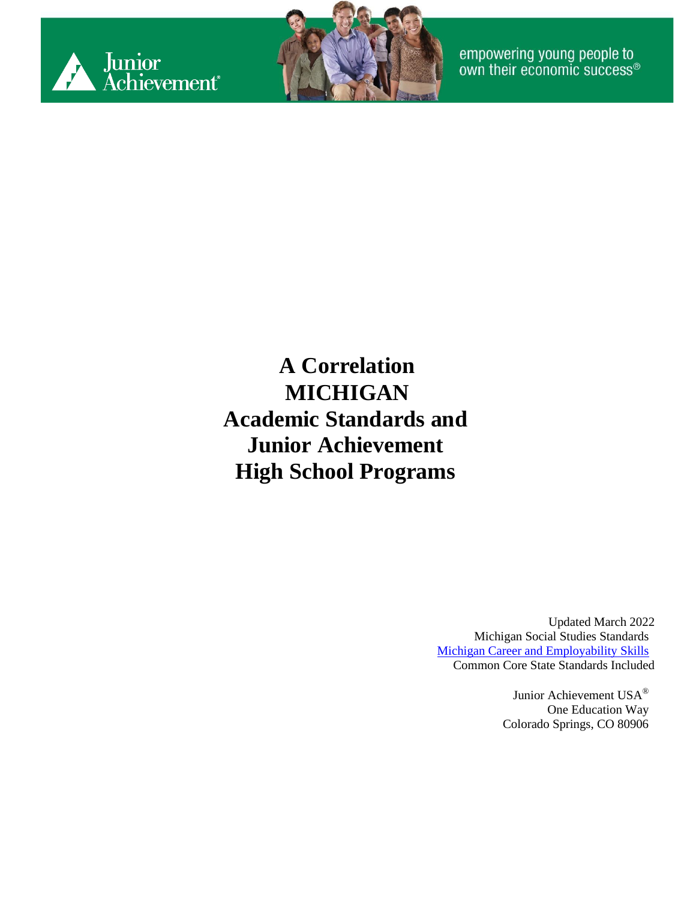Junior Achievement

empowering young people to own their economic success®

# A Correlation MICHIGAN Academic Standards and Junior Achievement High School Programs

Updated March 2022
Michigan Social Studies Standards
Michigan Career and Employability Skills
Common Core State Standards Included

Junior Achievement USA®
One Education Way
Colorado Springs, CO 80906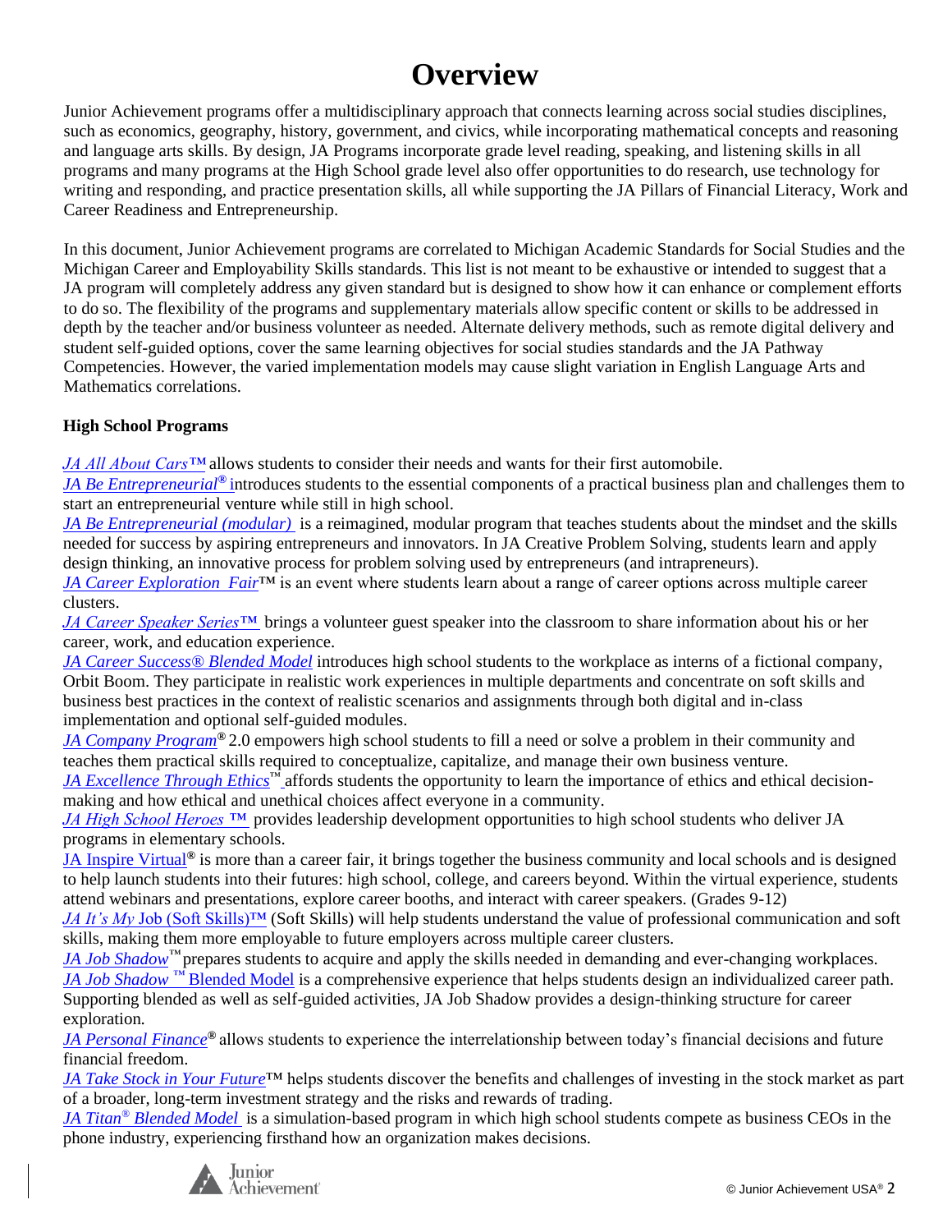# Overview

Junior Achievement programs offer a multidisciplinary approach that connects learning across social studies disciplines, such as economics, geography, history, government, and civics, while incorporating mathematical concepts and reasoning and language arts skills. By design, JA Programs incorporate grade level reading, speaking, and listening skills in all programs and many programs at the High School grade level also offer opportunities to do research, use technology for writing and responding, and practice presentation skills, all while supporting the JA Pillars of Financial Literacy, Work and Career Readiness and Entrepreneurship.

In this document, Junior Achievement programs are correlated to Michigan Academic Standards for Social Studies and the Michigan Career and Employability Skills standards. This list is not meant to be exhaustive or intended to suggest that a JA program will completely address any given standard but is designed to show how it can enhance or complement efforts to do so. The flexibility of the programs and supplementary materials allow specific content or skills to be addressed in depth by the teacher and/or business volunteer as needed. Alternate delivery methods, such as remote digital delivery and student self-guided options, cover the same learning objectives for social studies standards and the JA Pathway Competencies. However, the varied implementation models may cause slight variation in English Language Arts and Mathematics correlations.

**High School Programs**

*JA All About Cars™* allows students to consider their needs and wants for their first automobile.
*JA Be Entrepreneurial®* introduces students to the essential components of a practical business plan and challenges them to start an entrepreneurial venture while still in high school.
*JA Be Entrepreneurial (modular)* is a reimagined, modular program that teaches students about the mindset and the skills needed for success by aspiring entrepreneurs and innovators. In JA Creative Problem Solving, students learn and apply design thinking, an innovative process for problem solving used by entrepreneurs (and intrapreneurs).
*JA Career Exploration Fair™* is an event where students learn about a range of career options across multiple career clusters.
*JA Career Speaker Series™* brings a volunteer guest speaker into the classroom to share information about his or her career, work, and education experience.
*JA Career Success® Blended Model* introduces high school students to the workplace as interns of a fictional company, Orbit Boom. They participate in realistic work experiences in multiple departments and concentrate on soft skills and business best practices in the context of realistic scenarios and assignments through both digital and in-class implementation and optional self-guided modules.
*JA Company Program®* 2.0 empowers high school students to fill a need or solve a problem in their community and teaches them practical skills required to conceptualize, capitalize, and manage their own business venture.
*JA Excellence Through Ethics™* affords students the opportunity to learn the importance of ethics and ethical decision-making and how ethical and unethical choices affect everyone in a community.
*JA High School Heroes ™* provides leadership development opportunities to high school students who deliver JA programs in elementary schools.
JA Inspire Virtual® is more than a career fair, it brings together the business community and local schools and is designed to help launch students into their futures: high school, college, and careers beyond. Within the virtual experience, students attend webinars and presentations, explore career booths, and interact with career speakers. (Grades 9-12)
*JA It's My* Job (Soft Skills)™ (Soft Skills) will help students understand the value of professional communication and soft skills, making them more employable to future employers across multiple career clusters.
*JA Job Shadow™* prepares students to acquire and apply the skills needed in demanding and ever-changing workplaces.
*JA Job Shadow ™* Blended Model is a comprehensive experience that helps students design an individualized career path. Supporting blended as well as self-guided activities, JA Job Shadow provides a design-thinking structure for career exploration.
*JA Personal Finance®* allows students to experience the interrelationship between today's financial decisions and future financial freedom.
*JA Take Stock in Your Future™* helps students discover the benefits and challenges of investing in the stock market as part of a broader, long-term investment strategy and the risks and rewards of trading.
*JA Titan® Blended Model* is a simulation-based program in which high school students compete as business CEOs in the phone industry, experiencing firsthand how an organization makes decisions.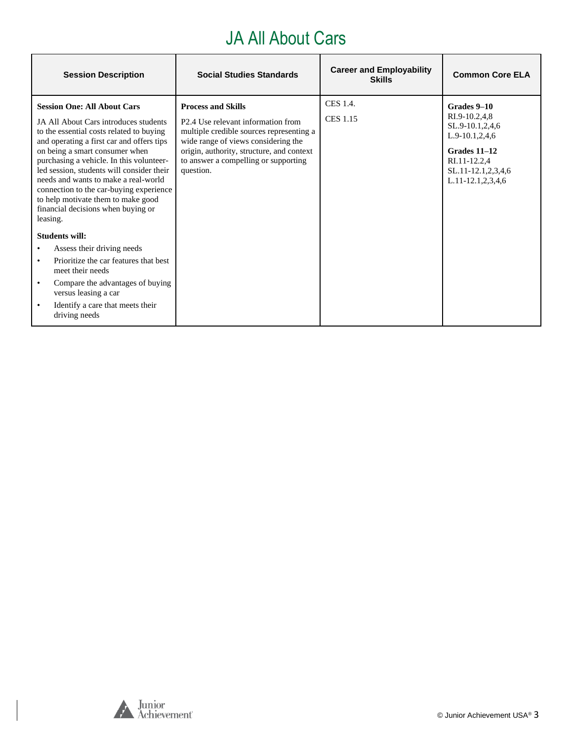# JA All About Cars

| Session Description | Social Studies Standards | Career and Employability Skills | Common Core ELA |
|---|---|---|---|
| **Session One: All About Cars**<br><br>JA All About Cars introduces students to the essential costs related to buying and operating a first car and offers tips on being a smart consumer when purchasing a vehicle. In this volunteer-led session, students will consider their needs and wants to make a real-world connection to the car-buying experience to help motivate them to make good financial decisions when buying or leasing.<br><br>**Students will:**<br>• Assess their driving needs<br>• Prioritize the car features that best meet their needs<br>• Compare the advantages of buying versus leasing a car<br>• Identify a care that meets their driving needs | **Process and Skills**<br><br>P2.4 Use relevant information from multiple credible sources representing a wide range of views considering the origin, authority, structure, and context to answer a compelling or supporting question. | CES 1.4.<br><br>CES 1.15 | **Grades 9–10**<br>RI.9-10.2,4,8<br>SL.9-10.1,2,4,6<br>L.9-10.1,2,4,6<br><br>**Grades 11–12**<br>RI.11-12.2,4<br>SL.11-12.1,2,3,4,6<br>L.11-12.1,2,3,4,6 |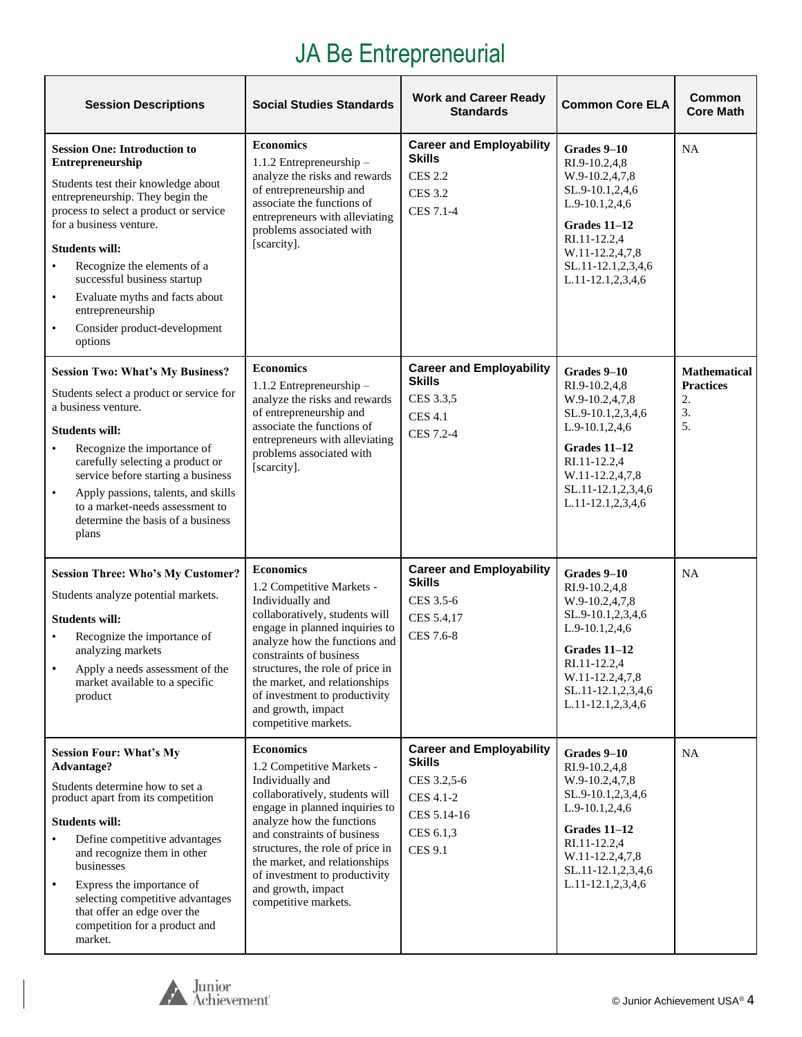# JA Be Entrepreneurial

| Session Descriptions | Social Studies Standards | Work and Career Ready Standards | Common Core ELA | Common Core Math |
|---|---|---|---|---|
| **Session One: Introduction to Entrepreneurship**<br>Students test their knowledge about entrepreneurship. They begin the process to select a product or service for a business venture.<br>**Students will:**<br>• Recognize the elements of a successful business startup<br>• Evaluate myths and facts about entrepreneurship<br>• Consider product-development options | **Economics**<br>1.1.2 Entrepreneurship – analyze the risks and rewards of entrepreneurship and associate the functions of entrepreneurs with alleviating problems associated with [scarcity]. | **Career and Employability Skills**<br>CES 2.2<br>CES 3.2<br>CES 7.1-4 | **Grades 9–10**<br>RI.9-10.2,4,8<br>W.9-10.2,4,7,8<br>SL.9-10.1,2,4,6<br>L.9-10.1,2,4,6<br>**Grades 11–12**<br>RI.11-12.2,4<br>W.11-12.2,4,7,8<br>SL.11-12.1,2,3,4,6<br>L.11-12.1,2,3,4,6 | NA |
| **Session Two: What's My Business?**<br>Students select a product or service for a business venture.<br>**Students will:**<br>• Recognize the importance of carefully selecting a product or service before starting a business<br>• Apply passions, talents, and skills to a market-needs assessment to determine the basis of a business plans | **Economics**<br>1.1.2 Entrepreneurship – analyze the risks and rewards of entrepreneurship and associate the functions of entrepreneurs with alleviating problems associated with [scarcity]. | **Career and Employability Skills**<br>CES 3.3,5<br>CES 4.1<br>CES 7.2-4 | **Grades 9–10**<br>RI.9-10.2,4,8<br>W.9-10.2,4,7,8<br>SL.9-10.1,2,3,4,6<br>L.9-10.1,2,4,6<br>**Grades 11–12**<br>RI.11-12.2,4<br>W.11-12.2,4,7,8<br>SL.11-12.1,2,3,4,6<br>L.11-12.1,2,3,4,6 | **Mathematical Practices**<br>2.<br>3.<br>5. |
| **Session Three: Who's My Customer?**<br>Students analyze potential markets.<br>**Students will:**<br>• Recognize the importance of analyzing markets<br>• Apply a needs assessment of the market available to a specific product | **Economics**<br>1.2 Competitive Markets - Individually and collaboratively, students will engage in planned inquiries to analyze how the functions and constraints of business structures, the role of price in the market, and relationships of investment to productivity and growth, impact competitive markets. | **Career and Employability Skills**<br>CES 3.5-6<br>CES 5.4,17<br>CES 7.6-8 | **Grades 9–10**<br>RI.9-10.2,4,8<br>W.9-10.2,4,7,8<br>SL.9-10.1,2,3,4,6<br>L.9-10.1,2,4,6<br>**Grades 11–12**<br>RI.11-12.2,4<br>W.11-12.2,4,7,8<br>SL.11-12.1,2,3,4,6<br>L.11-12.1,2,3,4,6 | NA |
| **Session Four: What's My Advantage?**<br>Students determine how to set a product apart from its competition<br>**Students will:**<br>• Define competitive advantages and recognize them in other businesses<br>• Express the importance of selecting competitive advantages that offer an edge over the competition for a product and market. | **Economics**<br>1.2 Competitive Markets - Individually and collaboratively, students will engage in planned inquiries to analyze how the functions and constraints of business structures, the role of price in the market, and relationships of investment to productivity and growth, impact competitive markets. | **Career and Employability Skills**<br>CES 3.2,5-6<br>CES 4.1-2<br>CES 5.14-16<br>CES 6.1,3<br>CES 9.1 | **Grades 9–10**<br>RI.9-10.2,4,8<br>W.9-10.2,4,7,8<br>SL.9-10.1,2,3,4,6<br>L.9-10.1,2,4,6<br>**Grades 11–12**<br>RI.11-12.2,4<br>W.11-12.2,4,7,8<br>SL.11-12.1,2,3,4,6<br>L.11-12.1,2,3,4,6 | NA |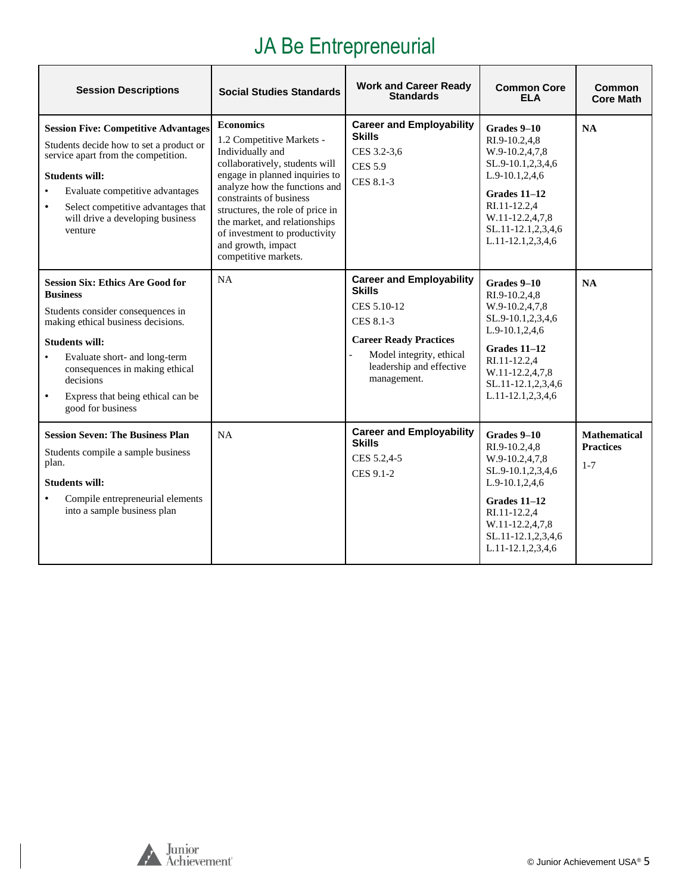# JA Be Entrepreneurial

| Session Descriptions | Social Studies Standards | Work and Career Ready Standards | Common Core ELA | Common Core Math |
|---|---|---|---|---|
| **Session Five: Competitive Advantages**<br>Students decide how to set a product or service apart from the competition.<br>**Students will:**<br>• Evaluate competitive advantages<br>• Select competitive advantages that will drive a developing business venture | **Economics**<br>1.2 Competitive Markets - Individually and collaboratively, students will engage in planned inquiries to analyze how the functions and constraints of business structures, the role of price in the market, and relationships of investment to productivity and growth, impact competitive markets. | **Career and Employability Skills**<br>CES 3.2-3,6<br>CES 5.9<br>CES 8.1-3 | **Grades 9–10**<br>RI.9-10.2,4,8<br>W.9-10.2,4,7,8<br>SL.9-10.1,2,3,4,6<br>L.9-10.1,2,4,6<br>**Grades 11–12**<br>RI.11-12.2,4<br>W.11-12.2,4,7,8<br>SL.11-12.1,2,3,4,6<br>L.11-12.1,2,3,4,6 | **NA** |
| **Session Six: Ethics Are Good for Business**<br>Students consider consequences in making ethical business decisions.<br>**Students will:**<br>• Evaluate short- and long-term consequences in making ethical decisions<br>• Express that being ethical can be good for business | NA | **Career and Employability Skills**<br>CES 5.10-12<br>CES 8.1-3<br>**Career Ready Practices**<br>- Model integrity, ethical leadership and effective management. | **Grades 9–10**<br>RI.9-10.2,4,8<br>W.9-10.2,4,7,8<br>SL.9-10.1,2,3,4,6<br>L.9-10.1,2,4,6<br>**Grades 11–12**<br>RI.11-12.2,4<br>W.11-12.2,4,7,8<br>SL.11-12.1,2,3,4,6<br>L.11-12.1,2,3,4,6 | **NA** |
| **Session Seven: The Business Plan**<br>Students compile a sample business plan.<br>**Students will:**<br>• Compile entrepreneurial elements into a sample business plan | NA | **Career and Employability Skills**<br>CES 5.2,4-5<br>CES 9.1-2 | **Grades 9–10**<br>RI.9-10.2,4,8<br>W.9-10.2,4,7,8<br>SL.9-10.1,2,3,4,6<br>L.9-10.1,2,4,6<br>**Grades 11–12**<br>RI.11-12.2,4<br>W.11-12.2,4,7,8<br>SL.11-12.1,2,3,4,6<br>L.11-12.1,2,3,4,6 | **Mathematical Practices**<br>1-7 |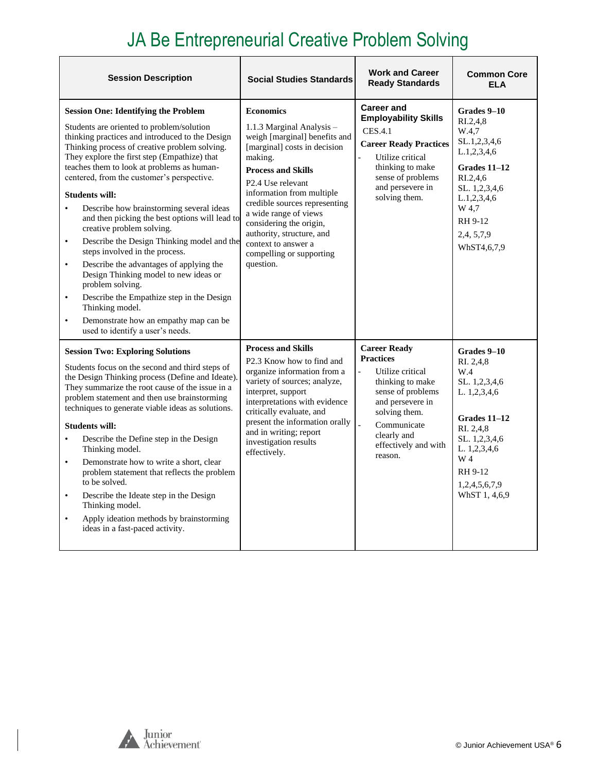# JA Be Entrepreneurial Creative Problem Solving

| Session Description | Social Studies Standards | Work and Career Ready Standards | Common Core ELA |
|---|---|---|---|
| **Session One: Identifying the Problem**<br><br>Students are oriented to problem/solution thinking practices and introduced to the Design Thinking process of creative problem solving. They explore the first step (Empathize) that teaches them to look at problems as human-centered, from the customer's perspective.<br><br>**Students will:**<br>• Describe how brainstorming several ideas and then picking the best options will lead to creative problem solving.<br>• Describe the Design Thinking model and the steps involved in the process.<br>• Describe the advantages of applying the Design Thinking model to new ideas or problem solving.<br>• Describe the Empathize step in the Design Thinking model.<br>• Demonstrate how an empathy map can be used to identify a user's needs. | **Economics**<br><br>1.1.3 Marginal Analysis – weigh [marginal] benefits and [marginal] costs in decision making.<br><br>**Process and Skills**<br><br>P2.4 Use relevant information from multiple credible sources representing a wide range of views considering the origin, authority, structure, and context to answer a compelling or supporting question. | **Career and Employability Skills**<br><br>CES.4.1<br><br>**Career Ready Practices**<br><br>- Utilize critical thinking to make sense of problems and persevere in solving them. | **Grades 9–10**<br>RI.2,4,8<br>W.4,7<br>SL.1,2,3,4,6<br>L.1,2,3,4,6<br><br>**Grades 11–12**<br>RI.2,4,6<br>SL. 1,2,3,4,6<br>L.1,2,3,4,6<br>W 4,7<br>RH 9-12<br>2,4, 5,7,9<br>WhST4,6,7,9 |
| **Session Two: Exploring Solutions**<br><br>Students focus on the second and third steps of the Design Thinking process (Define and Ideate). They summarize the root cause of the issue in a problem statement and then use brainstorming techniques to generate viable ideas as solutions.<br><br>**Students will:**<br>• Describe the Define step in the Design Thinking model.<br>• Demonstrate how to write a short, clear problem statement that reflects the problem to be solved.<br>• Describe the Ideate step in the Design Thinking model.<br>• Apply ideation methods by brainstorming ideas in a fast-paced activity. | **Process and Skills**<br><br>P2.3 Know how to find and organize information from a variety of sources; analyze, interpret, support interpretations with evidence critically evaluate, and present the information orally and in writing; report investigation results effectively. | **Career Ready Practices**<br><br>- Utilize critical thinking to make sense of problems and persevere in solving them.<br>- Communicate clearly and effectively and with reason. | **Grades 9–10**<br>RI. 2,4,8<br>W.4<br>SL. 1,2,3,4,6<br>L. 1,2,3,4,6<br><br>**Grades 11–12**<br>RI. 2,4,8<br>SL. 1,2,3,4,6<br>L. 1,2,3,4,6<br>W 4<br>RH 9-12<br>1,2,4,5,6,7,9<br>WhST 1, 4,6,9 |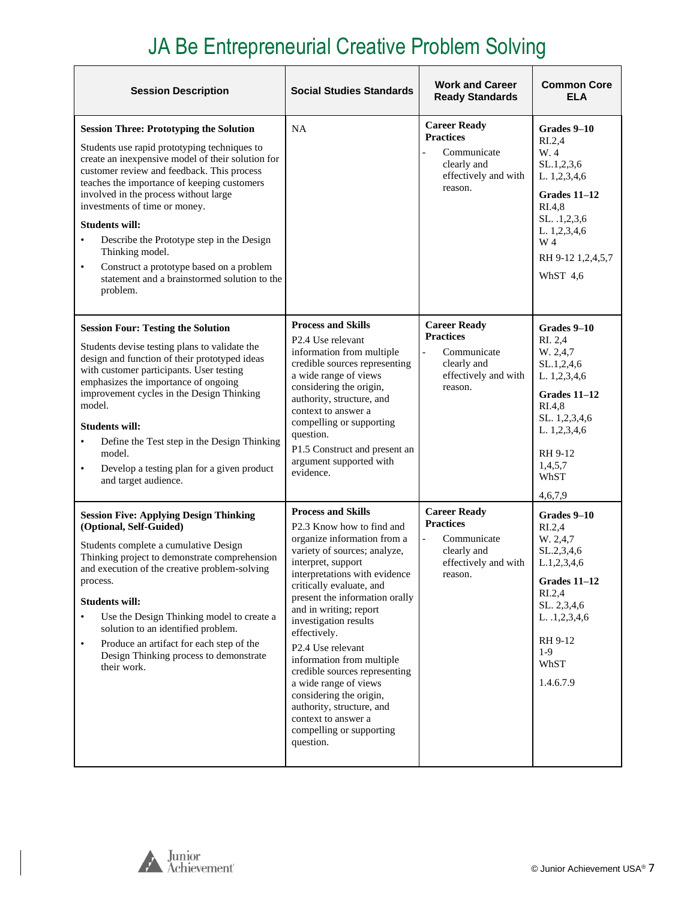# JA Be Entrepreneurial Creative Problem Solving

| Session Description | Social Studies Standards | Work and Career Ready Standards | Common Core ELA |
|---|---|---|---|
| **Session Three: Prototyping the Solution**<br><br>Students use rapid prototyping techniques to create an inexpensive model of their solution for customer review and feedback. This process teaches the importance of keeping customers involved in the process without large investments of time or money.<br><br>**Students will:**<br>• Describe the Prototype step in the Design Thinking model.<br>• Construct a prototype based on a problem statement and a brainstormed solution to the problem. | NA | **Career Ready Practices**<br>- Communicate clearly and effectively and with reason. | **Grades 9–10**<br>RI.2,4<br>W. 4<br>SL.1,2,3,6<br>L. 1,2,3,4,6<br>**Grades 11–12**<br>RI.4,8<br>SL. .1,2,3,6<br>L. 1,2,3,4,6<br>W 4<br>RH 9-12 1,2,4,5,7<br>WhST 4,6 |
| **Session Four: Testing the Solution**<br><br>Students devise testing plans to validate the design and function of their prototyped ideas with customer participants. User testing emphasizes the importance of ongoing improvement cycles in the Design Thinking model.<br><br>**Students will:**<br>• Define the Test step in the Design Thinking model.<br>• Develop a testing plan for a given product and target audience. | **Process and Skills**<br>P2.4 Use relevant information from multiple credible sources representing a wide range of views considering the origin, authority, structure, and context to answer a compelling or supporting question.<br>P1.5 Construct and present an argument supported with evidence. | **Career Ready Practices**<br>- Communicate clearly and effectively and with reason. | **Grades 9–10**<br>RI. 2,4<br>W. 2,4,7<br>SL.1,2,4,6<br>L. 1,2,3,4,6<br>**Grades 11–12**<br>RI.4,8<br>SL. 1,2,3,4,6<br>L. 1,2,3,4,6<br>RH 9-12<br>1,4,5,7<br>WhST<br>4,6,7,9 |
| **Session Five: Applying Design Thinking (Optional, Self-Guided)**<br><br>Students complete a cumulative Design Thinking project to demonstrate comprehension and execution of the creative problem-solving process.<br><br>**Students will:**<br>• Use the Design Thinking model to create a solution to an identified problem.<br>• Produce an artifact for each step of the Design Thinking process to demonstrate their work. | **Process and Skills**<br>P2.3 Know how to find and organize information from a variety of sources; analyze, interpret, support interpretations with evidence critically evaluate, and present the information orally and in writing; report investigation results effectively.<br>P2.4 Use relevant information from multiple credible sources representing a wide range of views considering the origin, authority, structure, and context to answer a compelling or supporting question. | **Career Ready Practices**<br>- Communicate clearly and effectively and with reason. | **Grades 9–10**<br>RI.2,4<br>W. 2,4,7<br>SL.2,3,4,6<br>L.1,2,3,4,6<br>**Grades 11–12**<br>RI.2,4<br>SL. 2,3,4,6<br>L. .1,2,3,4,6<br>RH 9-12<br>1-9<br>WhST<br>1.4.6.7.9 |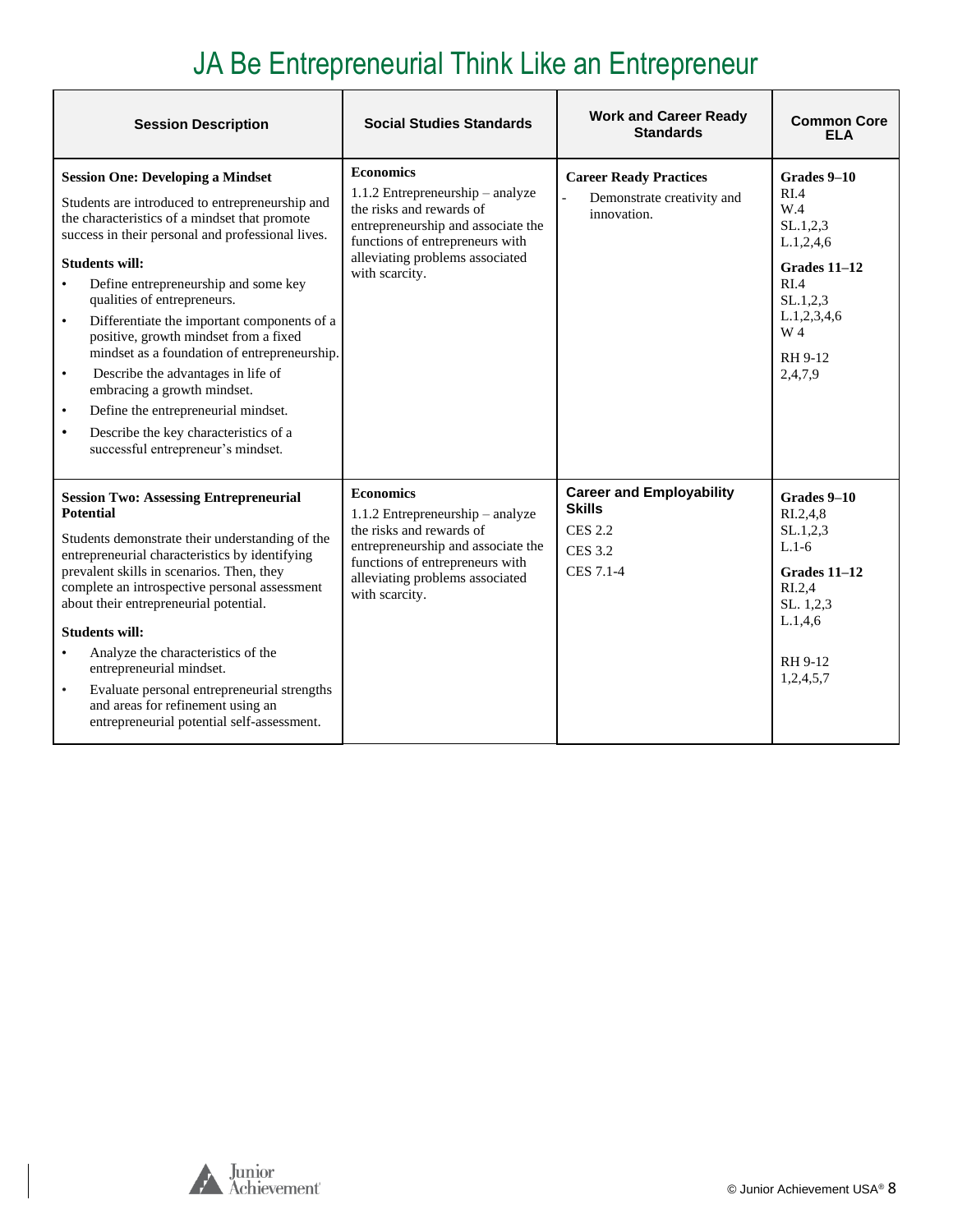# JA Be Entrepreneurial Think Like an Entrepreneur

| Session Description | Social Studies Standards | Work and Career Ready Standards | Common Core ELA |
|---|---|---|---|
| **Session One: Developing a Mindset**<br><br>Students are introduced to entrepreneurship and the characteristics of a mindset that promote success in their personal and professional lives.<br><br>**Students will:**<br>• Define entrepreneurship and some key qualities of entrepreneurs.<br>• Differentiate the important components of a positive, growth mindset from a fixed mindset as a foundation of entrepreneurship.<br>• Describe the advantages in life of embracing a growth mindset.<br>• Define the entrepreneurial mindset.<br>• Describe the key characteristics of a successful entrepreneur's mindset. | **Economics**<br>1.1.2 Entrepreneurship – analyze the risks and rewards of entrepreneurship and associate the functions of entrepreneurs with alleviating problems associated with scarcity. | **Career Ready Practices**<br>- Demonstrate creativity and innovation. | **Grades 9–10**<br>RI.4<br>W.4<br>SL.1,2,3<br>L.1,2,4,6<br><br>**Grades 11–12**<br>RI.4<br>SL.1,2,3<br>L.1,2,3,4,6<br>W 4<br><br>RH 9-12<br>2,4,7,9 |
| **Session Two: Assessing Entrepreneurial Potential**<br><br>Students demonstrate their understanding of the entrepreneurial characteristics by identifying prevalent skills in scenarios. Then, they complete an introspective personal assessment about their entrepreneurial potential.<br><br>**Students will:**<br>• Analyze the characteristics of the entrepreneurial mindset.<br>• Evaluate personal entrepreneurial strengths and areas for refinement using an entrepreneurial potential self-assessment. | **Economics**<br>1.1.2 Entrepreneurship – analyze the risks and rewards of entrepreneurship and associate the functions of entrepreneurs with alleviating problems associated with scarcity. | **Career and Employability Skills**<br>CES 2.2<br>CES 3.2<br>CES 7.1-4 | **Grades 9–10**<br>RI.2,4,8<br>SL.1,2,3<br>L.1-6<br><br>**Grades 11–12**<br>RI.2,4<br>SL. 1,2,3<br>L.1,4,6<br><br>RH 9-12<br>1,2,4,5,7 |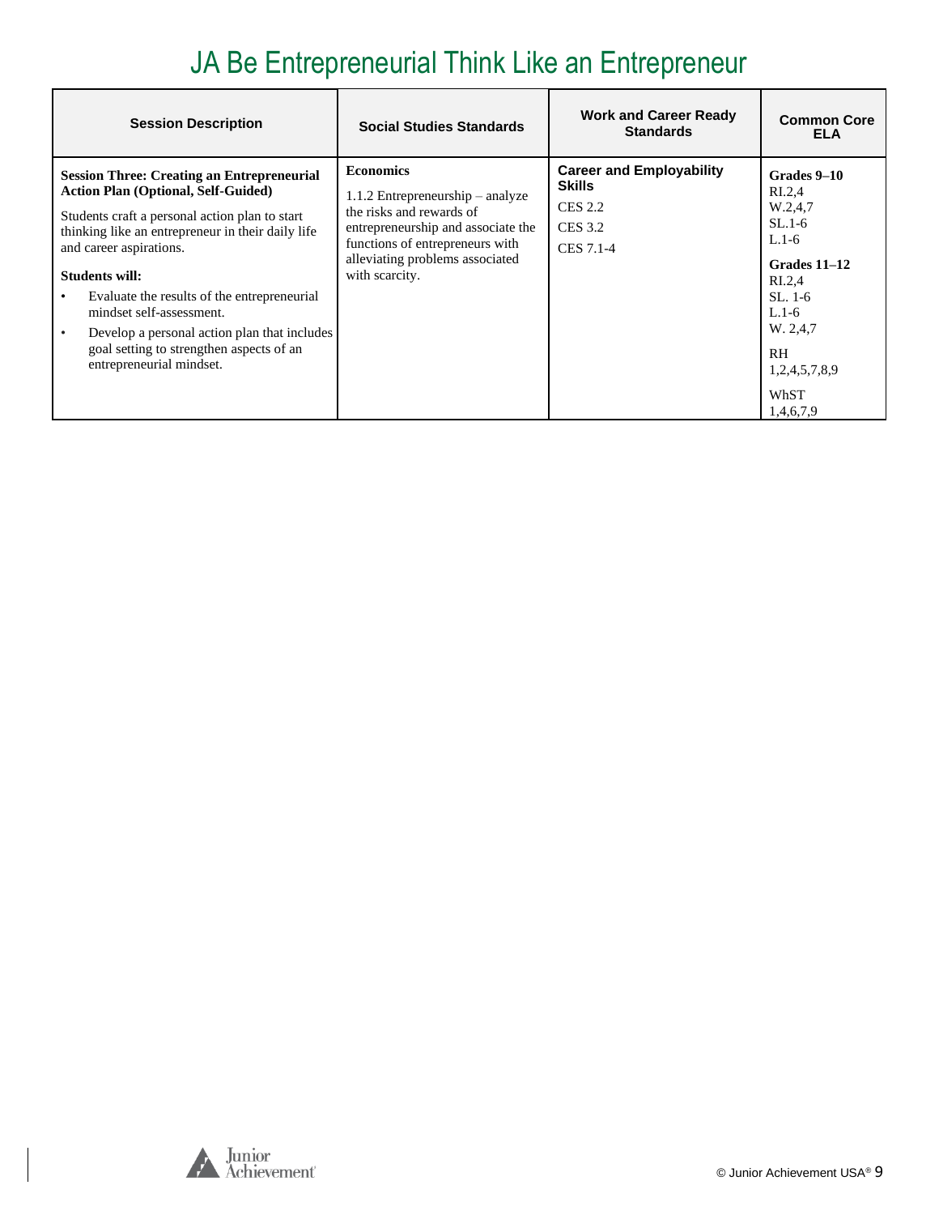# JA Be Entrepreneurial Think Like an Entrepreneur

| Session Description | Social Studies Standards | Work and Career Ready Standards | Common Core ELA |
|---|---|---|---|
| **Session Three: Creating an Entrepreneurial Action Plan (Optional, Self-Guided)**<br><br>Students craft a personal action plan to start thinking like an entrepreneur in their daily life and career aspirations.<br><br>**Students will:**<br>• Evaluate the results of the entrepreneurial mindset self-assessment.<br>• Develop a personal action plan that includes goal setting to strengthen aspects of an entrepreneurial mindset. | **Economics**<br><br>1.1.2 Entrepreneurship – analyze the risks and rewards of entrepreneurship and associate the functions of entrepreneurs with alleviating problems associated with scarcity. | **Career and Employability Skills**<br><br>CES 2.2<br>CES 3.2<br>CES 7.1-4 | **Grades 9–10**<br>RI.2,4<br>W.2,4,7<br>SL.1-6<br>L.1-6<br><br>**Grades 11–12**<br>RI.2,4<br>SL. 1-6<br>L.1-6<br>W. 2,4,7<br><br>RH<br>1,2,4,5,7,8,9<br><br>WhST<br>1,4,6,7,9 |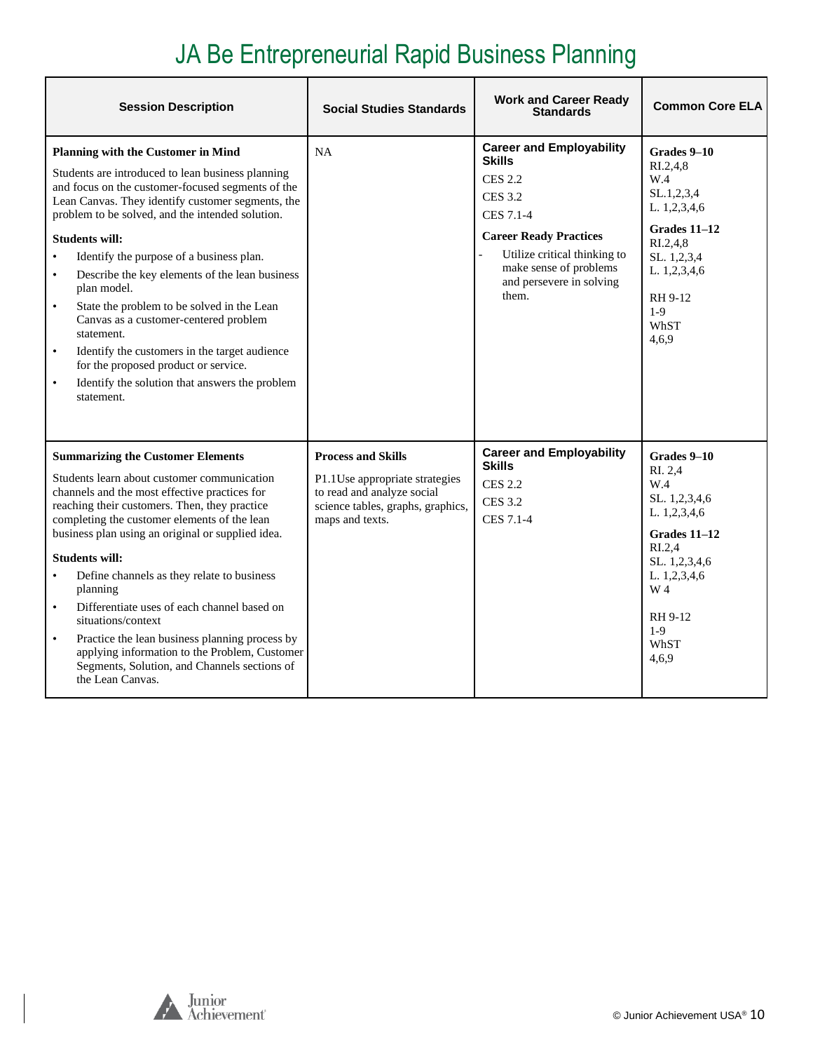# JA Be Entrepreneurial Rapid Business Planning

| Session Description | Social Studies Standards | Work and Career Ready Standards | Common Core ELA |
|---|---|---|---|
| **Planning with the Customer in Mind**<br><br>Students are introduced to lean business planning and focus on the customer-focused segments of the Lean Canvas. They identify customer segments, the problem to be solved, and the intended solution.<br><br>**Students will:**<br>• Identify the purpose of a business plan.<br>• Describe the key elements of the lean business plan model.<br>• State the problem to be solved in the Lean Canvas as a customer-centered problem statement.<br>• Identify the customers in the target audience for the proposed product or service.<br>• Identify the solution that answers the problem statement. | NA | **Career and Employability Skills**<br>CES 2.2<br>CES 3.2<br>CES 7.1-4<br><br>**Career Ready Practices**<br>- Utilize critical thinking to make sense of problems and persevere in solving them. | **Grades 9–10**<br>RI.2,4,8<br>W.4<br>SL.1,2,3,4<br>L. 1,2,3,4,6<br><br>**Grades 11–12**<br>RI.2,4,8<br>SL. 1,2,3,4<br>L. 1,2,3,4,6<br><br>RH 9-12<br>1-9<br>WhST<br>4,6,9 |
| **Summarizing the Customer Elements**<br><br>Students learn about customer communication channels and the most effective practices for reaching their customers. Then, they practice completing the customer elements of the lean business plan using an original or supplied idea.<br><br>**Students will:**<br>• Define channels as they relate to business planning<br>• Differentiate uses of each channel based on situations/context<br>• Practice the lean business planning process by applying information to the Problem, Customer Segments, Solution, and Channels sections of the Lean Canvas. | **Process and Skills**<br>P1.1Use appropriate strategies to read and analyze social science tables, graphs, graphics, maps and texts. | **Career and Employability Skills**<br>CES 2.2<br>CES 3.2<br>CES 7.1-4 | **Grades 9–10**<br>RI. 2,4<br>W.4<br>SL. 1,2,3,4,6<br>L. 1,2,3,4,6<br><br>**Grades 11–12**<br>RI.2,4<br>SL. 1,2,3,4,6<br>L. 1,2,3,4,6<br>W 4<br><br>RH 9-12<br>1-9<br>WhST<br>4,6,9 |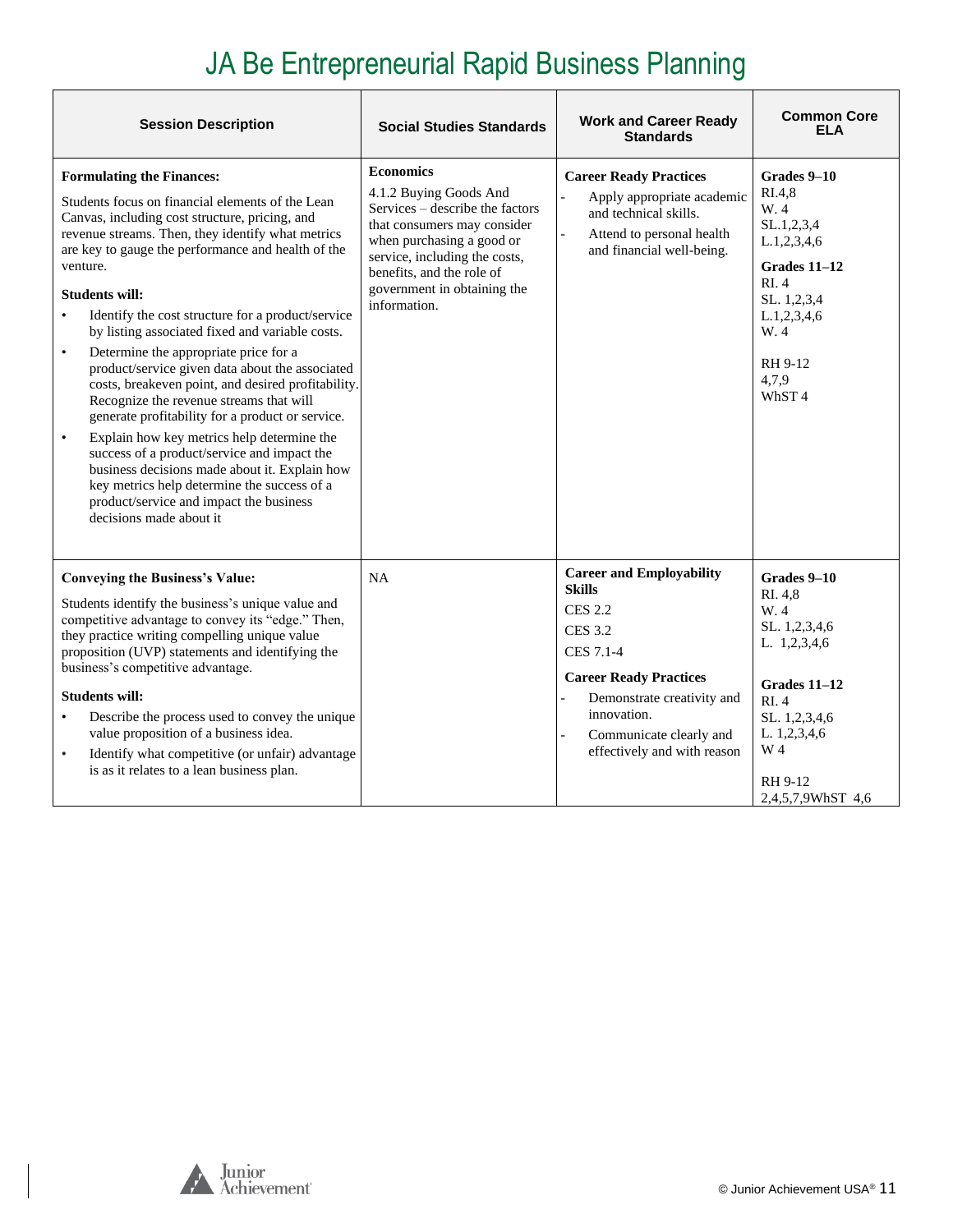# JA Be Entrepreneurial Rapid Business Planning

| Session Description | Social Studies Standards | Work and Career Ready Standards | Common Core ELA |
|---|---|---|---|
| **Formulating the Finances:**<br><br>Students focus on financial elements of the Lean Canvas, including cost structure, pricing, and revenue streams. Then, they identify what metrics are key to gauge the performance and health of the venture.<br><br>**Students will:**<br>• Identify the cost structure for a product/service by listing associated fixed and variable costs.<br>• Determine the appropriate price for a product/service given data about the associated costs, breakeven point, and desired profitability. Recognize the revenue streams that will generate profitability for a product or service.<br>• Explain how key metrics help determine the success of a product/service and impact the business decisions made about it. Explain how key metrics help determine the success of a product/service and impact the business decisions made about it | **Economics**<br>4.1.2 Buying Goods And Services – describe the factors that consumers may consider when purchasing a good or service, including the costs, benefits, and the role of government in obtaining the information. | **Career Ready Practices**<br>- Apply appropriate academic and technical skills.<br>- Attend to personal health and financial well-being. | **Grades 9–10**<br>RI.4,8<br>W. 4<br>SL.1,2,3,4<br>L.1,2,3,4,6<br><br>**Grades 11–12**<br>RI. 4<br>SL. 1,2,3,4<br>L.1,2,3,4,6<br>W. 4<br><br>RH 9-12<br>4,7,9<br>WhST 4 |
| **Conveying the Business's Value:**<br><br>Students identify the business's unique value and competitive advantage to convey its "edge." Then, they practice writing compelling unique value proposition (UVP) statements and identifying the business's competitive advantage.<br><br>**Students will:**<br>• Describe the process used to convey the unique value proposition of a business idea.<br>• Identify what competitive (or unfair) advantage is as it relates to a lean business plan. | NA | **Career and Employability Skills**<br>CES 2.2<br>CES 3.2<br>CES 7.1-4<br><br>**Career Ready Practices**<br>- Demonstrate creativity and innovation.<br>- Communicate clearly and effectively and with reason | **Grades 9–10**<br>RI. 4,8<br>W. 4<br>SL. 1,2,3,4,6<br>L. 1,2,3,4,6<br><br>**Grades 11–12**<br>RI. 4<br>SL. 1,2,3,4,6<br>L. 1,2,3,4,6<br>W 4<br><br>RH 9-12<br>2,4,5,7,9WhST 4,6 |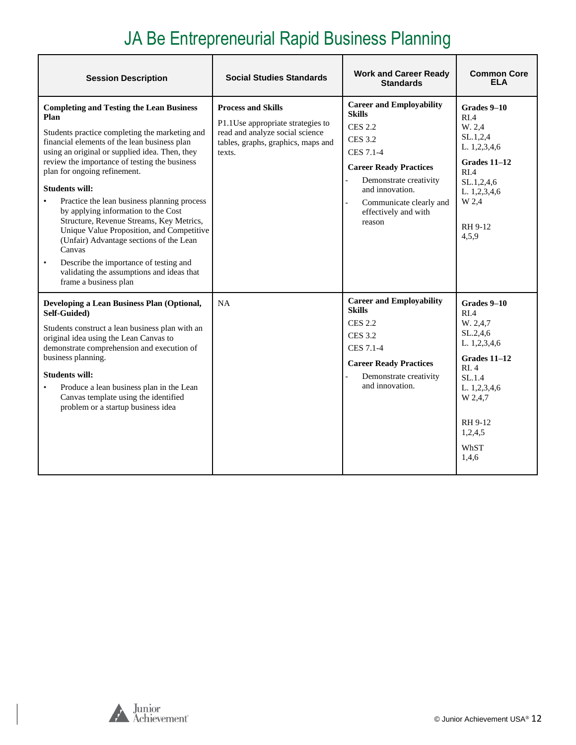# JA Be Entrepreneurial Rapid Business Planning

| Session Description | Social Studies Standards | Work and Career Ready Standards | Common Core ELA |
|---|---|---|---|
| **Completing and Testing the Lean Business Plan**<br><br>Students practice completing the marketing and financial elements of the lean business plan using an original or supplied idea. Then, they review the importance of testing the business plan for ongoing refinement.<br><br>**Students will:**<br>• Practice the lean business planning process by applying information to the Cost Structure, Revenue Streams, Key Metrics, Unique Value Proposition, and Competitive (Unfair) Advantage sections of the Lean Canvas<br>• Describe the importance of testing and validating the assumptions and ideas that frame a business plan | **Process and Skills**<br><br>P1.1Use appropriate strategies to read and analyze social science tables, graphs, graphics, maps and texts. | **Career and Employability Skills**<br>CES 2.2<br>CES 3.2<br>CES 7.1-4<br><br>**Career Ready Practices**<br>- Demonstrate creativity and innovation.<br>- Communicate clearly and effectively and with reason | **Grades 9–10**<br>RI.4<br>W. 2,4<br>SL.1,2,4<br>L. 1,2,3,4,6<br><br>**Grades 11–12**<br>RI.4<br>SL.1,2,4,6<br>L. 1,2,3,4,6<br>W 2,4<br><br>RH 9-12<br>4,5,9 |
| **Developing a Lean Business Plan (Optional, Self-Guided)**<br><br>Students construct a lean business plan with an original idea using the Lean Canvas to demonstrate comprehension and execution of business planning.<br><br>**Students will:**<br>• Produce a lean business plan in the Lean Canvas template using the identified problem or a startup business idea | NA | **Career and Employability Skills**<br>CES 2.2<br>CES 3.2<br>CES 7.1-4<br><br>**Career Ready Practices**<br>- Demonstrate creativity and innovation. | **Grades 9–10**<br>RI.4<br>W. 2,4,7<br>SL.2,4,6<br>L. 1,2,3,4,6<br><br>**Grades 11–12**<br>RI. 4<br>SL.1.4<br>L. 1,2,3,4,6<br>W 2,4,7<br><br>RH 9-12<br>1,2,4,5<br><br>WhST<br>1,4,6 |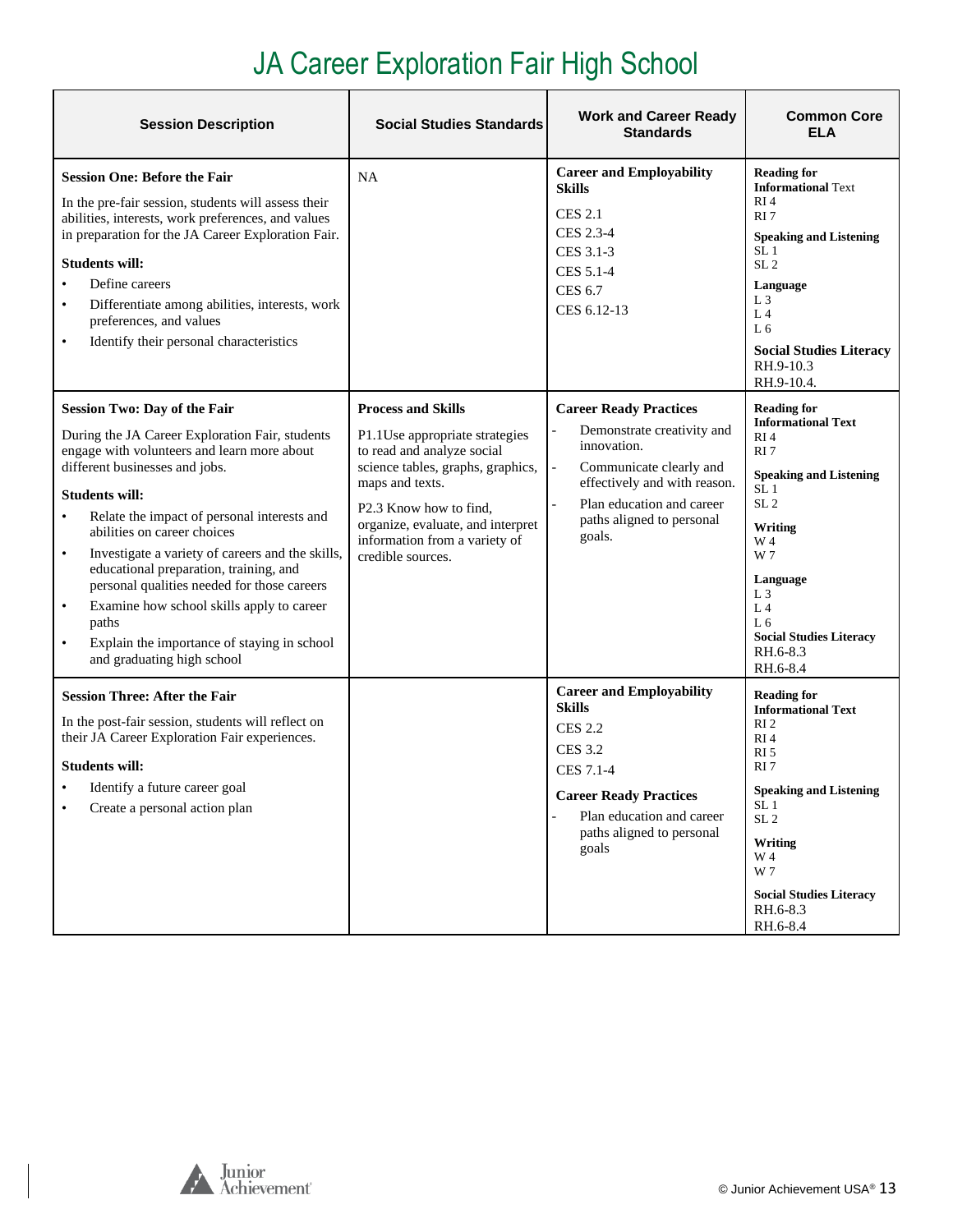# JA Career Exploration Fair High School

| Session Description | Social Studies Standards | Work and Career Ready Standards | Common Core ELA |
|---|---|---|---|
| **Session One: Before the Fair**<br><br>In the pre-fair session, students will assess their abilities, interests, work preferences, and values in preparation for the JA Career Exploration Fair.<br><br>**Students will:**<br>• Define careers<br>• Differentiate among abilities, interests, work preferences, and values<br>• Identify their personal characteristics | NA | **Career and Employability Skills**<br><br>CES 2.1<br>CES 2.3-4<br>CES 3.1-3<br>CES 5.1-4<br>CES 6.7<br>CES 6.12-13 | **Reading for Informational** Text<br>RI 4<br>RI 7<br><br>**Speaking and Listening**<br>SL 1<br>SL 2<br><br>**Language**<br>L 3<br>L 4<br>L 6<br><br>**Social Studies Literacy**<br>RH.9-10.3<br>RH.9-10.4. |
| **Session Two: Day of the Fair**<br><br>During the JA Career Exploration Fair, students engage with volunteers and learn more about different businesses and jobs.<br><br>**Students will:**<br>• Relate the impact of personal interests and abilities on career choices<br>• Investigate a variety of careers and the skills, educational preparation, training, and personal qualities needed for those careers<br>• Examine how school skills apply to career paths<br>• Explain the importance of staying in school and graduating high school | **Process and Skills**<br><br>P1.1Use appropriate strategies to read and analyze social science tables, graphs, graphics, maps and texts.<br><br>P2.3 Know how to find, organize, evaluate, and interpret information from a variety of credible sources. | **Career Ready Practices**<br>- Demonstrate creativity and innovation.<br>- Communicate clearly and effectively and with reason.<br>- Plan education and career paths aligned to personal goals. | **Reading for Informational Text**<br>RI 4<br>RI 7<br><br>**Speaking and Listening**<br>SL 1<br>SL 2<br><br>**Writing**<br>W 4<br>W 7<br><br>**Language**<br>L 3<br>L 4<br>L 6<br>**Social Studies Literacy**<br>RH.6-8.3<br>RH.6-8.4 |
| **Session Three: After the Fair**<br><br>In the post-fair session, students will reflect on their JA Career Exploration Fair experiences.<br><br>**Students will:**<br>• Identify a future career goal<br>• Create a personal action plan | | **Career and Employability Skills**<br>CES 2.2<br>CES 3.2<br>CES 7.1-4<br><br>**Career Ready Practices**<br>- Plan education and career paths aligned to personal goals | **Reading for Informational Text**<br>RI 2<br>RI 4<br>RI 5<br>RI 7<br><br>**Speaking and Listening**<br>SL 1<br>SL 2<br><br>**Writing**<br>W 4<br>W 7<br><br>**Social Studies Literacy**<br>RH.6-8.3<br>RH.6-8.4 |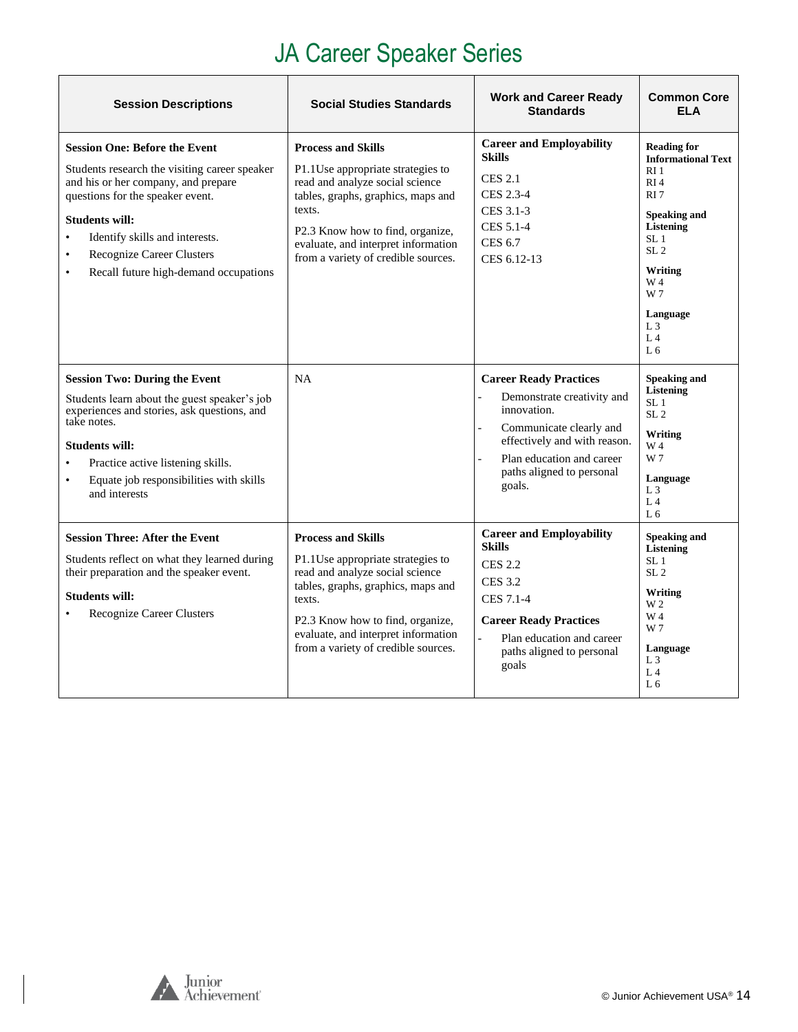# JA Career Speaker Series

| Session Descriptions | Social Studies Standards | Work and Career Ready Standards | Common Core ELA |
| --- | --- | --- | --- |
| **Session One: Before the Event**<br><br>Students research the visiting career speaker and his or her company, and prepare questions for the speaker event.<br><br>**Students will:**<br>• Identify skills and interests.<br>• Recognize Career Clusters<br>• Recall future high-demand occupations | **Process and Skills**<br><br>P1.1Use appropriate strategies to read and analyze social science tables, graphs, graphics, maps and texts.<br><br>P2.3 Know how to find, organize, evaluate, and interpret information from a variety of credible sources. | **Career and Employability Skills**<br><br>CES 2.1<br>CES 2.3-4<br>CES 3.1-3<br>CES 5.1-4<br>CES 6.7<br>CES 6.12-13 | **Reading for Informational Text**<br>RI 1<br>RI 4<br>RI 7<br><br>**Speaking and Listening**<br>SL 1<br>SL 2<br><br>**Writing**<br>W 4<br>W 7<br><br>**Language**<br>L 3<br>L 4<br>L 6 |
| **Session Two: During the Event**<br><br>Students learn about the guest speaker's job experiences and stories, ask questions, and take notes.<br><br>**Students will:**<br>• Practice active listening skills.<br>• Equate job responsibilities with skills and interests | NA | **Career Ready Practices**<br>- Demonstrate creativity and innovation.<br>- Communicate clearly and effectively and with reason.<br>- Plan education and career paths aligned to personal goals. | **Speaking and Listening**<br>SL 1<br>SL 2<br><br>**Writing**<br>W 4<br>W 7<br><br>**Language**<br>L 3<br>L 4<br>L 6 |
| **Session Three: After the Event**<br><br>Students reflect on what they learned during their preparation and the speaker event.<br><br>**Students will:**<br>• Recognize Career Clusters | **Process and Skills**<br><br>P1.1Use appropriate strategies to read and analyze social science tables, graphs, graphics, maps and texts.<br><br>P2.3 Know how to find, organize, evaluate, and interpret information from a variety of credible sources. | **Career and Employability Skills**<br><br>CES 2.2<br>CES 3.2<br>CES 7.1-4<br><br>**Career Ready Practices**<br>- Plan education and career paths aligned to personal goals | **Speaking and Listening**<br>SL 1<br>SL 2<br><br>**Writing**<br>W 2<br>W 4<br>W 7<br><br>**Language**<br>L 3<br>L 4<br>L 6 |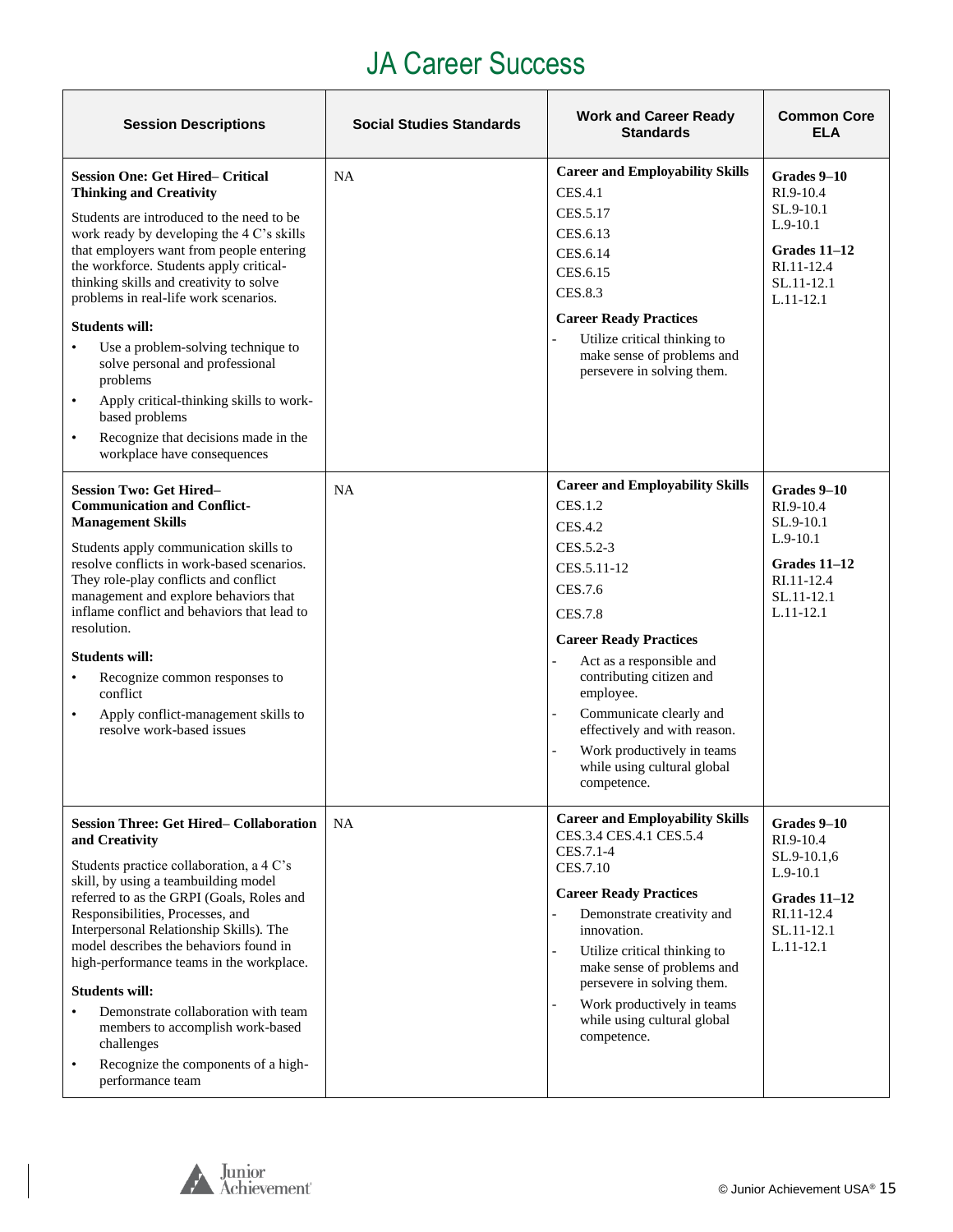# JA Career Success

| Session Descriptions | Social Studies Standards | Work and Career Ready Standards | Common Core ELA |
|---|---|---|---|
| **Session One: Get Hired– Critical Thinking and Creativity**<br><br>Students are introduced to the need to be work ready by developing the 4 C's skills that employers want from people entering the workforce. Students apply critical-thinking skills and creativity to solve problems in real-life work scenarios.<br><br>**Students will:**<br>• Use a problem-solving technique to solve personal and professional problems<br>• Apply critical-thinking skills to work-based problems<br>• Recognize that decisions made in the workplace have consequences | NA | **Career and Employability Skills**<br>CES.4.1<br>CES.5.17<br>CES.6.13<br>CES.6.14<br>CES.6.15<br>CES.8.3<br><br>**Career Ready Practices**<br>- Utilize critical thinking to make sense of problems and persevere in solving them. | **Grades 9–10**<br>RI.9-10.4<br>SL.9-10.1<br>L.9-10.1<br><br>**Grades 11–12**<br>RI.11-12.4<br>SL.11-12.1<br>L.11-12.1 |
| **Session Two: Get Hired– Communication and Conflict-Management Skills**<br><br>Students apply communication skills to resolve conflicts in work-based scenarios. They role-play conflicts and conflict management and explore behaviors that inflame conflict and behaviors that lead to resolution.<br><br>**Students will:**<br>• Recognize common responses to conflict<br>• Apply conflict-management skills to resolve work-based issues | NA | **Career and Employability Skills**<br>CES.1.2<br>CES.4.2<br>CES.5.2-3<br>CES.5.11-12<br>CES.7.6<br>CES.7.8<br><br>**Career Ready Practices**<br>- Act as a responsible and contributing citizen and employee.<br>- Communicate clearly and effectively and with reason.<br>- Work productively in teams while using cultural global competence. | **Grades 9–10**<br>RI.9-10.4<br>SL.9-10.1<br>L.9-10.1<br><br>**Grades 11–12**<br>RI.11-12.4<br>SL.11-12.1<br>L.11-12.1 |
| **Session Three: Get Hired– Collaboration and Creativity**<br><br>Students practice collaboration, a 4 C's skill, by using a teambuilding model referred to as the GRPI (Goals, Roles and Responsibilities, Processes, and Interpersonal Relationship Skills). The model describes the behaviors found in high-performance teams in the workplace.<br><br>**Students will:**<br>• Demonstrate collaboration with team members to accomplish work-based challenges<br>• Recognize the components of a high-performance team | NA | **Career and Employability Skills**<br>CES.3.4 CES.4.1 CES.5.4<br>CES.7.1-4<br>CES.7.10<br><br>**Career Ready Practices**<br>- Demonstrate creativity and innovation.<br>- Utilize critical thinking to make sense of problems and persevere in solving them.<br>- Work productively in teams while using cultural global competence. | **Grades 9–10**<br>RI.9-10.4<br>SL.9-10.1,6<br>L.9-10.1<br><br>**Grades 11–12**<br>RI.11-12.4<br>SL.11-12.1<br>L.11-12.1 |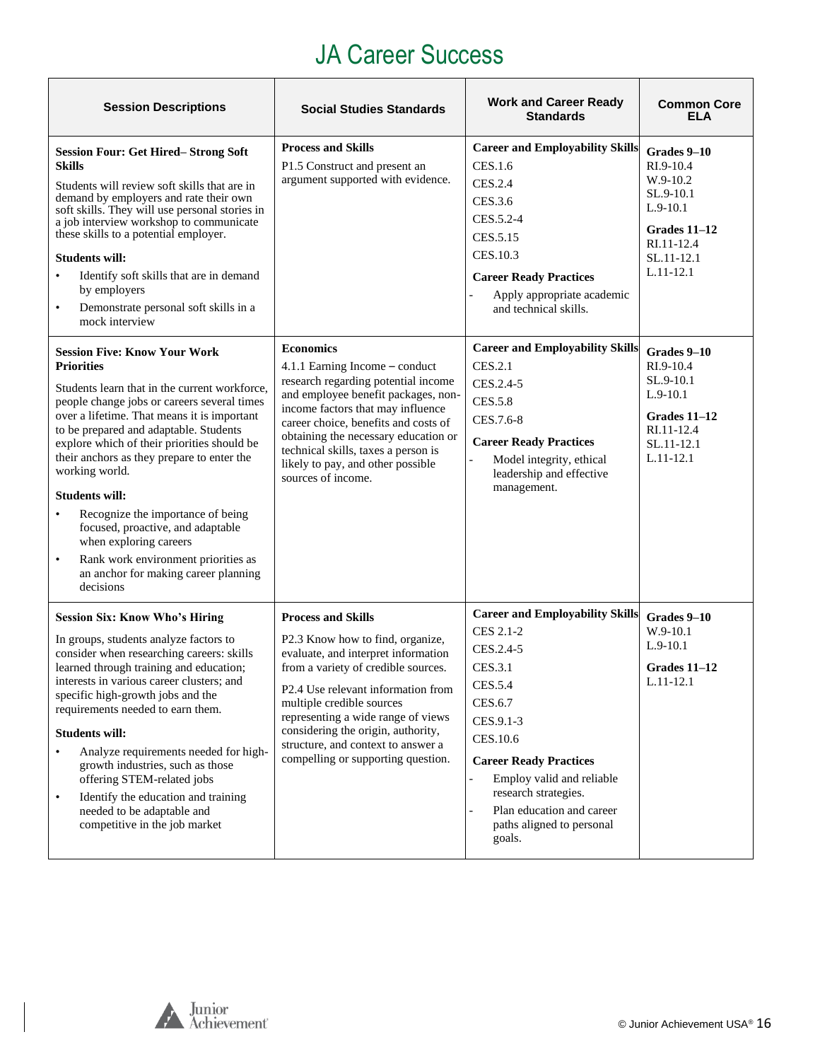# JA Career Success

| Session Descriptions | Social Studies Standards | Work and Career Ready Standards | Common Core ELA |
|---|---|---|---|
| **Session Four: Get Hired– Strong Soft Skills**<br><br>Students will review soft skills that are in demand by employers and rate their own soft skills. They will use personal stories in a job interview workshop to communicate these skills to a potential employer.<br><br>**Students will:**<br>• Identify soft skills that are in demand by employers<br>• Demonstrate personal soft skills in a mock interview | **Process and Skills**<br>P1.5 Construct and present an argument supported with evidence. | **Career and Employability Skills**<br>CES.1.6<br>CES.2.4<br>CES.3.6<br>CES.5.2-4<br>CES.5.15<br>CES.10.3<br>**Career Ready Practices**<br>- Apply appropriate academic and technical skills. | **Grades 9–10**<br>RI.9-10.4<br>W.9-10.2<br>SL.9-10.1<br>L.9-10.1<br>**Grades 11–12**<br>RI.11-12.4<br>SL.11-12.1<br>L.11-12.1 |
| **Session Five: Know Your Work Priorities**<br><br>Students learn that in the current workforce, people change jobs or careers several times over a lifetime. That means it is important to be prepared and adaptable. Students explore which of their priorities should be their anchors as they prepare to enter the working world.<br><br>**Students will:**<br>• Recognize the importance of being focused, proactive, and adaptable when exploring careers<br>• Rank work environment priorities as an anchor for making career planning decisions | **Economics**<br>4.1.1 Earning Income – conduct research regarding potential income and employee benefit packages, non-income factors that may influence career choice, benefits and costs of obtaining the necessary education or technical skills, taxes a person is likely to pay, and other possible sources of income. | **Career and Employability Skills**<br>CES.2.1<br>CES.2.4-5<br>CES.5.8<br>CES.7.6-8<br>**Career Ready Practices**<br>- Model integrity, ethical leadership and effective management. | **Grades 9–10**<br>RI.9-10.4<br>SL.9-10.1<br>L.9-10.1<br>**Grades 11–12**<br>RI.11-12.4<br>SL.11-12.1<br>L.11-12.1 |
| **Session Six: Know Who's Hiring**<br><br>In groups, students analyze factors to consider when researching careers: skills learned through training and education; interests in various career clusters; and specific high-growth jobs and the requirements needed to earn them.<br><br>**Students will:**<br>• Analyze requirements needed for high-growth industries, such as those offering STEM-related jobs<br>• Identify the education and training needed to be adaptable and competitive in the job market | **Process and Skills**<br>P2.3 Know how to find, organize, evaluate, and interpret information from a variety of credible sources.<br><br>P2.4 Use relevant information from multiple credible sources representing a wide range of views considering the origin, authority, structure, and context to answer a compelling or supporting question. | **Career and Employability Skills**<br>CES 2.1-2<br>CES.2.4-5<br>CES.3.1<br>CES.5.4<br>CES.6.7<br>CES.9.1-3<br>CES.10.6<br>**Career Ready Practices**<br>- Employ valid and reliable research strategies.<br>- Plan education and career paths aligned to personal goals. | **Grades 9–10**<br>W.9-10.1<br>L.9-10.1<br>**Grades 11–12**<br>L.11-12.1 |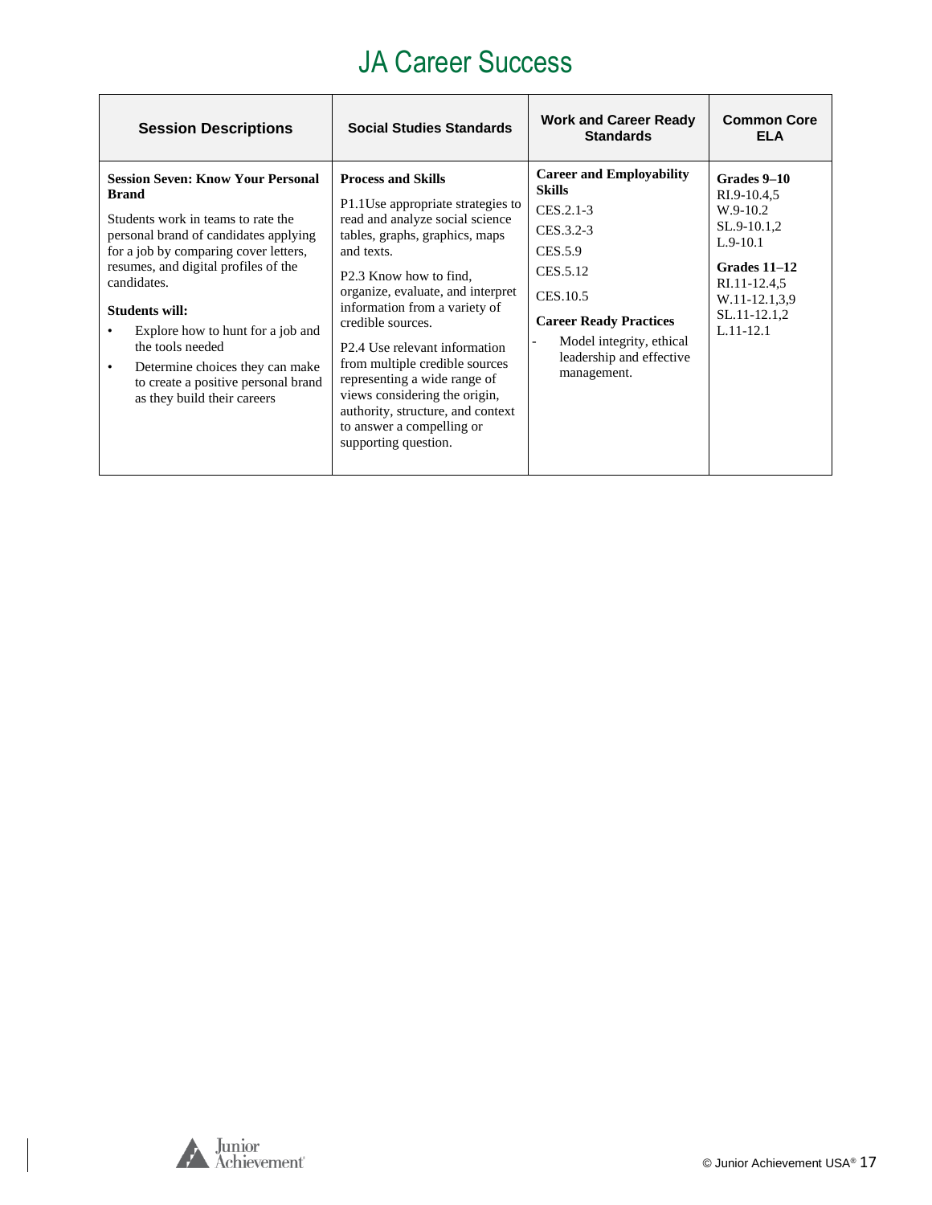# JA Career Success

| Session Descriptions | Social Studies Standards | Work and Career Ready Standards | Common Core ELA |
|---|---|---|---|
| **Session Seven: Know Your Personal Brand**<br><br>Students work in teams to rate the personal brand of candidates applying for a job by comparing cover letters, resumes, and digital profiles of the candidates.<br><br>**Students will:**<br>• Explore how to hunt for a job and the tools needed<br>• Determine choices they can make to create a positive personal brand as they build their careers | **Process and Skills**<br><br>P1.1Use appropriate strategies to read and analyze social science tables, graphs, graphics, maps and texts.<br><br>P2.3 Know how to find, organize, evaluate, and interpret information from a variety of credible sources.<br><br>P2.4 Use relevant information from multiple credible sources representing a wide range of views considering the origin, authority, structure, and context to answer a compelling or supporting question. | **Career and Employability Skills**<br>CES.2.1-3<br>CES.3.2-3<br>CES.5.9<br>CES.5.12<br>CES.10.5<br><br>**Career Ready Practices**<br>- Model integrity, ethical leadership and effective management. | **Grades 9–10**<br>RI.9-10.4,5<br>W.9-10.2<br>SL.9-10.1,2<br>L.9-10.1<br><br>**Grades 11–12**<br>RI.11-12.4,5<br>W.11-12.1,3,9<br>SL.11-12.1,2<br>L.11-12.1 |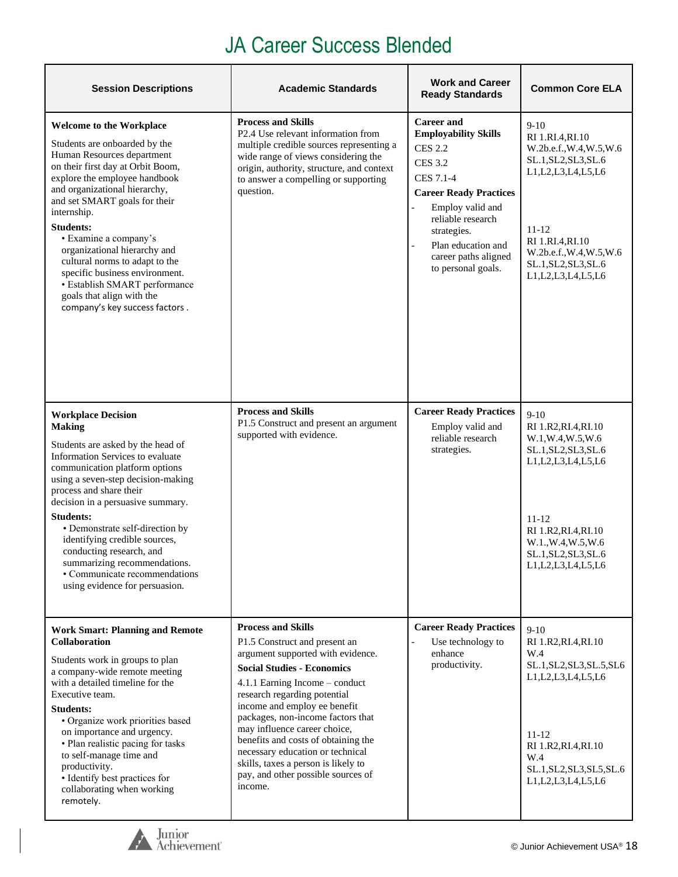# JA Career Success Blended

| Session Descriptions | Academic Standards | Work and Career Ready Standards | Common Core ELA |
|---|---|---|---|
| **Welcome to the Workplace**<br><br>Students are onboarded by the Human Resources department on their first day at Orbit Boom, explore the employee handbook and organizational hierarchy, and set SMART goals for their internship.<br><br>**Students:**<br>• Examine a company's organizational hierarchy and cultural norms to adapt to the specific business environment.<br>• Establish SMART performance goals that align with the company's key success factors . | **Process and Skills**<br>P2.4 Use relevant information from multiple credible sources representing a wide range of views considering the origin, authority, structure, and context to answer a compelling or supporting question. | **Career and Employability Skills**<br>CES 2.2<br>CES 3.2<br>CES 7.1-4<br>**Career Ready Practices**<br>- Employ valid and reliable research strategies.<br>- Plan education and career paths aligned to personal goals. | 9-10<br>RI 1.RI.4,RI.10<br>W.2b.e.f.,W.4,W.5,W.6<br>SL.1,SL2,SL3,SL.6<br>L1,L2,L3,L4,L5,L6<br><br>11-12<br>RI 1.RI.4,RI.10<br>W.2b.e.f.,W.4,W.5,W.6<br>SL.1,SL2,SL3,SL.6<br>L1,L2,L3,L4,L5,L6 |
| **Workplace Decision Making**<br><br>Students are asked by the head of Information Services to evaluate communication platform options using a seven-step decision-making process and share their decision in a persuasive summary.<br><br>**Students:**<br>• Demonstrate self-direction by identifying credible sources, conducting research, and summarizing recommendations.<br>• Communicate recommendations using evidence for persuasion. | **Process and Skills**<br>P1.5 Construct and present an argument supported with evidence. | **Career Ready Practices**<br>Employ valid and reliable research strategies. | 9-10<br>RI 1.R2,RI.4,RI.10<br>W.1,W.4,W.5,W.6<br>SL.1,SL2,SL3,SL.6<br>L1,L2,L3,L4,L5,L6<br><br>11-12<br>RI 1.R2,RI.4,RI.10<br>W.1.,W.4,W.5,W.6<br>SL.1,SL2,SL3,SL.6<br>L1,L2,L3,L4,L5,L6 |
| **Work Smart: Planning and Remote Collaboration**<br><br>Students work in groups to plan a company-wide remote meeting with a detailed timeline for the Executive team.<br><br>**Students:**<br>• Organize work priorities based on importance and urgency.<br>• Plan realistic pacing for tasks to self-manage time and productivity.<br>• Identify best practices for collaborating when working remotely. | **Process and Skills**<br>P1.5 Construct and present an argument supported with evidence.<br>**Social Studies - Economics**<br>4.1.1 Earning Income – conduct research regarding potential income and employ ee benefit packages, non-income factors that may influence career choice, benefits and costs of obtaining the necessary education or technical skills, taxes a person is likely to pay, and other possible sources of income. | **Career Ready Practices**<br>- Use technology to enhance productivity. | 9-10<br>RI 1.R2,RI.4,RI.10<br>W.4<br>SL.1,SL2,SL3,SL.5,SL6<br>L1,L2,L3,L4,L5,L6<br><br>11-12<br>RI 1.R2,RI.4,RI.10<br>W.4<br>SL.1,SL2,SL3,SL5,SL.6<br>L1,L2,L3,L4,L5,L6 |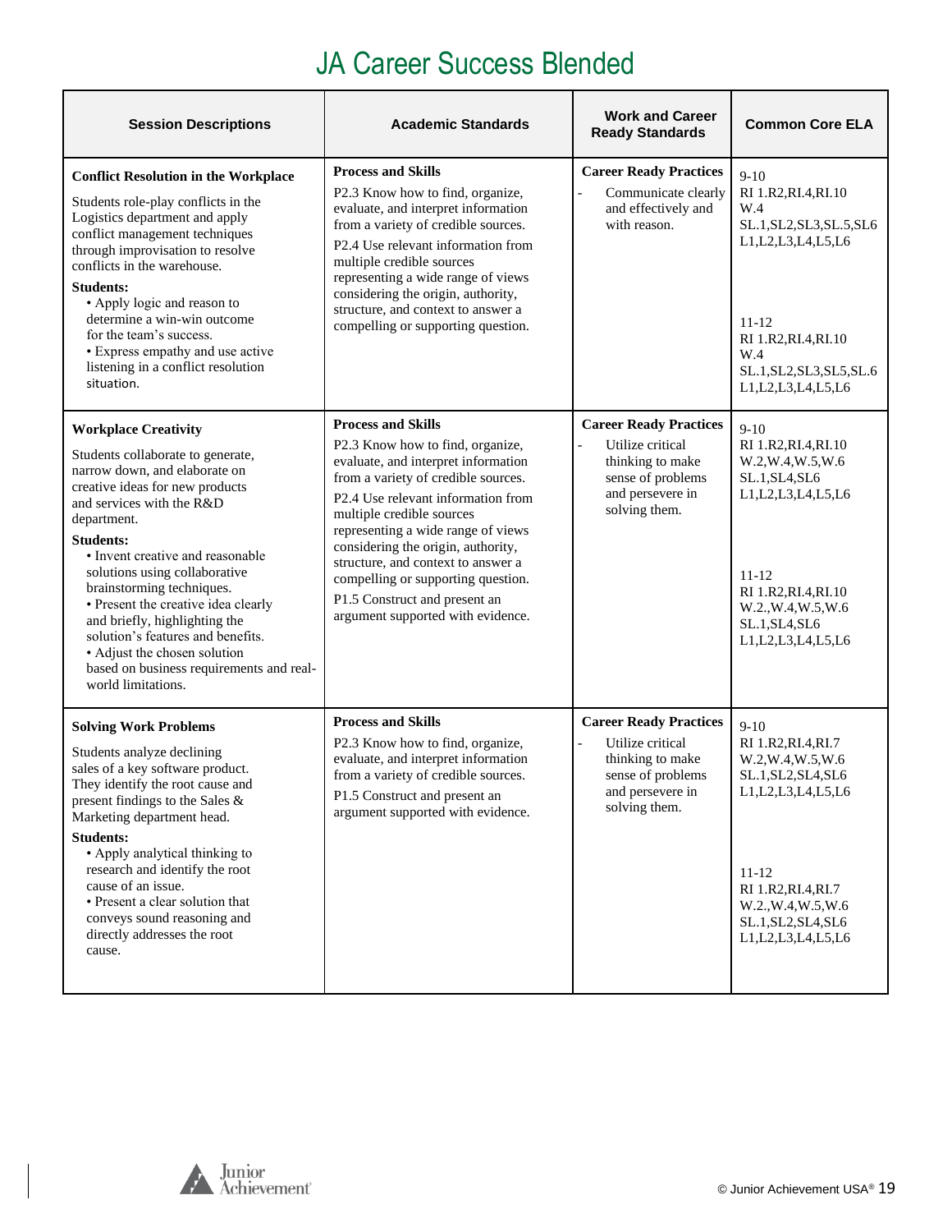# JA Career Success Blended

| Session Descriptions | Academic Standards | Work and Career Ready Standards | Common Core ELA |
|---|---|---|---|
| **Conflict Resolution in the Workplace**<br><br>Students role-play conflicts in the Logistics department and apply conflict management techniques through improvisation to resolve conflicts in the warehouse.<br><br>**Students:**<br>• Apply logic and reason to determine a win-win outcome for the team's success.<br>• Express empathy and use active listening in a conflict resolution situation. | **Process and Skills**<br>P2.3 Know how to find, organize, evaluate, and interpret information from a variety of credible sources.<br>P2.4 Use relevant information from multiple credible sources representing a wide range of views considering the origin, authority, structure, and context to answer a compelling or supporting question. | **Career Ready Practices**<br>- Communicate clearly and effectively and with reason. | 9-10<br>RI 1.R2,RI.4,RI.10<br>W.4<br>SL.1,SL2,SL3,SL.5,SL6<br>L1,L2,L3,L4,L5,L6<br><br>11-12<br>RI 1.R2,RI.4,RI.10<br>W.4<br>SL.1,SL2,SL3,SL5,SL.6<br>L1,L2,L3,L4,L5,L6 |
| **Workplace Creativity**<br><br>Students collaborate to generate, narrow down, and elaborate on creative ideas for new products and services with the R&D department.<br><br>**Students:**<br>• Invent creative and reasonable solutions using collaborative brainstorming techniques.<br>• Present the creative idea clearly and briefly, highlighting the solution's features and benefits.<br>• Adjust the chosen solution based on business requirements and real-world limitations. | **Process and Skills**<br>P2.3 Know how to find, organize, evaluate, and interpret information from a variety of credible sources.<br>P2.4 Use relevant information from multiple credible sources representing a wide range of views considering the origin, authority, structure, and context to answer a compelling or supporting question.<br>P1.5 Construct and present an argument supported with evidence. | **Career Ready Practices**<br>- Utilize critical thinking to make sense of problems and persevere in solving them. | 9-10<br>RI 1.R2,RI.4,RI.10<br>W.2,W.4,W.5,W.6<br>SL.1,SL4,SL6<br>L1,L2,L3,L4,L5,L6<br><br>11-12<br>RI 1.R2,RI.4,RI.10<br>W.2.,W.4,W.5,W.6<br>SL.1,SL4,SL6<br>L1,L2,L3,L4,L5,L6 |
| **Solving Work Problems**<br><br>Students analyze declining sales of a key software product. They identify the root cause and present findings to the Sales & Marketing department head.<br><br>**Students:**<br>• Apply analytical thinking to research and identify the root cause of an issue.<br>• Present a clear solution that conveys sound reasoning and directly addresses the root cause. | **Process and Skills**<br>P2.3 Know how to find, organize, evaluate, and interpret information from a variety of credible sources.<br>P1.5 Construct and present an argument supported with evidence. | **Career Ready Practices**<br>- Utilize critical thinking to make sense of problems and persevere in solving them. | 9-10<br>RI 1.R2,RI.4,RI.7<br>W.2,W.4,W.5,W.6<br>SL.1,SL2,SL4,SL6<br>L1,L2,L3,L4,L5,L6<br><br>11-12<br>RI 1.R2,RI.4,RI.7<br>W.2.,W.4,W.5,W.6<br>SL.1,SL2,SL4,SL6<br>L1,L2,L3,L4,L5,L6 |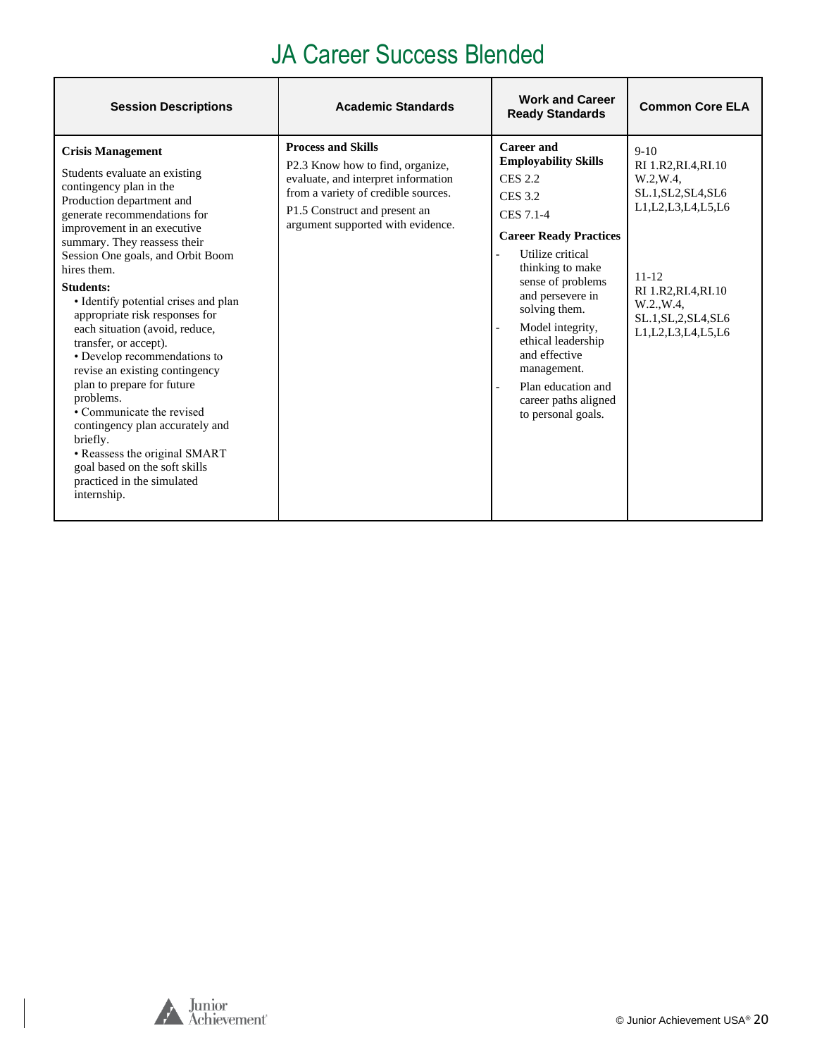# JA Career Success Blended

| Session Descriptions | Academic Standards | Work and Career Ready Standards | Common Core ELA |
|---|---|---|---|
| **Crisis Management**<br><br>Students evaluate an existing contingency plan in the Production department and generate recommendations for improvement in an executive summary. They reassess their Session One goals, and Orbit Boom hires them.<br><br>**Students:**<br>• Identify potential crises and plan appropriate risk responses for each situation (avoid, reduce, transfer, or accept).<br>• Develop recommendations to revise an existing contingency plan to prepare for future problems.<br>• Communicate the revised contingency plan accurately and briefly.<br>• Reassess the original SMART goal based on the soft skills practiced in the simulated internship. | **Process and Skills**<br>P2.3 Know how to find, organize, evaluate, and interpret information from a variety of credible sources.<br>P1.5 Construct and present an argument supported with evidence. | **Career and Employability Skills**<br>CES 2.2<br>CES 3.2<br>CES 7.1-4<br><br>**Career Ready Practices**<br>- Utilize critical thinking to make sense of problems and persevere in solving them.<br>- Model integrity, ethical leadership and effective management.<br>- Plan education and career paths aligned to personal goals. | 9-10<br>RI 1.R2,RI.4,RI.10<br>W.2,W.4,<br>SL.1,SL2,SL4,SL6<br>L1,L2,L3,L4,L5,L6<br><br>11-12<br>RI 1.R2,RI.4,RI.10<br>W.2.,W.4,<br>SL.1,SL,2,SL4,SL6<br>L1,L2,L3,L4,L5,L6 |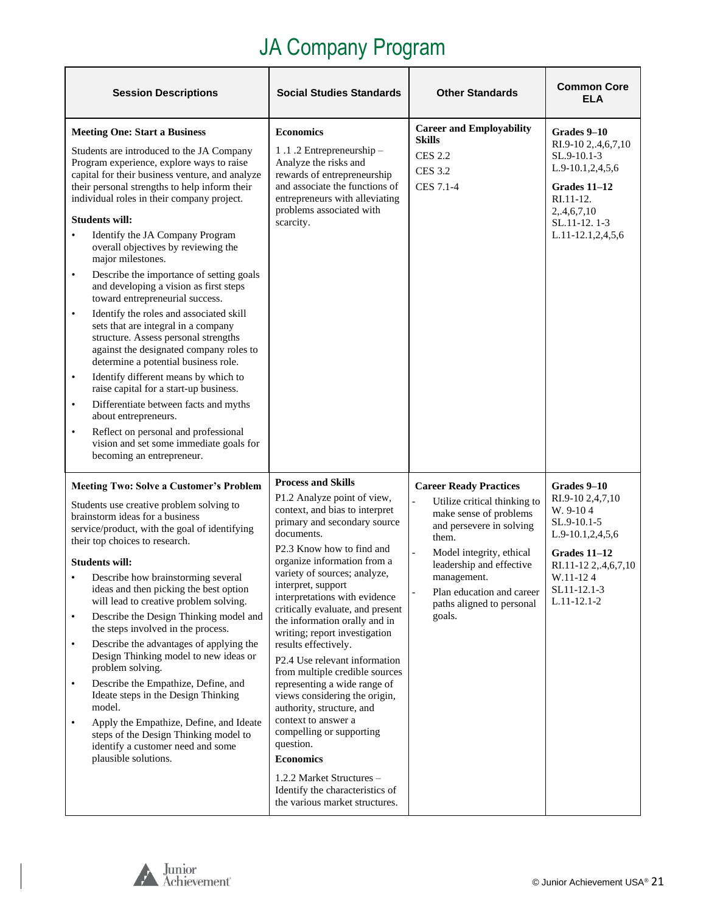# JA Company Program

| Session Descriptions | Social Studies Standards | Other Standards | Common Core ELA |
|---|---|---|---|
| **Meeting One: Start a Business**<br><br>Students are introduced to the JA Company Program experience, explore ways to raise capital for their business venture, and analyze their personal strengths to help inform their individual roles in their company project.<br><br>**Students will:**<br>• Identify the JA Company Program overall objectives by reviewing the major milestones.<br>• Describe the importance of setting goals and developing a vision as first steps toward entrepreneurial success.<br>• Identify the roles and associated skill sets that are integral in a company structure. Assess personal strengths against the designated company roles to determine a potential business role.<br>• Identify different means by which to raise capital for a start-up business.<br>• Differentiate between facts and myths about entrepreneurs.<br>• Reflect on personal and professional vision and set some immediate goals for becoming an entrepreneur. | **Economics**<br><br>1 .1 .2 Entrepreneurship – Analyze the risks and rewards of entrepreneurship and associate the functions of entrepreneurs with alleviating problems associated with scarcity. | **Career and Employability Skills**<br><br>CES 2.2<br><br>CES 3.2<br><br>CES 7.1-4 | **Grades 9–10**<br>RI.9-10 2,.4,6,7,10<br>SL.9-10.1-3<br>L.9-10.1,2,4,5,6<br><br>**Grades 11–12**<br>RI.11-12. 2,.4,6,7,10<br>SL.11-12. 1-3<br>L.11-12.1,2,4,5,6 |
| **Meeting Two: Solve a Customer's Problem**<br><br>Students use creative problem solving to brainstorm ideas for a business service/product, with the goal of identifying their top choices to research.<br><br>**Students will:**<br>• Describe how brainstorming several ideas and then picking the best option will lead to creative problem solving.<br>• Describe the Design Thinking model and the steps involved in the process.<br>• Describe the advantages of applying the Design Thinking model to new ideas or problem solving.<br>• Describe the Empathize, Define, and Ideate steps in the Design Thinking model.<br>• Apply the Empathize, Define, and Ideate steps of the Design Thinking model to identify a customer need and some plausible solutions. | **Process and Skills**<br><br>P1.2 Analyze point of view, context, and bias to interpret primary and secondary source documents.<br><br>P2.3 Know how to find and organize information from a variety of sources; analyze, interpret, support interpretations with evidence critically evaluate, and present the information orally and in writing; report investigation results effectively.<br><br>P2.4 Use relevant information from multiple credible sources representing a wide range of views considering the origin, authority, structure, and context to answer a compelling or supporting question.<br><br>**Economics**<br><br>1.2.2 Market Structures – Identify the characteristics of the various market structures. | **Career Ready Practices**<br><br>- Utilize critical thinking to make sense of problems and persevere in solving them.<br>- Model integrity, ethical leadership and effective management.<br>- Plan education and career paths aligned to personal goals. | **Grades 9–10**<br>RI.9-10 2,4,7,10<br>W. 9-10 4<br>SL.9-10.1-5<br>L.9-10.1,2,4,5,6<br><br>**Grades 11–12**<br>RI.11-12 2,.4,6,7,10<br>W.11-12 4<br>SL11-12.1-3<br>L.11-12.1-2 |

© Junior Achievement USA®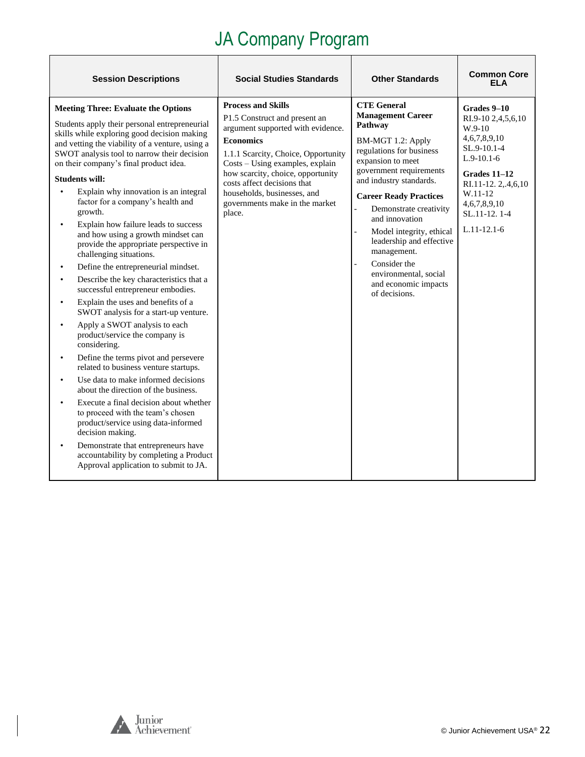# JA Company Program

| Session Descriptions | Social Studies Standards | Other Standards | Common Core ELA |
|---|---|---|---|
| **Meeting Three: Evaluate the Options**<br><br>Students apply their personal entrepreneurial skills while exploring good decision making and vetting the viability of a venture, using a SWOT analysis tool to narrow their decision on their company's final product idea.<br><br>**Students will:**<br>• Explain why innovation is an integral factor for a company's health and growth.<br>• Explain how failure leads to success and how using a growth mindset can provide the appropriate perspective in challenging situations.<br>• Define the entrepreneurial mindset.<br>• Describe the key characteristics that a successful entrepreneur embodies.<br>• Explain the uses and benefits of a SWOT analysis for a start-up venture.<br>• Apply a SWOT analysis to each product/service the company is considering.<br>• Define the terms pivot and persevere related to business venture startups.<br>• Use data to make informed decisions about the direction of the business.<br>• Execute a final decision about whether to proceed with the team's chosen product/service using data-informed decision making.<br>• Demonstrate that entrepreneurs have accountability by completing a Product Approval application to submit to JA. | **Process and Skills**<br>P1.5 Construct and present an argument supported with evidence.<br>**Economics**<br>1.1.1 Scarcity, Choice, Opportunity Costs – Using examples, explain how scarcity, choice, opportunity costs affect decisions that households, businesses, and governments make in the market place. | **CTE General Management Career Pathway**<br>BM-MGT 1.2: Apply regulations for business expansion to meet government requirements and industry standards.<br>**Career Ready Practices**<br>- Demonstrate creativity and innovation<br>- Model integrity, ethical leadership and effective management.<br>- Consider the environmental, social and economic impacts of decisions. | **Grades 9–10**<br>RI.9-10 2,4,5,6,10<br>W.9-10 4,6,7,8,9,10<br>SL.9-10.1-4<br>L.9-10.1-6<br>**Grades 11–12**<br>RI.11-12. 2,.4,6,10<br>W.11-12 4,6,7,8,9,10<br>SL.11-12. 1-4<br>L.11-12.1-6 |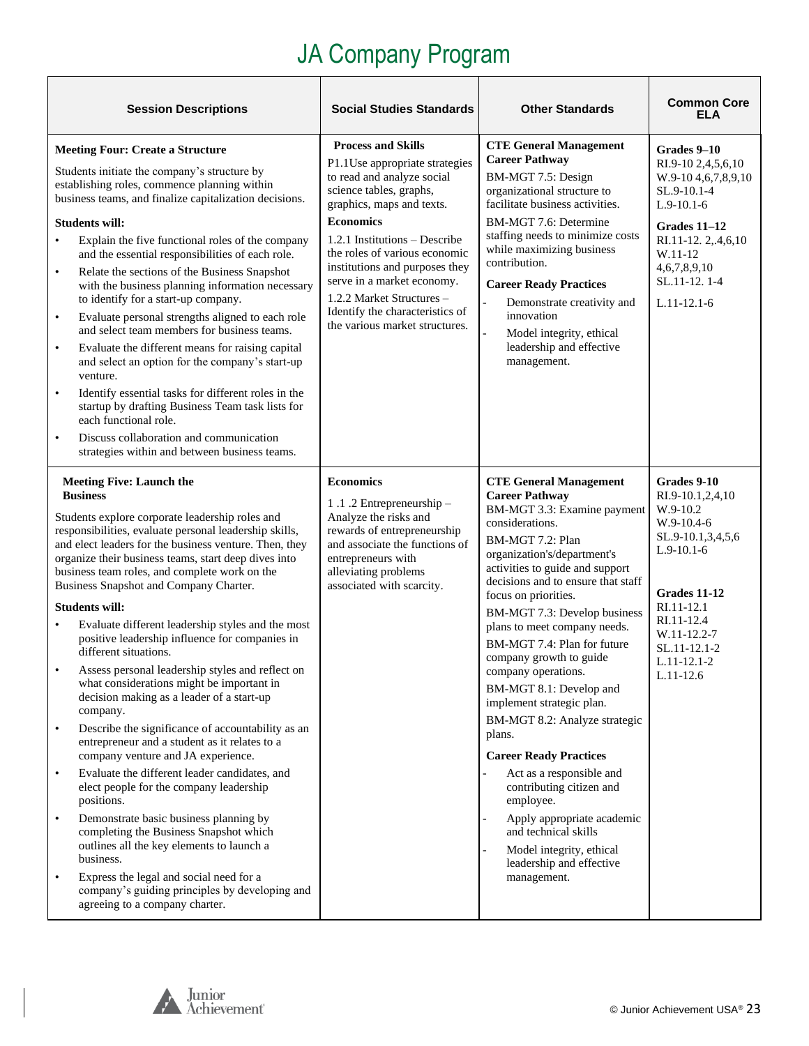# JA Company Program

| Session Descriptions | Social Studies Standards | Other Standards | Common Core ELA |
|---|---|---|---|
| **Meeting Four: Create a Structure**<br><br>Students initiate the company's structure by establishing roles, commence planning within business teams, and finalize capitalization decisions.<br><br>**Students will:**<br>• Explain the five functional roles of the company and the essential responsibilities of each role.<br>• Relate the sections of the Business Snapshot with the business planning information necessary to identify for a start-up company.<br>• Evaluate personal strengths aligned to each role and select team members for business teams.<br>• Evaluate the different means for raising capital and select an option for the company's start-up venture.<br>• Identify essential tasks for different roles in the startup by drafting Business Team task lists for each functional role.<br>• Discuss collaboration and communication strategies within and between business teams. | **Process and Skills**<br>P1.1Use appropriate strategies to read and analyze social science tables, graphs, graphics, maps and texts.<br>**Economics**<br>1.2.1 Institutions – Describe the roles of various economic institutions and purposes they serve in a market economy.<br>1.2.2 Market Structures – Identify the characteristics of the various market structures. | **CTE General Management Career Pathway**<br>BM-MGT 7.5: Design organizational structure to facilitate business activities.<br>BM-MGT 7.6: Determine staffing needs to minimize costs while maximizing business contribution.<br>**Career Ready Practices**<br>- Demonstrate creativity and innovation<br>- Model integrity, ethical leadership and effective management. | **Grades 9–10**<br>RI.9-10 2,4,5,6,10<br>W.9-10 4,6,7,8,9,10<br>SL.9-10.1-4<br>L.9-10.1-6<br><br>**Grades 11–12**<br>RI.11-12. 2,.4,6,10<br>W.11-12 4,6,7,8,9,10<br>SL.11-12. 1-4<br>L.11-12.1-6 |
| **Meeting Five: Launch the Business**<br><br>Students explore corporate leadership roles and responsibilities, evaluate personal leadership skills, and elect leaders for the business venture. Then, they organize their business teams, start deep dives into business team roles, and complete work on the Business Snapshot and Company Charter.<br><br>**Students will:**<br>• Evaluate different leadership styles and the most positive leadership influence for companies in different situations.<br>• Assess personal leadership styles and reflect on what considerations might be important in decision making as a leader of a start-up company.<br>• Describe the significance of accountability as an entrepreneur and a student as it relates to a company venture and JA experience.<br>• Evaluate the different leader candidates, and elect people for the company leadership positions.<br>• Demonstrate basic business planning by completing the Business Snapshot which outlines all the key elements to launch a business.<br>• Express the legal and social need for a company's guiding principles by developing and agreeing to a company charter. | **Economics**<br>1 .1 .2 Entrepreneurship – Analyze the risks and rewards of entrepreneurship and associate the functions of entrepreneurs with alleviating problems associated with scarcity. | **CTE General Management Career Pathway**<br>BM-MGT 3.3: Examine payment considerations.<br>BM-MGT 7.2: Plan organization's/department's activities to guide and support decisions and to ensure that staff focus on priorities.<br>BM-MGT 7.3: Develop business plans to meet company needs.<br>BM-MGT 7.4: Plan for future company growth to guide company operations.<br>BM-MGT 8.1: Develop and implement strategic plan.<br>BM-MGT 8.2: Analyze strategic plans.<br>**Career Ready Practices**<br>- Act as a responsible and contributing citizen and employee.<br>- Apply appropriate academic and technical skills<br>- Model integrity, ethical leadership and effective management. | **Grades 9-10**<br>RI.9-10.1,2,4,10<br>W.9-10.2<br>W.9-10.4-6<br>SL.9-10.1,3,4,5,6<br>L.9-10.1-6<br><br>**Grades 11-12**<br>RI.11-12.1<br>RI.11-12.4<br>W.11-12.2-7<br>SL.11-12.1-2<br>L.11-12.1-2<br>L.11-12.6 |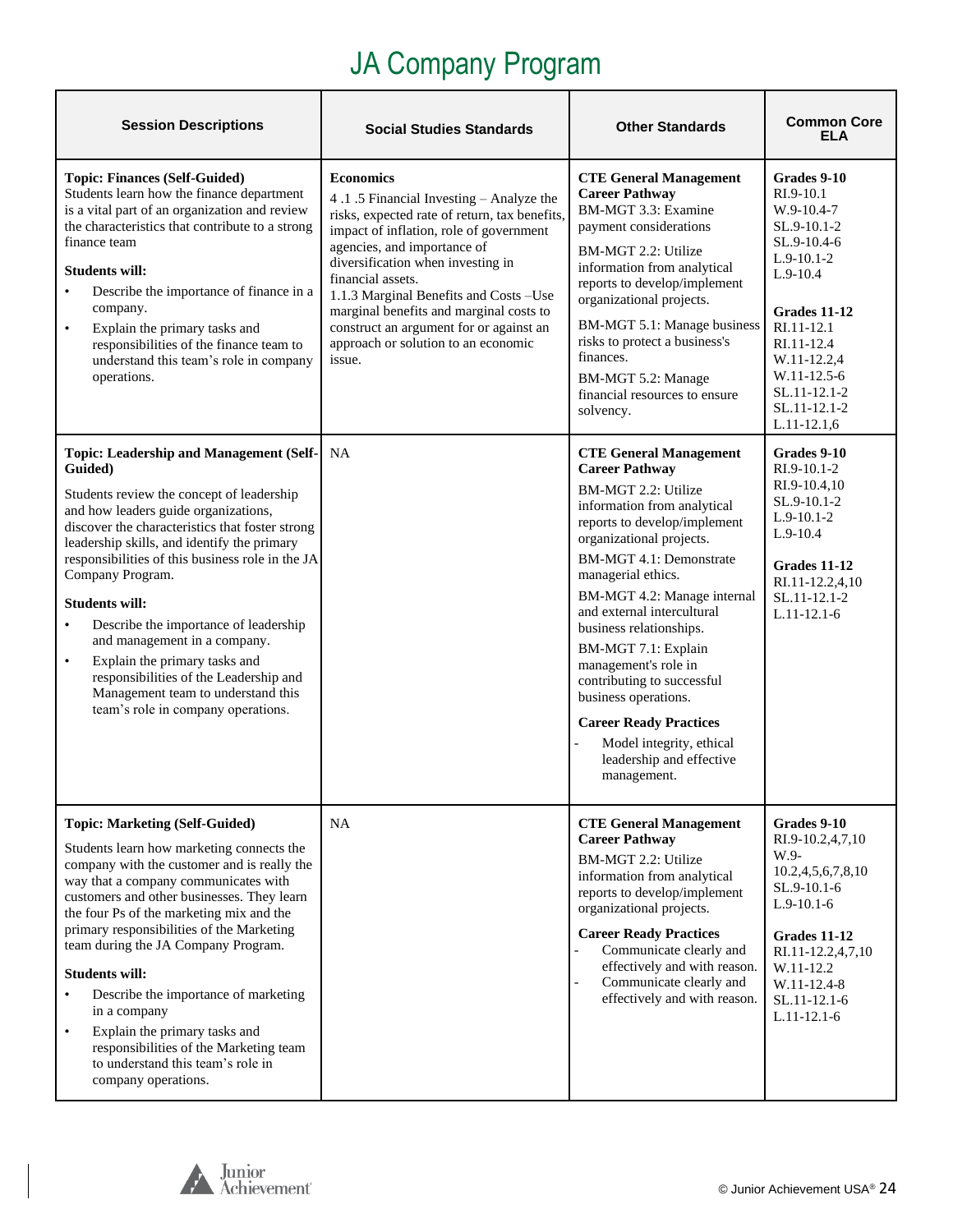# JA Company Program

| Session Descriptions | Social Studies Standards | Other Standards | Common Core ELA |
| --- | --- | --- | --- |
| **Topic: Finances (Self-Guided)**<br>Students learn how the finance department is a vital part of an organization and review the characteristics that contribute to a strong finance team<br><br>**Students will:**<br>• Describe the importance of finance in a company.<br>• Explain the primary tasks and responsibilities of the finance team to understand this team's role in company operations. | **Economics**<br>4 .1 .5 Financial Investing – Analyze the risks, expected rate of return, tax benefits, impact of inflation, role of government agencies, and importance of diversification when investing in financial assets.<br>1.1.3 Marginal Benefits and Costs –Use marginal benefits and marginal costs to construct an argument for or against an approach or solution to an economic issue. | **CTE General Management Career Pathway**<br>BM-MGT 3.3: Examine payment considerations<br><br>BM-MGT 2.2: Utilize information from analytical reports to develop/implement organizational projects.<br><br>BM-MGT 5.1: Manage business risks to protect a business's finances.<br><br>BM-MGT 5.2: Manage financial resources to ensure solvency. | **Grades 9-10**<br>RI.9-10.1<br>W.9-10.4-7<br>SL.9-10.1-2<br>SL.9-10.4-6<br>L.9-10.1-2<br>L.9-10.4<br><br>**Grades 11-12**<br>RI.11-12.1<br>RI.11-12.4<br>W.11-12.2,4<br>W.11-12.5-6<br>SL.11-12.1-2<br>SL.11-12.1-2<br>L.11-12.1,6 |
| **Topic: Leadership and Management (Self-Guided)**<br><br>Students review the concept of leadership and how leaders guide organizations, discover the characteristics that foster strong leadership skills, and identify the primary responsibilities of this business role in the JA Company Program.<br><br>**Students will:**<br>• Describe the importance of leadership and management in a company.<br>• Explain the primary tasks and responsibilities of the Leadership and Management team to understand this team's role in company operations. | NA | **CTE General Management Career Pathway**<br>BM-MGT 2.2: Utilize information from analytical reports to develop/implement organizational projects.<br><br>BM-MGT 4.1: Demonstrate managerial ethics.<br><br>BM-MGT 4.2: Manage internal and external intercultural business relationships.<br><br>BM-MGT 7.1: Explain management's role in contributing to successful business operations.<br><br>**Career Ready Practices**<br>- Model integrity, ethical leadership and effective management. | **Grades 9-10**<br>RI.9-10.1-2<br>RI.9-10.4,10<br>SL.9-10.1-2<br>L.9-10.1-2<br>L.9-10.4<br><br>**Grades 11-12**<br>RI.11-12.2,4,10<br>SL.11-12.1-2<br>L.11-12.1-6 |
| **Topic: Marketing (Self-Guided)**<br><br>Students learn how marketing connects the company with the customer and is really the way that a company communicates with customers and other businesses. They learn the four Ps of the marketing mix and the primary responsibilities of the Marketing team during the JA Company Program.<br><br>**Students will:**<br>• Describe the importance of marketing in a company<br>• Explain the primary tasks and responsibilities of the Marketing team to understand this team's role in company operations. | NA | **CTE General Management Career Pathway**<br>BM-MGT 2.2: Utilize information from analytical reports to develop/implement organizational projects.<br><br>**Career Ready Practices**<br>- Communicate clearly and effectively and with reason.<br>- Communicate clearly and effectively and with reason. | **Grades 9-10**<br>RI.9-10.2,4,7,10<br>W.9-10.2,4,5,6,7,8,10<br>SL.9-10.1-6<br>L.9-10.1-6<br><br>**Grades 11-12**<br>RI.11-12.2,4,7,10<br>W.11-12.2<br>W.11-12.4-8<br>SL.11-12.1-6<br>L.11-12.1-6 |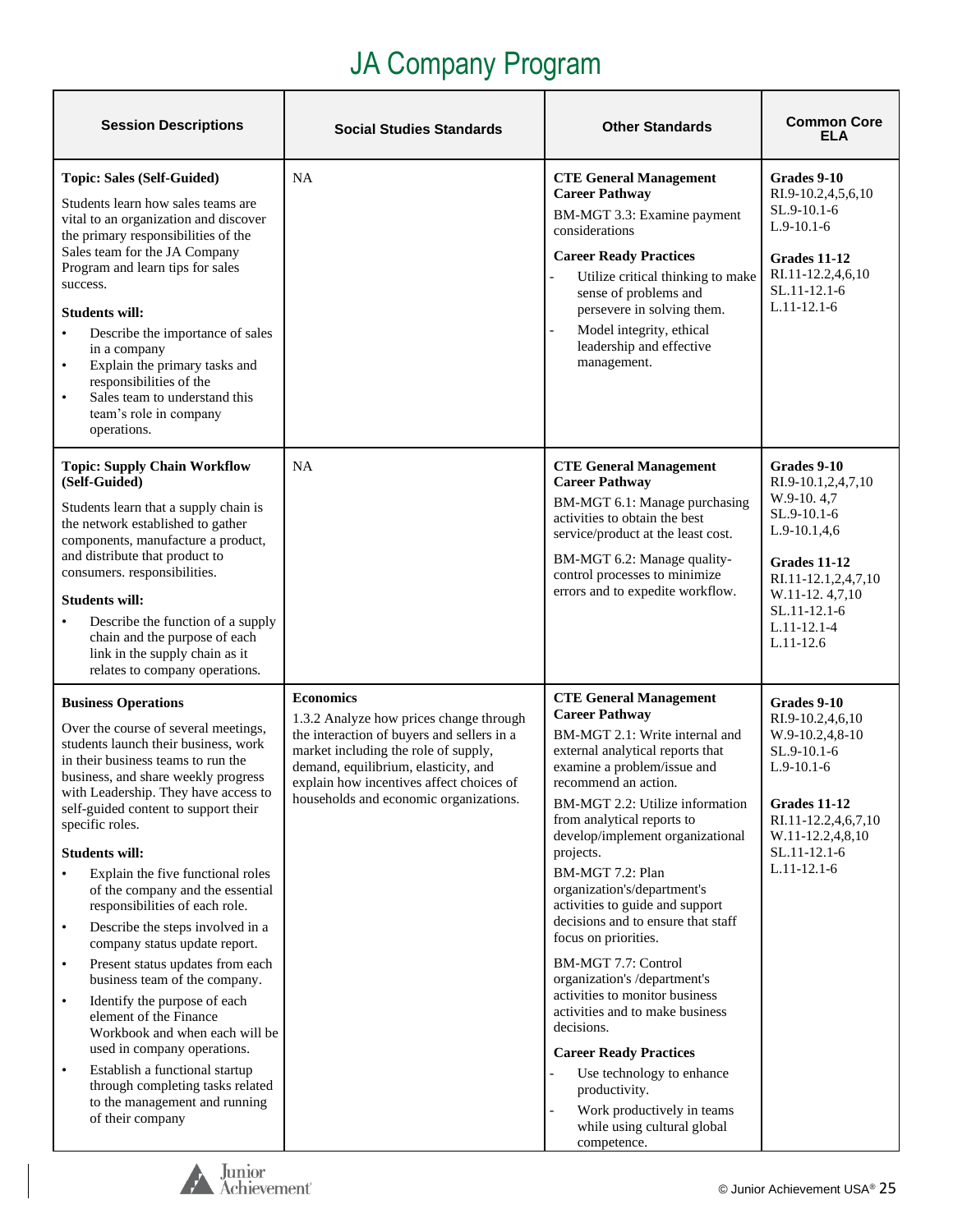# JA Company Program

| Session Descriptions | Social Studies Standards | Other Standards | Common Core ELA |
|---|---|---|---|
| **Topic: Sales (Self-Guided)**<br><br>Students learn how sales teams are vital to an organization and discover the primary responsibilities of the Sales team for the JA Company Program and learn tips for sales success.<br><br>**Students will:**<br>• Describe the importance of sales in a company<br>• Explain the primary tasks and responsibilities of the<br>• Sales team to understand this team's role in company operations. | NA | **CTE General Management Career Pathway**<br><br>BM-MGT 3.3: Examine payment considerations<br><br>**Career Ready Practices**<br>- Utilize critical thinking to make sense of problems and persevere in solving them.<br>- Model integrity, ethical leadership and effective management. | **Grades 9-10**<br>RI.9-10.2,4,5,6,10<br>SL.9-10.1-6<br>L.9-10.1-6<br><br>**Grades 11-12**<br>RI.11-12.2,4,6,10<br>SL.11-12.1-6<br>L.11-12.1-6 |
| **Topic: Supply Chain Workflow (Self-Guided)**<br><br>Students learn that a supply chain is the network established to gather components, manufacture a product, and distribute that product to consumers. responsibilities.<br><br>**Students will:**<br>• Describe the function of a supply chain and the purpose of each link in the supply chain as it relates to company operations. | NA | **CTE General Management Career Pathway**<br><br>BM-MGT 6.1: Manage purchasing activities to obtain the best service/product at the least cost.<br><br>BM-MGT 6.2: Manage quality-control processes to minimize errors and to expedite workflow. | **Grades 9-10**<br>RI.9-10.1,2,4,7,10<br>W.9-10. 4,7<br>SL.9-10.1-6<br>L.9-10.1,4,6<br><br>**Grades 11-12**<br>RI.11-12.1,2,4,7,10<br>W.11-12. 4,7,10<br>SL.11-12.1-6<br>L.11-12.1-4<br>L.11-12.6 |
| **Business Operations**<br><br>Over the course of several meetings, students launch their business, work in their business teams to run the business, and share weekly progress with Leadership. They have access to self-guided content to support their specific roles.<br><br>**Students will:**<br>• Explain the five functional roles of the company and the essential responsibilities of each role.<br>• Describe the steps involved in a company status update report.<br>• Present status updates from each business team of the company.<br>• Identify the purpose of each element of the Finance Workbook and when each will be used in company operations.<br>• Establish a functional startup through completing tasks related to the management and running of their company | **Economics**<br>1.3.2 Analyze how prices change through the interaction of buyers and sellers in a market including the role of supply, demand, equilibrium, elasticity, and explain how incentives affect choices of households and economic organizations. | **CTE General Management Career Pathway**<br><br>BM-MGT 2.1: Write internal and external analytical reports that examine a problem/issue and recommend an action.<br><br>BM-MGT 2.2: Utilize information from analytical reports to develop/implement organizational projects.<br><br>BM-MGT 7.2: Plan organization's/department's activities to guide and support decisions and to ensure that staff focus on priorities.<br><br>BM-MGT 7.7: Control organization's /department's activities to monitor business activities and to make business decisions.<br><br>**Career Ready Practices**<br>- Use technology to enhance productivity.<br>- Work productively in teams while using cultural global competence. | **Grades 9-10**<br>RI.9-10.2,4,6,10<br>W.9-10.2,4,8-10<br>SL.9-10.1-6<br>L.9-10.1-6<br><br>**Grades 11-12**<br>RI.11-12.2,4,6,7,10<br>W.11-12.2,4,8,10<br>SL.11-12.1-6<br>L.11-12.1-6 |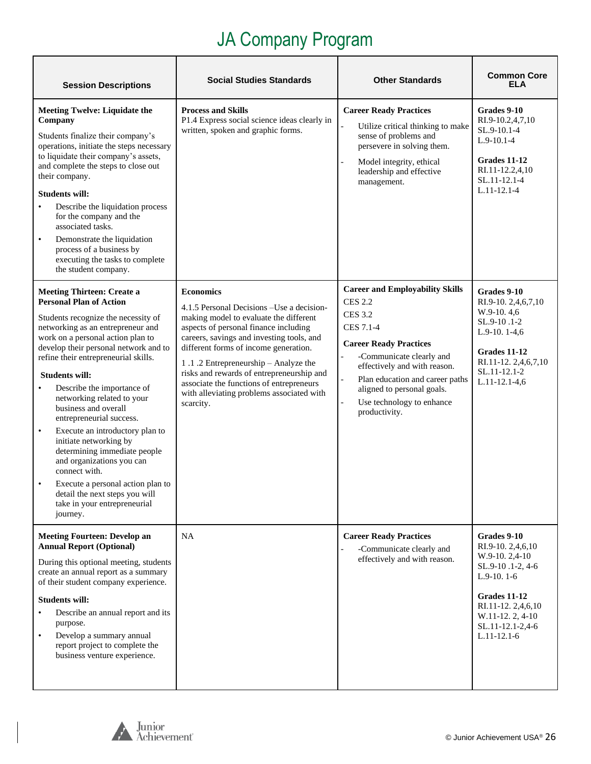# JA Company Program

| Session Descriptions | Social Studies Standards | Other Standards | Common Core ELA |
|---|---|---|---|
| **Meeting Twelve: Liquidate the Company**<br><br>Students finalize their company's operations, initiate the steps necessary to liquidate their company's assets, and complete the steps to close out their company.<br><br>**Students will:**<br>• Describe the liquidation process for the company and the associated tasks.<br>• Demonstrate the liquidation process of a business by executing the tasks to complete the student company. | **Process and Skills**<br>P1.4 Express social science ideas clearly in written, spoken and graphic forms. | **Career Ready Practices**<br>- Utilize critical thinking to make sense of problems and persevere in solving them.<br>- Model integrity, ethical leadership and effective management. | **Grades 9-10**<br>RI.9-10.2,4,7,10<br>SL.9-10.1-4<br>L.9-10.1-4<br><br>**Grades 11-12**<br>RI.11-12.2,4,10<br>SL.11-12.1-4<br>L.11-12.1-4 |
| **Meeting Thirteen: Create a Personal Plan of Action**<br><br>Students recognize the necessity of networking as an entrepreneur and work on a personal action plan to develop their personal network and to refine their entrepreneurial skills.<br><br>**Students will:**<br>• Describe the importance of networking related to your business and overall entrepreneurial success.<br>• Execute an introductory plan to initiate networking by determining immediate people and organizations you can connect with.<br>• Execute a personal action plan to detail the next steps you will take in your entrepreneurial journey. | **Economics**<br>4.1.5 Personal Decisions –Use a decision-making model to evaluate the different aspects of personal finance including careers, savings and investing tools, and different forms of income generation.<br><br>1 .1 .2 Entrepreneurship – Analyze the risks and rewards of entrepreneurship and associate the functions of entrepreneurs with alleviating problems associated with scarcity. | **Career and Employability Skills**<br>CES 2.2<br>CES 3.2<br>CES 7.1-4<br><br>**Career Ready Practices**<br>- -Communicate clearly and effectively and with reason.<br>- Plan education and career paths aligned to personal goals.<br>- Use technology to enhance productivity. | **Grades 9-10**<br>RI.9-10. 2,4,6,7,10<br>W.9-10. 4,6<br>SL.9-10 .1-2<br>L.9-10. 1-4,6<br><br>**Grades 11-12**<br>RI.11-12. 2,4,6,7,10<br>SL.11-12.1-2<br>L.11-12.1-4,6 |
| **Meeting Fourteen: Develop an Annual Report (Optional)**<br><br>During this optional meeting, students create an annual report as a summary of their student company experience.<br><br>**Students will:**<br>• Describe an annual report and its purpose.<br>• Develop a summary annual report project to complete the business venture experience. | NA | **Career Ready Practices**<br>- -Communicate clearly and effectively and with reason. | **Grades 9-10**<br>RI.9-10. 2,4,6,10<br>W.9-10. 2,4-10<br>SL.9-10 .1-2, 4-6<br>L.9-10. 1-6<br><br>**Grades 11-12**<br>RI.11-12. 2,4,6,10<br>W.11-12. 2, 4-10<br>SL.11-12.1-2,4-6<br>L.11-12.1-6 |

© Junior Achievement USA®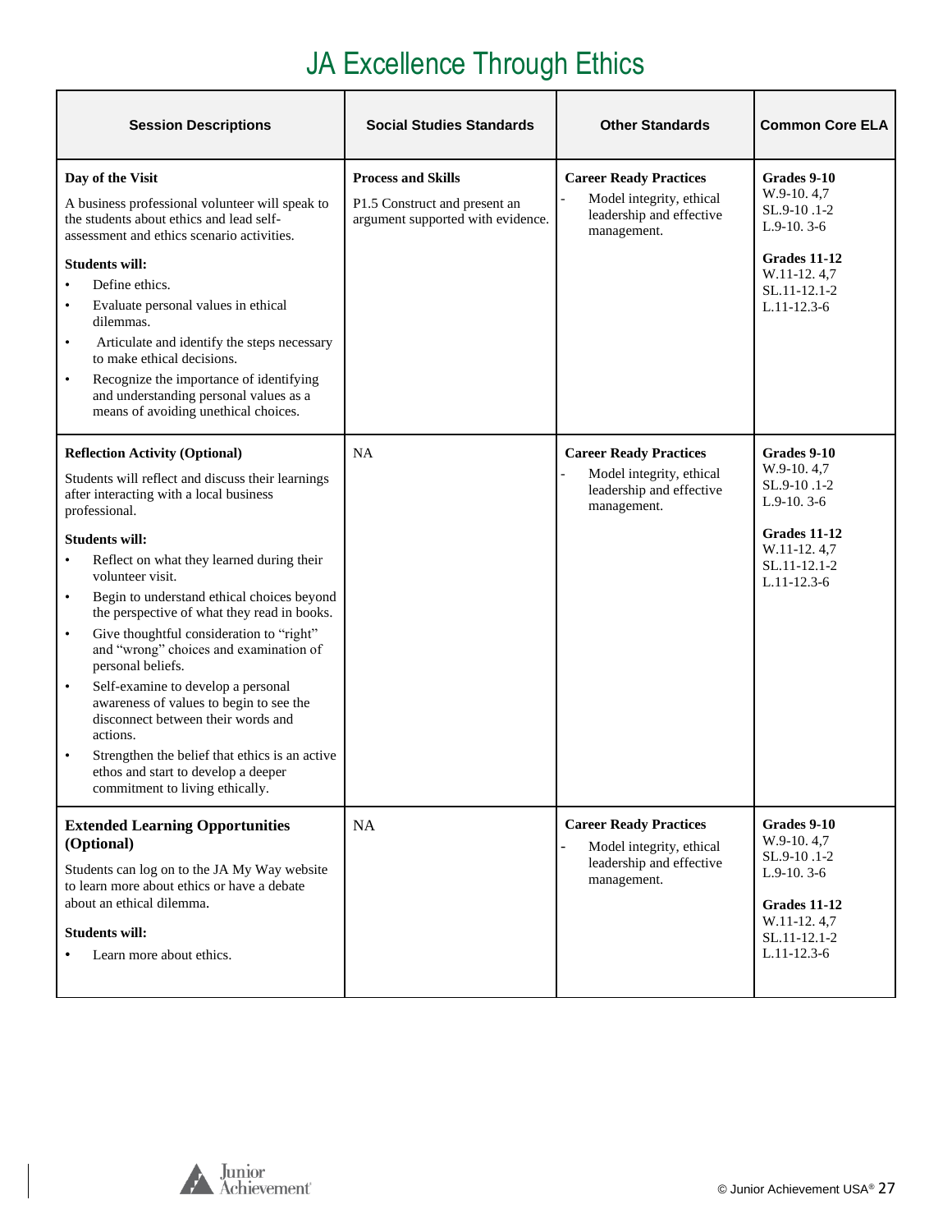# JA Excellence Through Ethics

| Session Descriptions | Social Studies Standards | Other Standards | Common Core ELA |
|---|---|---|---|
| **Day of the Visit**<br>A business professional volunteer will speak to the students about ethics and lead self-assessment and ethics scenario activities.<br>**Students will:**<br>• Define ethics.<br>• Evaluate personal values in ethical dilemmas.<br>• Articulate and identify the steps necessary to make ethical decisions.<br>• Recognize the importance of identifying and understanding personal values as a means of avoiding unethical choices. | **Process and Skills**<br>P1.5 Construct and present an argument supported with evidence. | **Career Ready Practices**<br>- Model integrity, ethical leadership and effective management. | **Grades 9-10**<br>W.9-10. 4,7<br>SL.9-10 .1-2<br>L.9-10. 3-6<br>**Grades 11-12**<br>W.11-12. 4,7<br>SL.11-12.1-2<br>L.11-12.3-6 |
| **Reflection Activity (Optional)**<br>Students will reflect and discuss their learnings after interacting with a local business professional.<br>**Students will:**<br>• Reflect on what they learned during their volunteer visit.<br>• Begin to understand ethical choices beyond the perspective of what they read in books.<br>• Give thoughtful consideration to "right" and "wrong" choices and examination of personal beliefs.<br>• Self-examine to develop a personal awareness of values to begin to see the disconnect between their words and actions.<br>• Strengthen the belief that ethics is an active ethos and start to develop a deeper commitment to living ethically. | NA | **Career Ready Practices**<br>- Model integrity, ethical leadership and effective management. | **Grades 9-10**<br>W.9-10. 4,7<br>SL.9-10 .1-2<br>L.9-10. 3-6<br>**Grades 11-12**<br>W.11-12. 4,7<br>SL.11-12.1-2<br>L.11-12.3-6 |
| **Extended Learning Opportunities (Optional)**<br>Students can log on to the JA My Way website to learn more about ethics or have a debate about an ethical dilemma.<br>**Students will:**<br>• Learn more about ethics. | NA | **Career Ready Practices**<br>- Model integrity, ethical leadership and effective management. | **Grades 9-10**<br>W.9-10. 4,7<br>SL.9-10 .1-2<br>L.9-10. 3-6<br>**Grades 11-12**<br>W.11-12. 4,7<br>SL.11-12.1-2<br>L.11-12.3-6 |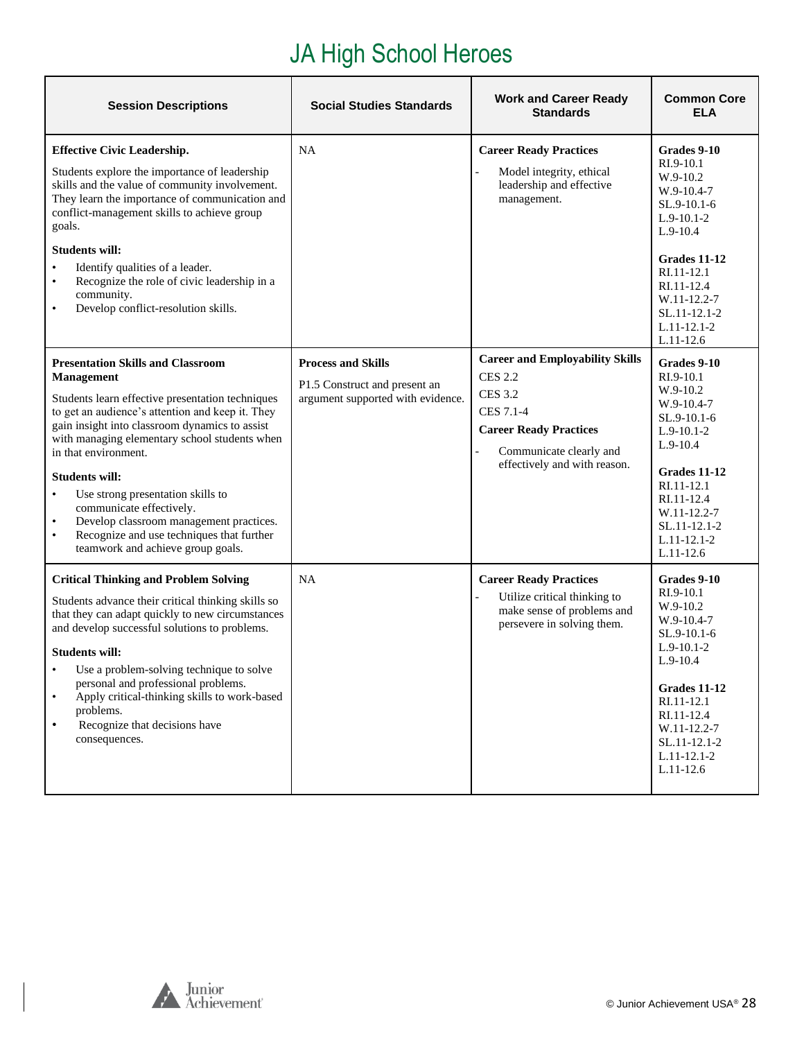# JA High School Heroes

| Session Descriptions | Social Studies Standards | Work and Career Ready Standards | Common Core ELA |
|---|---|---|---|
| **Effective Civic Leadership.**<br><br>Students explore the importance of leadership skills and the value of community involvement. They learn the importance of communication and conflict-management skills to achieve group goals.<br><br>**Students will:**<br>• Identify qualities of a leader.<br>• Recognize the role of civic leadership in a community.<br>• Develop conflict-resolution skills. | NA | **Career Ready Practices**<br>- Model integrity, ethical leadership and effective management. | **Grades 9-10**<br>RI.9-10.1<br>W.9-10.2<br>W.9-10.4-7<br>SL.9-10.1-6<br>L.9-10.1-2<br>L.9-10.4<br><br>**Grades 11-12**<br>RI.11-12.1<br>RI.11-12.4<br>W.11-12.2-7<br>SL.11-12.1-2<br>L.11-12.1-2<br>L.11-12.6 |
| **Presentation Skills and Classroom Management**<br><br>Students learn effective presentation techniques to get an audience's attention and keep it. They gain insight into classroom dynamics to assist with managing elementary school students when in that environment.<br><br>**Students will:**<br>• Use strong presentation skills to communicate effectively.<br>• Develop classroom management practices.<br>• Recognize and use techniques that further teamwork and achieve group goals. | **Process and Skills**<br><br>P1.5 Construct and present an argument supported with evidence. | **Career and Employability Skills**<br>CES 2.2<br>CES 3.2<br>CES 7.1-4<br>**Career Ready Practices**<br>- Communicate clearly and effectively and with reason. | **Grades 9-10**<br>RI.9-10.1<br>W.9-10.2<br>W.9-10.4-7<br>SL.9-10.1-6<br>L.9-10.1-2<br>L.9-10.4<br><br>**Grades 11-12**<br>RI.11-12.1<br>RI.11-12.4<br>W.11-12.2-7<br>SL.11-12.1-2<br>L.11-12.1-2<br>L.11-12.6 |
| **Critical Thinking and Problem Solving**<br><br>Students advance their critical thinking skills so that they can adapt quickly to new circumstances and develop successful solutions to problems.<br><br>**Students will:**<br>• Use a problem-solving technique to solve personal and professional problems.<br>• Apply critical-thinking skills to work-based problems.<br>• Recognize that decisions have consequences. | NA | **Career Ready Practices**<br>- Utilize critical thinking to make sense of problems and persevere in solving them. | **Grades 9-10**<br>RI.9-10.1<br>W.9-10.2<br>W.9-10.4-7<br>SL.9-10.1-6<br>L.9-10.1-2<br>L.9-10.4<br><br>**Grades 11-12**<br>RI.11-12.1<br>RI.11-12.4<br>W.11-12.2-7<br>SL.11-12.1-2<br>L.11-12.1-2<br>L.11-12.6 |

© Junior Achievement USA®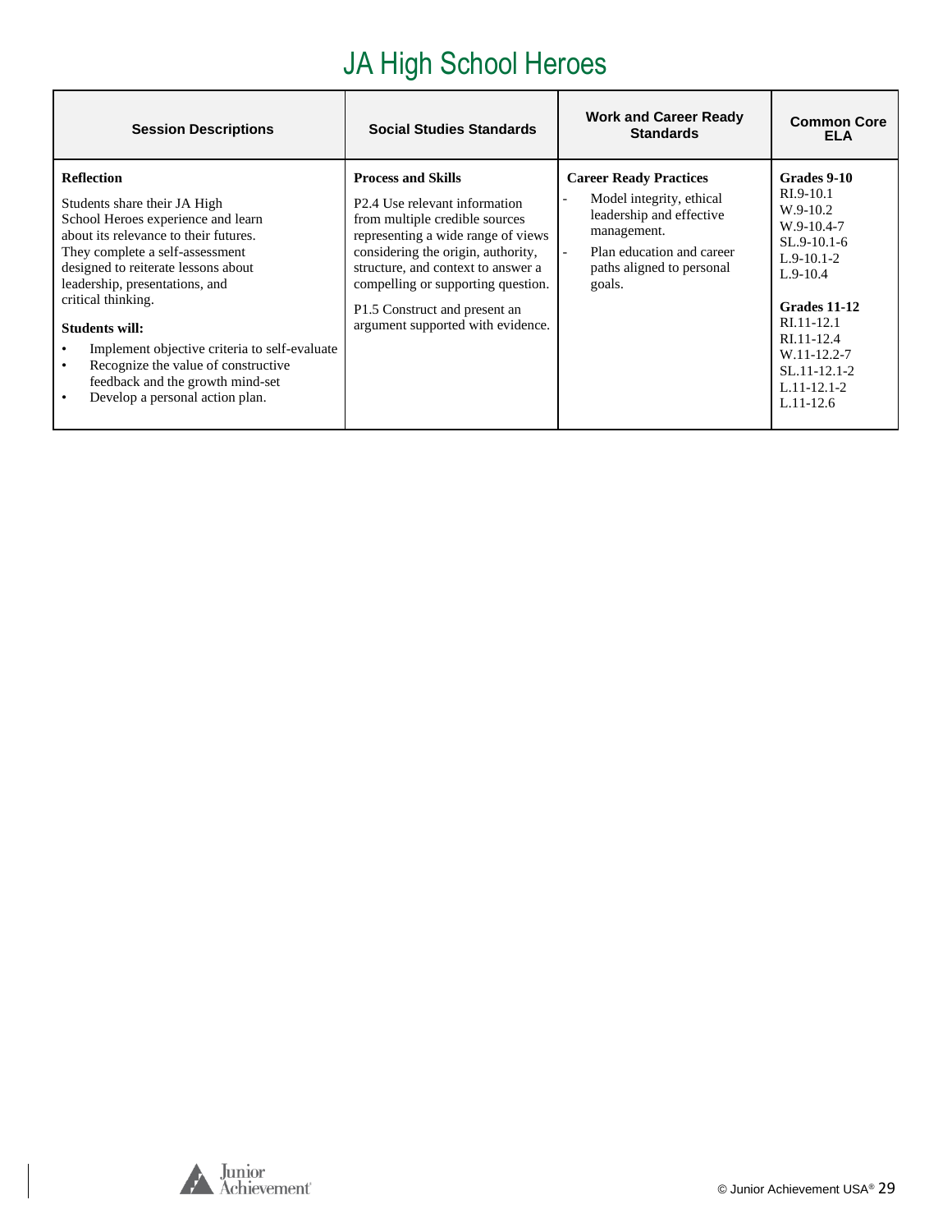# JA High School Heroes

| Session Descriptions | Social Studies Standards | Work and Career Ready Standards | Common Core ELA |
|---|---|---|---|
| **Reflection**<br><br>Students share their JA High School Heroes experience and learn about its relevance to their futures. They complete a self-assessment designed to reiterate lessons about leadership, presentations, and critical thinking.<br><br>**Students will:**<br>• Implement objective criteria to self-evaluate<br>• Recognize the value of constructive feedback and the growth mind-set<br>• Develop a personal action plan. | **Process and Skills**<br><br>P2.4 Use relevant information from multiple credible sources representing a wide range of views considering the origin, authority, structure, and context to answer a compelling or supporting question.<br><br>P1.5 Construct and present an argument supported with evidence. | **Career Ready Practices**<br>- Model integrity, ethical leadership and effective management.<br>- Plan education and career paths aligned to personal goals. | **Grades 9-10**<br>RI.9-10.1<br>W.9-10.2<br>W.9-10.4-7<br>SL.9-10.1-6<br>L.9-10.1-2<br>L.9-10.4<br><br>**Grades 11-12**<br>RI.11-12.1<br>RI.11-12.4<br>W.11-12.2-7<br>SL.11-12.1-2<br>L.11-12.1-2<br>L.11-12.6 |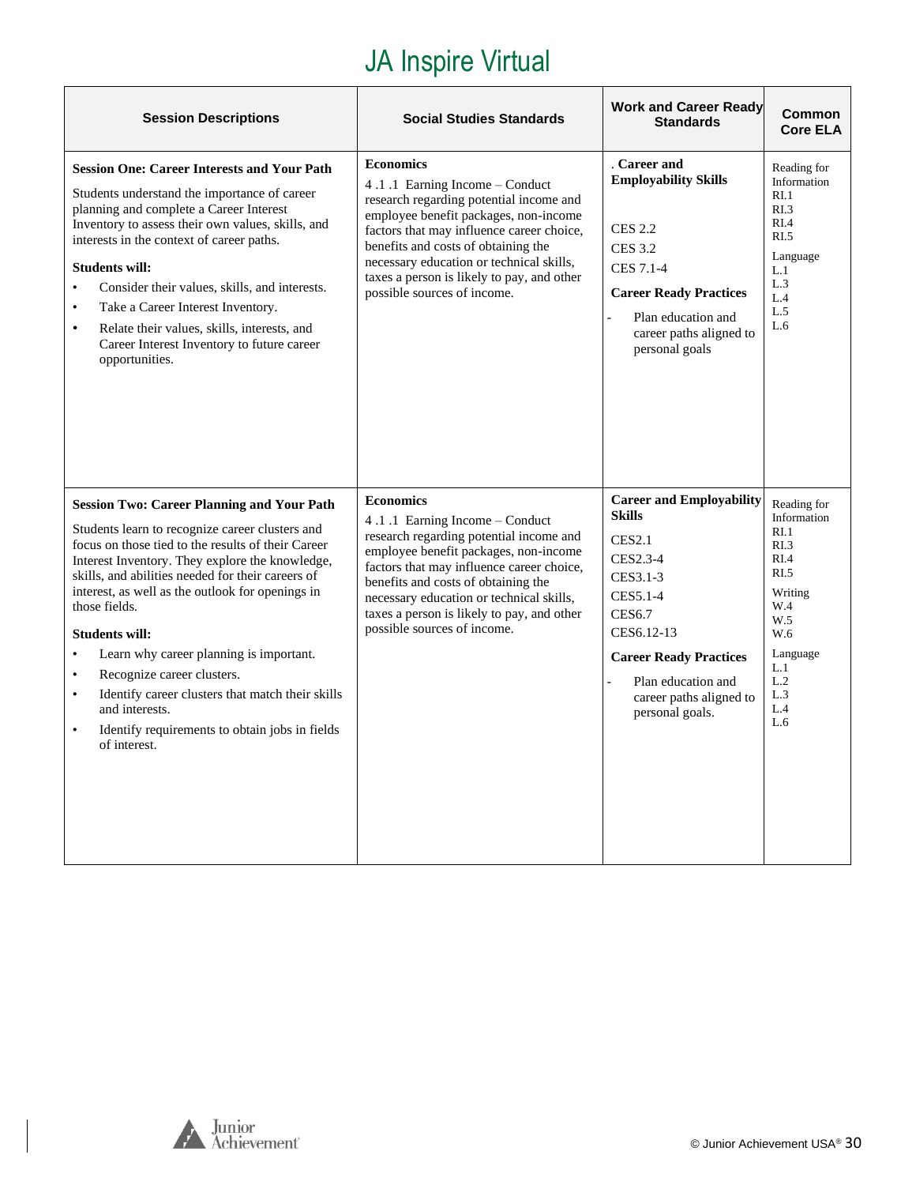# JA Inspire Virtual

| Session Descriptions | Social Studies Standards | Work and Career Ready Standards | Common Core ELA |
|---|---|---|---|
| **Session One: Career Interests and Your Path**<br><br>Students understand the importance of career planning and complete a Career Interest Inventory to assess their own values, skills, and interests in the context of career paths.<br><br>**Students will:**<br>• Consider their values, skills, and interests.<br>• Take a Career Interest Inventory.<br>• Relate their values, skills, interests, and Career Interest Inventory to future career opportunities. | **Economics**<br>4 .1 .1 Earning Income – Conduct research regarding potential income and employee benefit packages, non-income factors that may influence career choice, benefits and costs of obtaining the necessary education or technical skills, taxes a person is likely to pay, and other possible sources of income. | . **Career and Employability Skills**<br><br>CES 2.2<br>CES 3.2<br>CES 7.1-4<br><br>**Career Ready Practices**<br>- Plan education and career paths aligned to personal goals | Reading for Information<br>RI.1<br>RI.3<br>RI.4<br>RI.5<br><br>Language<br>L.1<br>L.3<br>L.4<br>L.5<br>L.6 |
| **Session Two: Career Planning and Your Path**<br><br>Students learn to recognize career clusters and focus on those tied to the results of their Career Interest Inventory. They explore the knowledge, skills, and abilities needed for their careers of interest, as well as the outlook for openings in those fields.<br><br>**Students will:**<br>• Learn why career planning is important.<br>• Recognize career clusters.<br>• Identify career clusters that match their skills and interests.<br>• Identify requirements to obtain jobs in fields of interest. | **Economics**<br>4 .1 .1 Earning Income – Conduct research regarding potential income and employee benefit packages, non-income factors that may influence career choice, benefits and costs of obtaining the necessary education or technical skills, taxes a person is likely to pay, and other possible sources of income. | **Career and Employability Skills**<br>CES2.1<br>CES2.3-4<br>CES3.1-3<br>CES5.1-4<br>CES6.7<br>CES6.12-13<br><br>**Career Ready Practices**<br>- Plan education and career paths aligned to personal goals. | Reading for Information<br>RI.1<br>RI.3<br>RI.4<br>RI.5<br><br>Writing<br>W.4<br>W.5<br>W.6<br><br>Language<br>L.1<br>L.2<br>L.3<br>L.4<br>L.6 |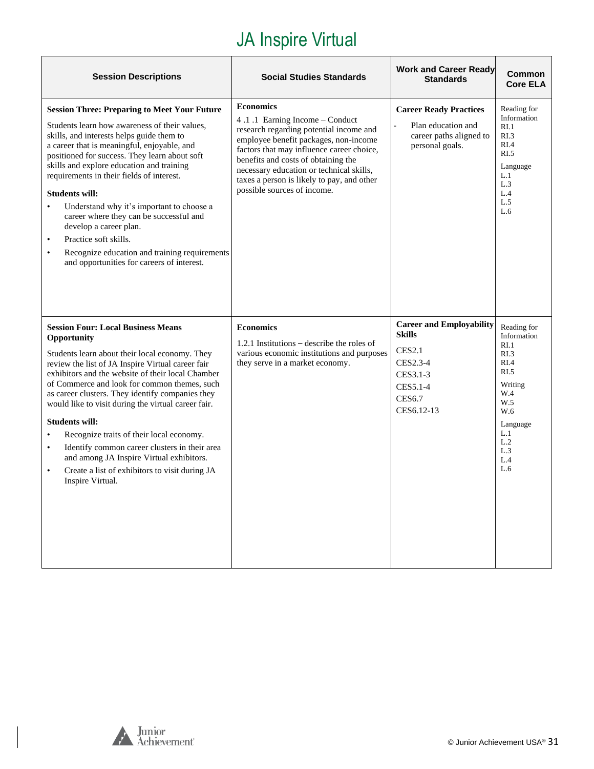# JA Inspire Virtual

| Session Descriptions | Social Studies Standards | Work and Career Ready Standards | Common Core ELA |
|---|---|---|---|
| **Session Three: Preparing to Meet Your Future**<br><br>Students learn how awareness of their values, skills, and interests helps guide them to a career that is meaningful, enjoyable, and positioned for success. They learn about soft skills and explore education and training requirements in their fields of interest.<br><br>**Students will:**<br>• Understand why it's important to choose a career where they can be successful and develop a career plan.<br>• Practice soft skills.<br>• Recognize education and training requirements and opportunities for careers of interest. | **Economics**<br>4 .1 .1 Earning Income – Conduct research regarding potential income and employee benefit packages, non-income factors that may influence career choice, benefits and costs of obtaining the necessary education or technical skills, taxes a person is likely to pay, and other possible sources of income. | **Career Ready Practices**<br>- Plan education and career paths aligned to personal goals. | Reading for Information<br>RI.1<br>RI.3<br>RI.4<br>RI.5<br><br>Language<br>L.1<br>L.3<br>L.4<br>L.5<br>L.6 |
| **Session Four: Local Business Means Opportunity**<br><br>Students learn about their local economy. They review the list of JA Inspire Virtual career fair exhibitors and the website of their local Chamber of Commerce and look for common themes, such as career clusters. They identify companies they would like to visit during the virtual career fair.<br><br>**Students will:**<br>• Recognize traits of their local economy.<br>• Identify common career clusters in their area and among JA Inspire Virtual exhibitors.<br>• Create a list of exhibitors to visit during JA Inspire Virtual. | **Economics**<br>1.2.1 Institutions – describe the roles of various economic institutions and purposes they serve in a market economy. | **Career and Employability Skills**<br>CES2.1<br>CES2.3-4<br>CES3.1-3<br>CES5.1-4<br>CES6.7<br>CES6.12-13 | Reading for Information<br>RI.1<br>RI.3<br>RI.4<br>RI.5<br><br>Writing<br>W.4<br>W.5<br>W.6<br><br>Language<br>L.1<br>L.2<br>L.3<br>L.4<br>L.6 |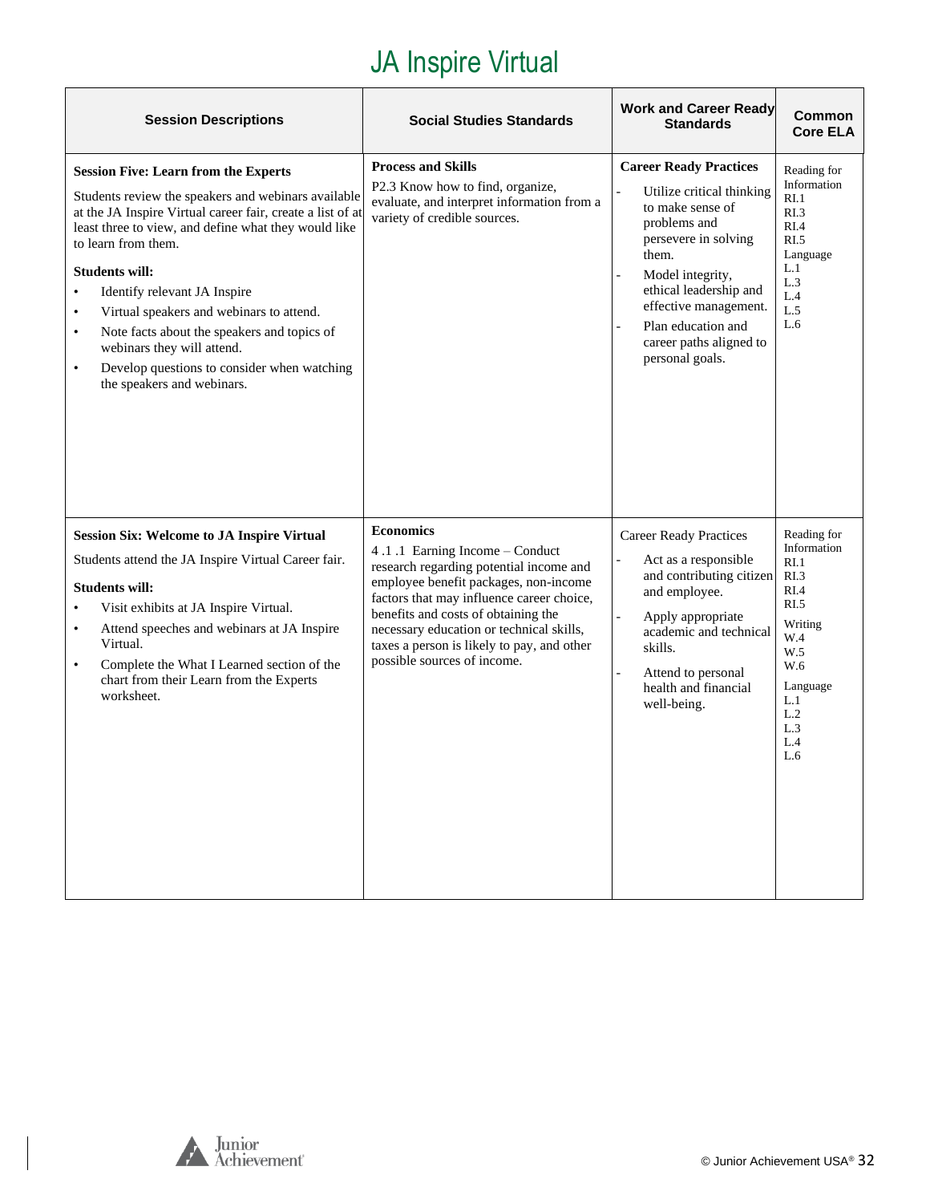# JA Inspire Virtual

| Session Descriptions | Social Studies Standards | Work and Career Ready Standards | Common Core ELA |
|---|---|---|---|
| **Session Five: Learn from the Experts**<br><br>Students review the speakers and webinars available at the JA Inspire Virtual career fair, create a list of at least three to view, and define what they would like to learn from them.<br><br>**Students will:**<br>• Identify relevant JA Inspire<br>• Virtual speakers and webinars to attend.<br>• Note facts about the speakers and topics of webinars they will attend.<br>• Develop questions to consider when watching the speakers and webinars. | **Process and Skills**<br>P2.3 Know how to find, organize, evaluate, and interpret information from a variety of credible sources. | **Career Ready Practices**<br>- Utilize critical thinking to make sense of problems and persevere in solving them.<br>- Model integrity, ethical leadership and effective management.<br>- Plan education and career paths aligned to personal goals. | Reading for Information<br>RI.1<br>RI.3<br>RI.4<br>RI.5<br>Language<br>L.1<br>L.3<br>L.4<br>L.5<br>L.6 |
| **Session Six: Welcome to JA Inspire Virtual**<br><br>Students attend the JA Inspire Virtual Career fair.<br><br>**Students will:**<br>• Visit exhibits at JA Inspire Virtual.<br>• Attend speeches and webinars at JA Inspire Virtual.<br>• Complete the What I Learned section of the chart from their Learn from the Experts worksheet. | **Economics**<br>4 .1 .1 Earning Income – Conduct research regarding potential income and employee benefit packages, non-income factors that may influence career choice, benefits and costs of obtaining the necessary education or technical skills, taxes a person is likely to pay, and other possible sources of income. | Career Ready Practices<br>- Act as a responsible and contributing citizen and employee.<br>- Apply appropriate academic and technical skills.<br>- Attend to personal health and financial well-being. | Reading for Information<br>RI.1<br>RI.3<br>RI.4<br>RI.5<br>Writing<br>W.4<br>W.5<br>W.6<br>Language<br>L.1<br>L.2<br>L.3<br>L.4<br>L.6 |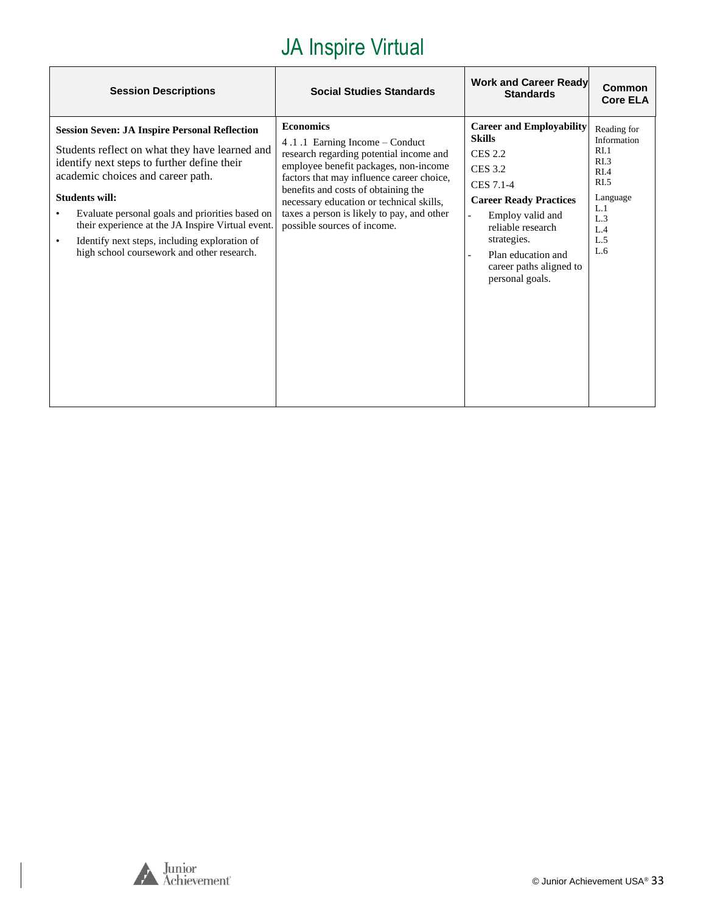# JA Inspire Virtual

| Session Descriptions | Social Studies Standards | Work and Career Ready Standards | Common Core ELA |
|---|---|---|---|
| **Session Seven: JA Inspire Personal Reflection**<br><br>Students reflect on what they have learned and identify next steps to further define their academic choices and career path.<br><br>**Students will:**<br>• Evaluate personal goals and priorities based on their experience at the JA Inspire Virtual event.<br>• Identify next steps, including exploration of high school coursework and other research. | **Economics**<br>4 .1 .1 Earning Income – Conduct research regarding potential income and employee benefit packages, non-income factors that may influence career choice, benefits and costs of obtaining the necessary education or technical skills, taxes a person is likely to pay, and other possible sources of income. | **Career and Employability Skills**<br>CES 2.2<br>CES 3.2<br>CES 7.1-4<br>**Career Ready Practices**<br>- Employ valid and reliable research strategies.<br>- Plan education and career paths aligned to personal goals. | Reading for Information<br>RI.1<br>RI.3<br>RI.4<br>RI.5<br>Language<br>L.1<br>L.3<br>L.4<br>L.5<br>L.6 |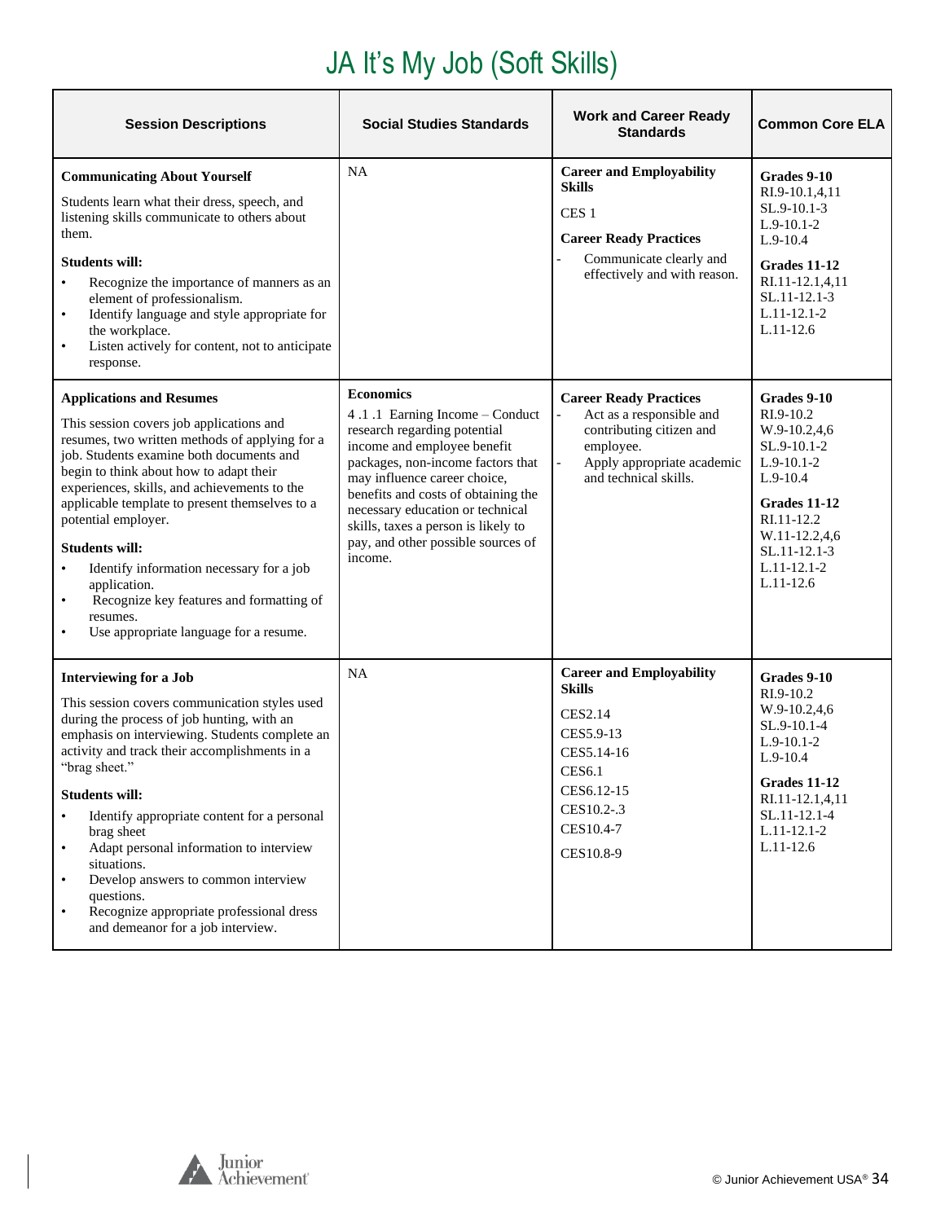# JA It's My Job (Soft Skills)

| Session Descriptions | Social Studies Standards | Work and Career Ready Standards | Common Core ELA |
|---|---|---|---|
| **Communicating About Yourself**<br><br>Students learn what their dress, speech, and listening skills communicate to others about them.<br><br>**Students will:**<br>• Recognize the importance of manners as an element of professionalism.<br>• Identify language and style appropriate for the workplace.<br>• Listen actively for content, not to anticipate response. | NA | **Career and Employability Skills**<br><br>CES 1<br><br>**Career Ready Practices**<br>- Communicate clearly and effectively and with reason. | **Grades 9-10**<br>RI.9-10.1,4,11<br>SL.9-10.1-3<br>L.9-10.1-2<br>L.9-10.4<br><br>**Grades 11-12**<br>RI.11-12.1,4,11<br>SL.11-12.1-3<br>L.11-12.1-2<br>L.11-12.6 |
| **Applications and Resumes**<br><br>This session covers job applications and resumes, two written methods of applying for a job. Students examine both documents and begin to think about how to adapt their experiences, skills, and achievements to the applicable template to present themselves to a potential employer.<br><br>**Students will:**<br>• Identify information necessary for a job application.<br>• Recognize key features and formatting of resumes.<br>• Use appropriate language for a resume. | **Economics**<br><br>4 .1 .1 Earning Income – Conduct research regarding potential income and employee benefit packages, non-income factors that may influence career choice, benefits and costs of obtaining the necessary education or technical skills, taxes a person is likely to pay, and other possible sources of income. | **Career Ready Practices**<br>- Act as a responsible and contributing citizen and employee.<br>- Apply appropriate academic and technical skills. | **Grades 9-10**<br>RI.9-10.2<br>W.9-10.2,4,6<br>SL.9-10.1-2<br>L.9-10.1-2<br>L.9-10.4<br><br>**Grades 11-12**<br>RI.11-12.2<br>W.11-12.2,4,6<br>SL.11-12.1-3<br>L.11-12.1-2<br>L.11-12.6 |
| **Interviewing for a Job**<br><br>This session covers communication styles used during the process of job hunting, with an emphasis on interviewing. Students complete an activity and track their accomplishments in a "brag sheet."<br><br>**Students will:**<br>• Identify appropriate content for a personal brag sheet<br>• Adapt personal information to interview situations.<br>• Develop answers to common interview questions.<br>• Recognize appropriate professional dress and demeanor for a job interview. | NA | **Career and Employability Skills**<br><br>CES2.14<br>CES5.9-13<br>CES5.14-16<br>CES6.1<br>CES6.12-15<br>CES10.2-.3<br>CES10.4-7<br>CES10.8-9 | **Grades 9-10**<br>RI.9-10.2<br>W.9-10.2,4,6<br>SL.9-10.1-4<br>L.9-10.1-2<br>L.9-10.4<br><br>**Grades 11-12**<br>RI.11-12.1,4,11<br>SL.11-12.1-4<br>L.11-12.1-2<br>L.11-12.6 |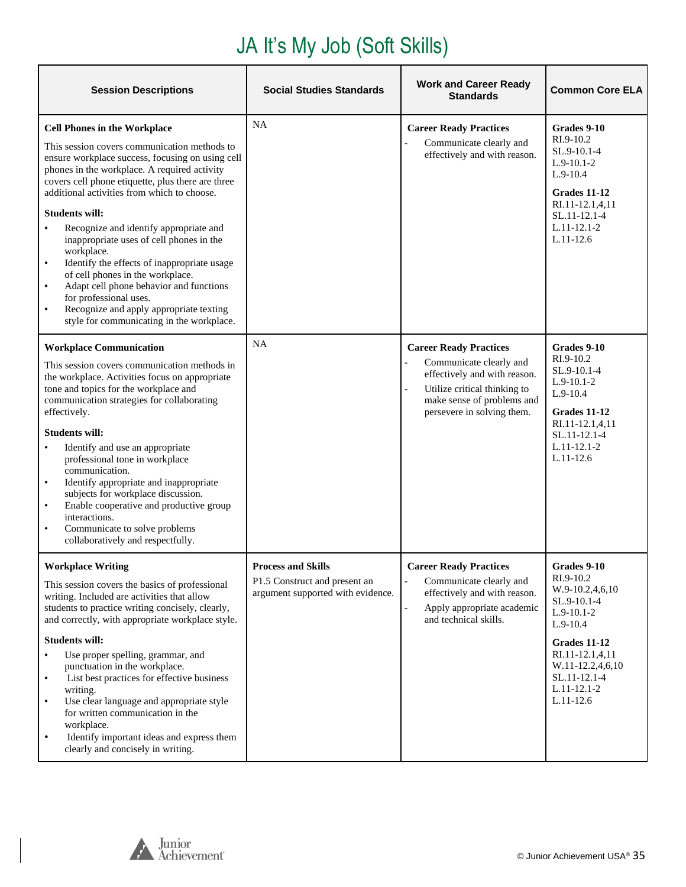# JA It's My Job (Soft Skills)

| Session Descriptions | Social Studies Standards | Work and Career Ready Standards | Common Core ELA |
|---|---|---|---|
| **Cell Phones in the Workplace**<br><br>This session covers communication methods to ensure workplace success, focusing on using cell phones in the workplace. A required activity covers cell phone etiquette, plus there are three additional activities from which to choose.<br><br>**Students will:**<br>• Recognize and identify appropriate and inappropriate uses of cell phones in the workplace.<br>• Identify the effects of inappropriate usage of cell phones in the workplace.<br>• Adapt cell phone behavior and functions for professional uses.<br>• Recognize and apply appropriate texting style for communicating in the workplace. | NA | **Career Ready Practices**<br>- Communicate clearly and effectively and with reason. | **Grades 9-10**<br>RI.9-10.2<br>SL.9-10.1-4<br>L.9-10.1-2<br>L.9-10.4<br><br>**Grades 11-12**<br>RI.11-12.1,4,11<br>SL.11-12.1-4<br>L.11-12.1-2<br>L.11-12.6 |
| **Workplace Communication**<br><br>This session covers communication methods in the workplace. Activities focus on appropriate tone and topics for the workplace and communication strategies for collaborating effectively.<br><br>**Students will:**<br>• Identify and use an appropriate professional tone in workplace communication.<br>• Identify appropriate and inappropriate subjects for workplace discussion.<br>• Enable cooperative and productive group interactions.<br>• Communicate to solve problems collaboratively and respectfully. | NA | **Career Ready Practices**<br>- Communicate clearly and effectively and with reason.<br>- Utilize critical thinking to make sense of problems and persevere in solving them. | **Grades 9-10**<br>RI.9-10.2<br>SL.9-10.1-4<br>L.9-10.1-2<br>L.9-10.4<br><br>**Grades 11-12**<br>RI.11-12.1,4,11<br>SL.11-12.1-4<br>L.11-12.1-2<br>L.11-12.6 |
| **Workplace Writing**<br><br>This session covers the basics of professional writing. Included are activities that allow students to practice writing concisely, clearly, and correctly, with appropriate workplace style.<br><br>**Students will:**<br>• Use proper spelling, grammar, and punctuation in the workplace.<br>• List best practices for effective business writing.<br>• Use clear language and appropriate style for written communication in the workplace.<br>• Identify important ideas and express them clearly and concisely in writing. | **Process and Skills**<br>P1.5 Construct and present an argument supported with evidence. | **Career Ready Practices**<br>- Communicate clearly and effectively and with reason.<br>- Apply appropriate academic and technical skills. | **Grades 9-10**<br>RI.9-10.2<br>W.9-10.2,4,6,10<br>SL.9-10.1-4<br>L.9-10.1-2<br>L.9-10.4<br><br>**Grades 11-12**<br>RI.11-12.1,4,11<br>W.11-12.2,4,6,10<br>SL.11-12.1-4<br>L.11-12.1-2<br>L.11-12.6 |

© Junior Achievement USA®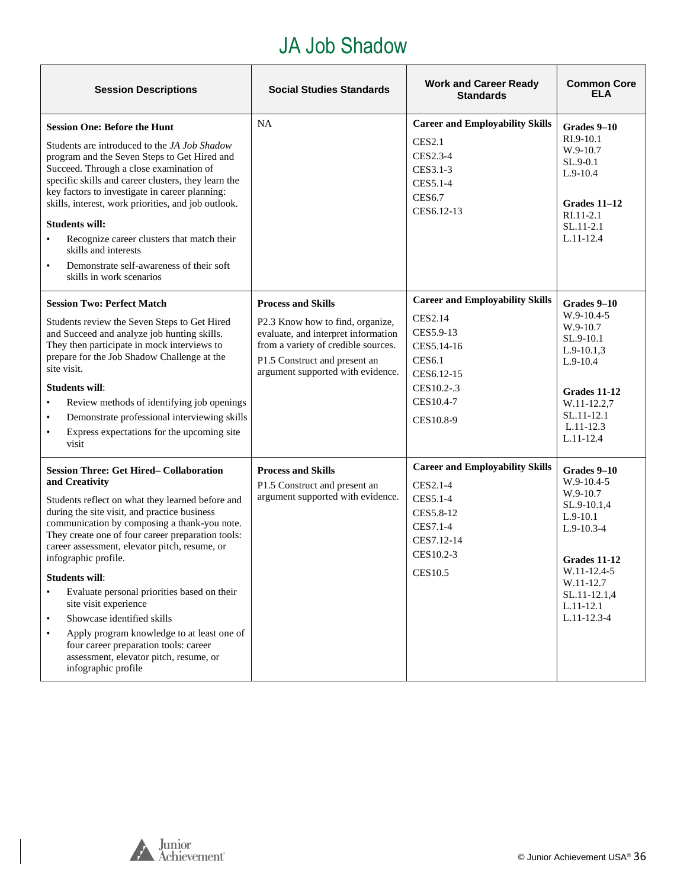# JA Job Shadow

| Session Descriptions | Social Studies Standards | Work and Career Ready Standards | Common Core ELA |
|---|---|---|---|
| **Session One: Before the Hunt**<br><br>Students are introduced to the *JA Job Shadow* program and the Seven Steps to Get Hired and Succeed. Through a close examination of specific skills and career clusters, they learn the key factors to investigate in career planning: skills, interest, work priorities, and job outlook.<br><br>**Students will:**<br>• Recognize career clusters that match their skills and interests<br>• Demonstrate self-awareness of their soft skills in work scenarios | NA | **Career and Employability Skills**<br>CES2.1<br>CES2.3-4<br>CES3.1-3<br>CES5.1-4<br>CES6.7<br>CES6.12-13 | **Grades 9–10**<br>RI.9-10.1<br>W.9-10.7<br>SL.9-0.1<br>L.9-10.4<br><br>**Grades 11–12**<br>RI.11-2.1<br>SL.11-2.1<br>L.11-12.4 |
| **Session Two: Perfect Match**<br><br>Students review the Seven Steps to Get Hired and Succeed and analyze job hunting skills. They then participate in mock interviews to prepare for the Job Shadow Challenge at the site visit.<br><br>**Students will**:<br>• Review methods of identifying job openings<br>• Demonstrate professional interviewing skills<br>• Express expectations for the upcoming site visit | **Process and Skills**<br>P2.3 Know how to find, organize, evaluate, and interpret information from a variety of credible sources.<br>P1.5 Construct and present an argument supported with evidence. | **Career and Employability Skills**<br>CES2.14<br>CES5.9-13<br>CES5.14-16<br>CES6.1<br>CES6.12-15<br>CES10.2-.3<br>CES10.4-7<br>CES10.8-9 | **Grades 9–10**<br>W.9-10.4-5<br>W.9-10.7<br>SL.9-10.1<br>L.9-10.1,3<br>L.9-10.4<br><br>**Grades 11-12**<br>W.11-12.2,7<br>SL.11-12.1<br>L.11-12.3<br>L.11-12.4 |
| **Session Three: Get Hired– Collaboration and Creativity**<br><br>Students reflect on what they learned before and during the site visit, and practice business communication by composing a thank-you note. They create one of four career preparation tools: career assessment, elevator pitch, resume, or infographic profile.<br><br>**Students will**:<br>• Evaluate personal priorities based on their site visit experience<br>• Showcase identified skills<br>• Apply program knowledge to at least one of four career preparation tools: career assessment, elevator pitch, resume, or infographic profile | **Process and Skills**<br>P1.5 Construct and present an argument supported with evidence. | **Career and Employability Skills**<br>CES2.1-4<br>CES5.1-4<br>CES5.8-12<br>CES7.1-4<br>CES7.12-14<br>CES10.2-3<br>CES10.5 | **Grades 9–10**<br>W.9-10.4-5<br>W.9-10.7<br>SL.9-10.1,4<br>L.9-10.1<br>L.9-10.3-4<br><br>**Grades 11-12**<br>W.11-12.4-5<br>W.11-12.7<br>SL.11-12.1,4<br>L.11-12.1<br>L.11-12.3-4 |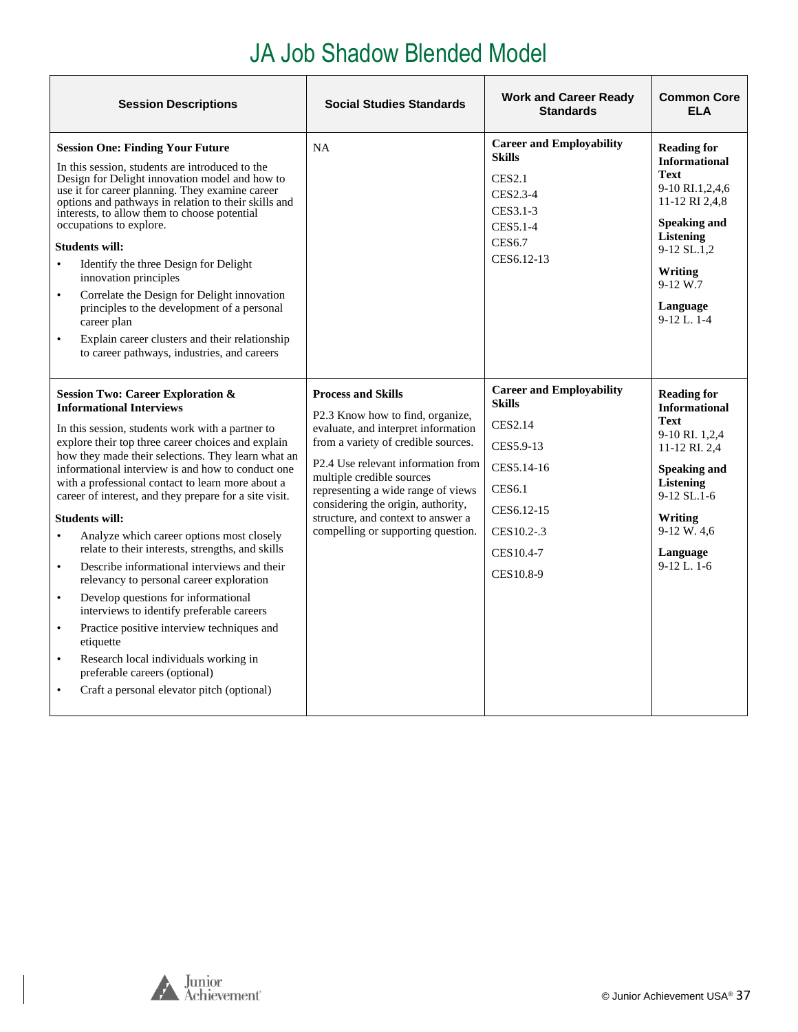# JA Job Shadow Blended Model

| Session Descriptions | Social Studies Standards | Work and Career Ready Standards | Common Core ELA |
|---|---|---|---|
| **Session One: Finding Your Future**<br><br>In this session, students are introduced to the Design for Delight innovation model and how to use it for career planning. They examine career options and pathways in relation to their skills and interests, to allow them to choose potential occupations to explore.<br><br>**Students will:**<br>• Identify the three Design for Delight innovation principles<br>• Correlate the Design for Delight innovation principles to the development of a personal career plan<br>• Explain career clusters and their relationship to career pathways, industries, and careers | NA | **Career and Employability Skills**<br><br>CES2.1<br>CES2.3-4<br>CES3.1-3<br>CES5.1-4<br>CES6.7<br>CES6.12-13 | **Reading for Informational Text**<br>9-10 RI.1,2,4,6<br>11-12 RI 2,4,8<br><br>**Speaking and Listening**<br>9-12 SL.1,2<br><br>**Writing**<br>9-12 W.7<br><br>**Language**<br>9-12 L. 1-4 |
| **Session Two: Career Exploration & Informational Interviews**<br><br>In this session, students work with a partner to explore their top three career choices and explain how they made their selections. They learn what an informational interview is and how to conduct one with a professional contact to learn more about a career of interest, and they prepare for a site visit.<br><br>**Students will:**<br>• Analyze which career options most closely relate to their interests, strengths, and skills<br>• Describe informational interviews and their relevancy to personal career exploration<br>• Develop questions for informational interviews to identify preferable careers<br>• Practice positive interview techniques and etiquette<br>• Research local individuals working in preferable careers (optional)<br>• Craft a personal elevator pitch (optional) | **Process and Skills**<br><br>P2.3 Know how to find, organize, evaluate, and interpret information from a variety of credible sources.<br><br>P2.4 Use relevant information from multiple credible sources representing a wide range of views considering the origin, authority, structure, and context to answer a compelling or supporting question. | **Career and Employability Skills**<br><br>CES2.14<br>CES5.9-13<br>CES5.14-16<br>CES6.1<br>CES6.12-15<br>CES10.2-.3<br>CES10.4-7<br>CES10.8-9 | **Reading for Informational Text**<br>9-10 RI. 1,2,4<br>11-12 RI. 2,4<br><br>**Speaking and Listening**<br>9-12 SL.1-6<br><br>**Writing**<br>9-12 W. 4,6<br><br>**Language**<br>9-12 L. 1-6 |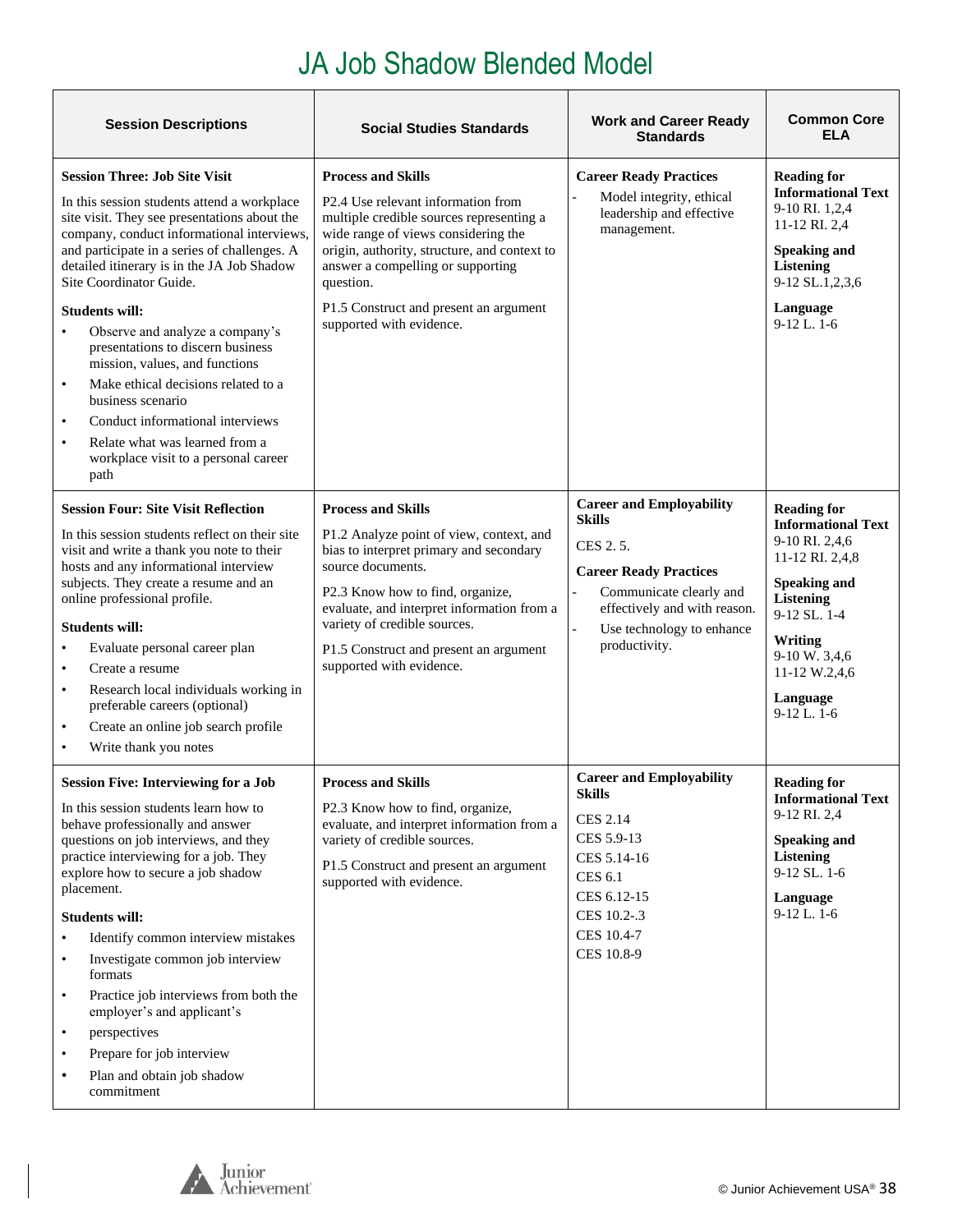# JA Job Shadow Blended Model

| Session Descriptions | Social Studies Standards | Work and Career Ready Standards | Common Core ELA |
|---|---|---|---|
| **Session Three: Job Site Visit**<br><br>In this session students attend a workplace site visit. They see presentations about the company, conduct informational interviews, and participate in a series of challenges. A detailed itinerary is in the JA Job Shadow Site Coordinator Guide.<br><br>**Students will:**<br>• Observe and analyze a company's presentations to discern business mission, values, and functions<br>• Make ethical decisions related to a business scenario<br>• Conduct informational interviews<br>• Relate what was learned from a workplace visit to a personal career path | **Process and Skills**<br><br>P2.4 Use relevant information from multiple credible sources representing a wide range of views considering the origin, authority, structure, and context to answer a compelling or supporting question.<br><br>P1.5 Construct and present an argument supported with evidence. | **Career Ready Practices**<br>- Model integrity, ethical leadership and effective management. | **Reading for Informational Text**<br>9-10 RI. 1,2,4<br>11-12 RI. 2,4<br><br>**Speaking and Listening**<br>9-12 SL.1,2,3,6<br><br>**Language**<br>9-12 L. 1-6 |
| **Session Four: Site Visit Reflection**<br><br>In this session students reflect on their site visit and write a thank you note to their hosts and any informational interview subjects. They create a resume and an online professional profile.<br><br>**Students will:**<br>• Evaluate personal career plan<br>• Create a resume<br>• Research local individuals working in preferable careers (optional)<br>• Create an online job search profile<br>• Write thank you notes | **Process and Skills**<br><br>P1.2 Analyze point of view, context, and bias to interpret primary and secondary source documents.<br><br>P2.3 Know how to find, organize, evaluate, and interpret information from a variety of credible sources.<br><br>P1.5 Construct and present an argument supported with evidence. | **Career and Employability Skills**<br><br>CES 2. 5.<br><br>**Career Ready Practices**<br>- Communicate clearly and effectively and with reason.<br>- Use technology to enhance productivity. | **Reading for Informational Text**<br>9-10 RI. 2,4,6<br>11-12 RI. 2,4,8<br><br>**Speaking and Listening**<br>9-12 SL. 1-4<br><br>**Writing**<br>9-10 W. 3,4,6<br>11-12 W.2,4,6<br><br>**Language**<br>9-12 L. 1-6 |
| **Session Five: Interviewing for a Job**<br><br>In this session students learn how to behave professionally and answer questions on job interviews, and they practice interviewing for a job. They explore how to secure a job shadow placement.<br><br>**Students will:**<br>• Identify common interview mistakes<br>• Investigate common job interview formats<br>• Practice job interviews from both the employer's and applicant's<br>• perspectives<br>• Prepare for job interview<br>• Plan and obtain job shadow commitment | **Process and Skills**<br><br>P2.3 Know how to find, organize, evaluate, and interpret information from a variety of credible sources.<br><br>P1.5 Construct and present an argument supported with evidence. | **Career and Employability Skills**<br><br>CES 2.14<br>CES 5.9-13<br>CES 5.14-16<br>CES 6.1<br>CES 6.12-15<br>CES 10.2-.3<br>CES 10.4-7<br>CES 10.8-9 | **Reading for Informational Text**<br>9-12 RI. 2,4<br><br>**Speaking and Listening**<br>9-12 SL. 1-6<br><br>**Language**<br>9-12 L. 1-6 |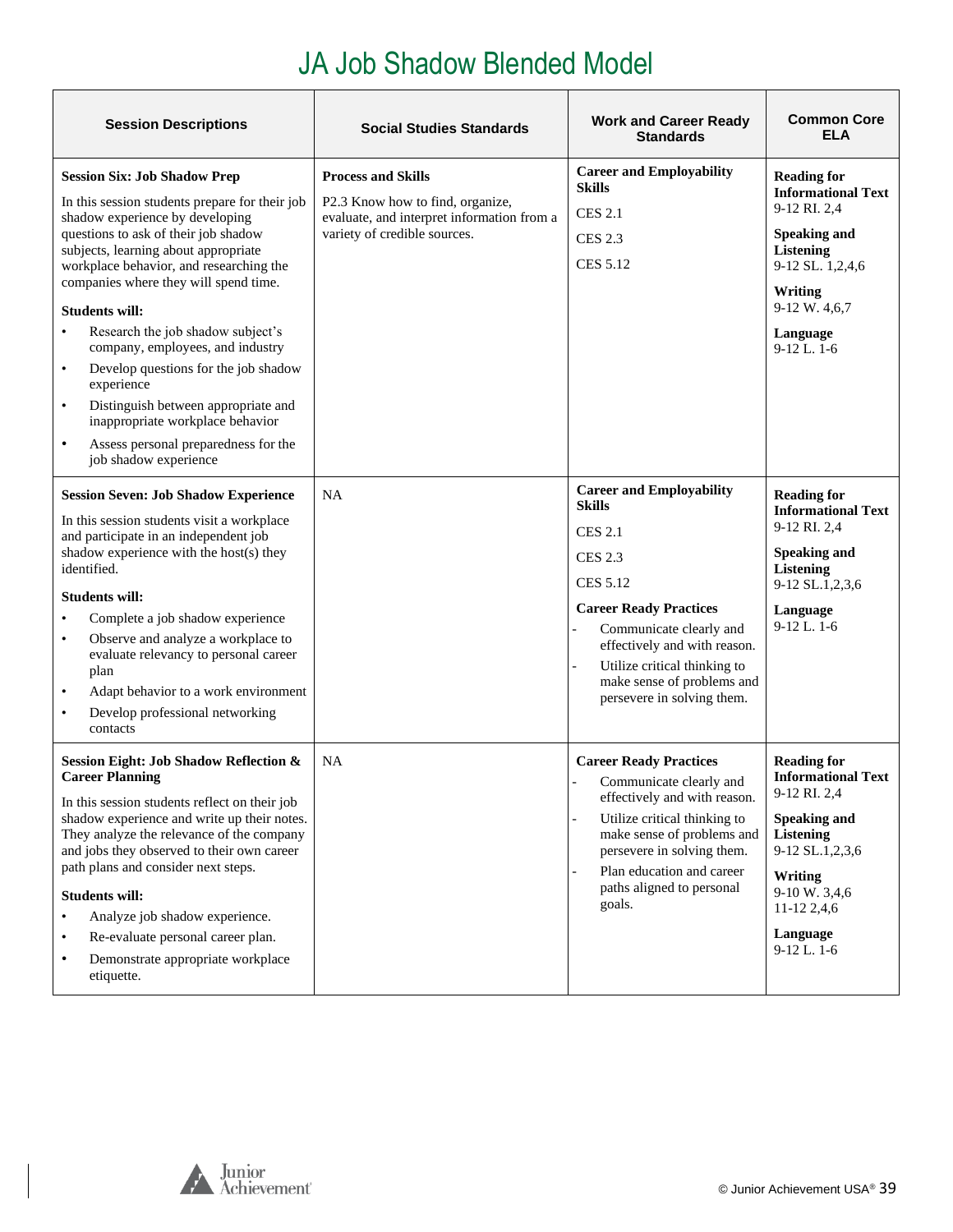# JA Job Shadow Blended Model

| Session Descriptions | Social Studies Standards | Work and Career Ready Standards | Common Core ELA |
|---|---|---|---|
| **Session Six: Job Shadow Prep**<br><br>In this session students prepare for their job shadow experience by developing questions to ask of their job shadow subjects, learning about appropriate workplace behavior, and researching the companies where they will spend time.<br><br>**Students will:**<br>• Research the job shadow subject's company, employees, and industry<br>• Develop questions for the job shadow experience<br>• Distinguish between appropriate and inappropriate workplace behavior<br>• Assess personal preparedness for the job shadow experience | **Process and Skills**<br><br>P2.3 Know how to find, organize, evaluate, and interpret information from a variety of credible sources. | **Career and Employability Skills**<br><br>CES 2.1<br><br>CES 2.3<br><br>CES 5.12 | **Reading for Informational Text**<br>9-12 RI. 2,4<br><br>**Speaking and Listening**<br>9-12 SL. 1,2,4,6<br><br>**Writing**<br>9-12 W. 4,6,7<br><br>**Language**<br>9-12 L. 1-6 |
| **Session Seven: Job Shadow Experience**<br><br>In this session students visit a workplace and participate in an independent job shadow experience with the host(s) they identified.<br><br>**Students will:**<br>• Complete a job shadow experience<br>• Observe and analyze a workplace to evaluate relevancy to personal career plan<br>• Adapt behavior to a work environment<br>• Develop professional networking contacts | NA | **Career and Employability Skills**<br><br>CES 2.1<br><br>CES 2.3<br><br>CES 5.12<br><br>**Career Ready Practices**<br>- Communicate clearly and effectively and with reason.<br>- Utilize critical thinking to make sense of problems and persevere in solving them. | **Reading for Informational Text**<br>9-12 RI. 2,4<br><br>**Speaking and Listening**<br>9-12 SL.1,2,3,6<br><br>**Language**<br>9-12 L. 1-6 |
| **Session Eight: Job Shadow Reflection & Career Planning**<br><br>In this session students reflect on their job shadow experience and write up their notes. They analyze the relevance of the company and jobs they observed to their own career path plans and consider next steps.<br><br>**Students will:**<br>• Analyze job shadow experience.<br>• Re-evaluate personal career plan.<br>• Demonstrate appropriate workplace etiquette. | NA | **Career Ready Practices**<br>- Communicate clearly and effectively and with reason.<br>- Utilize critical thinking to make sense of problems and persevere in solving them.<br>- Plan education and career paths aligned to personal goals. | **Reading for Informational Text**<br>9-12 RI. 2,4<br><br>**Speaking and Listening**<br>9-12 SL.1,2,3,6<br><br>**Writing**<br>9-10 W. 3,4,6<br>11-12 2,4,6<br><br>**Language**<br>9-12 L. 1-6 |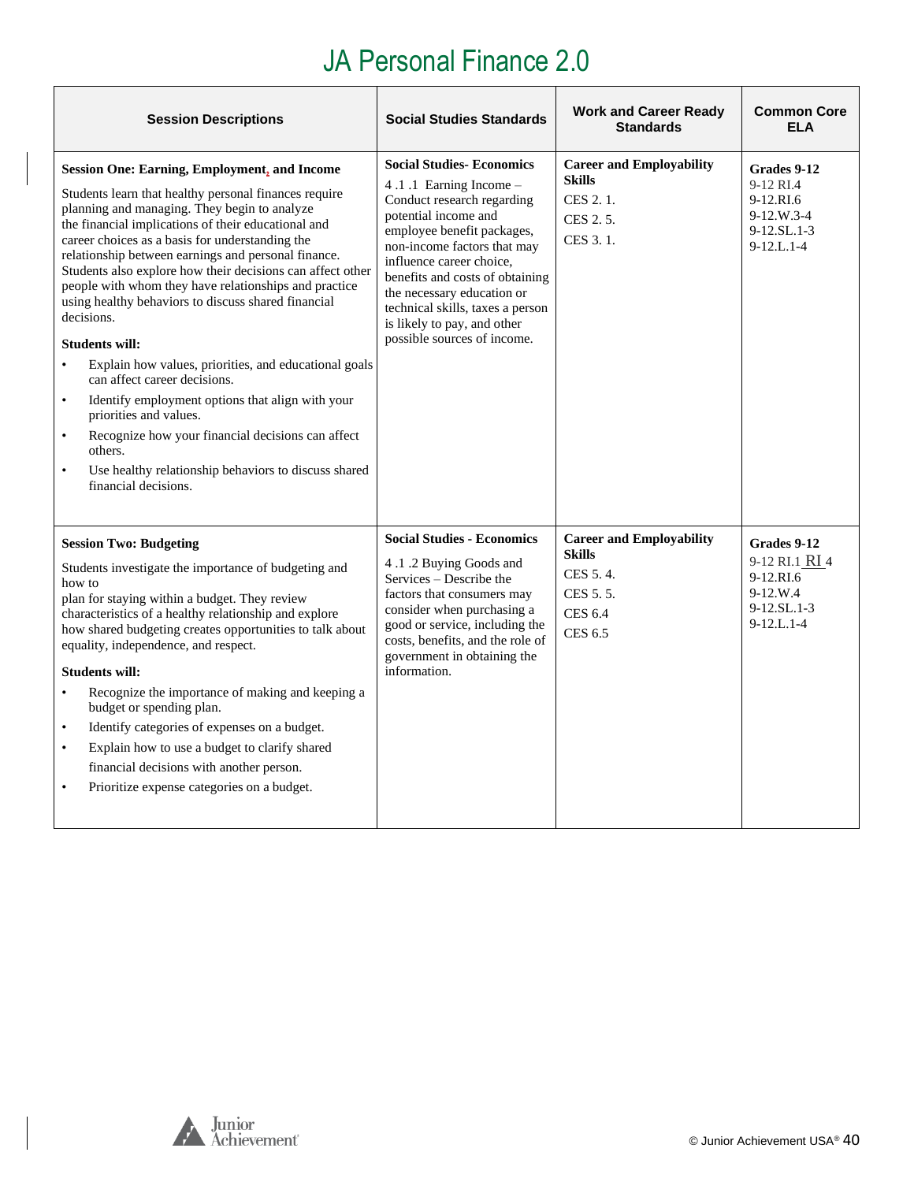# JA Personal Finance 2.0

| Session Descriptions | Social Studies Standards | Work and Career Ready Standards | Common Core ELA |
|---|---|---|---|
| **Session One: Earning, Employment, and Income**<br><br>Students learn that healthy personal finances require planning and managing. They begin to analyze the financial implications of their educational and career choices as a basis for understanding the relationship between earnings and personal finance. Students also explore how their decisions can affect other people with whom they have relationships and practice using healthy behaviors to discuss shared financial decisions.<br><br>**Students will:**<br>• Explain how values, priorities, and educational goals can affect career decisions.<br>• Identify employment options that align with your priorities and values.<br>• Recognize how your financial decisions can affect others.<br>• Use healthy relationship behaviors to discuss shared financial decisions. | **Social Studies- Economics**<br>4 .1 .1 Earning Income – Conduct research regarding potential income and employee benefit packages, non-income factors that may influence career choice, benefits and costs of obtaining the necessary education or technical skills, taxes a person is likely to pay, and other possible sources of income. | **Career and Employability Skills**<br>CES 2. 1.<br>CES 2. 5.<br>CES 3. 1. | **Grades 9-12**<br>9-12 RI.4<br>9-12.RI.6<br>9-12.W.3-4<br>9-12.SL.1-3<br>9-12.L.1-4 |
| **Session Two: Budgeting**<br><br>Students investigate the importance of budgeting and how to plan for staying within a budget. They review characteristics of a healthy relationship and explore how shared budgeting creates opportunities to talk about equality, independence, and respect.<br><br>**Students will:**<br>• Recognize the importance of making and keeping a budget or spending plan.<br>• Identify categories of expenses on a budget.<br>• Explain how to use a budget to clarify shared financial decisions with another person.<br>• Prioritize expense categories on a budget. | **Social Studies - Economics**<br>4 .1 .2 Buying Goods and Services – Describe the factors that consumers may consider when purchasing a good or service, including the costs, benefits, and the role of government in obtaining the information. | **Career and Employability Skills**<br>CES 5. 4.<br>CES 5. 5.<br>CES 6.4<br>CES 6.5 | **Grades 9-12**<br>9-12 RI.1 RI 4<br>9-12.RI.6<br>9-12.W.4<br>9-12.SL.1-3<br>9-12.L.1-4 |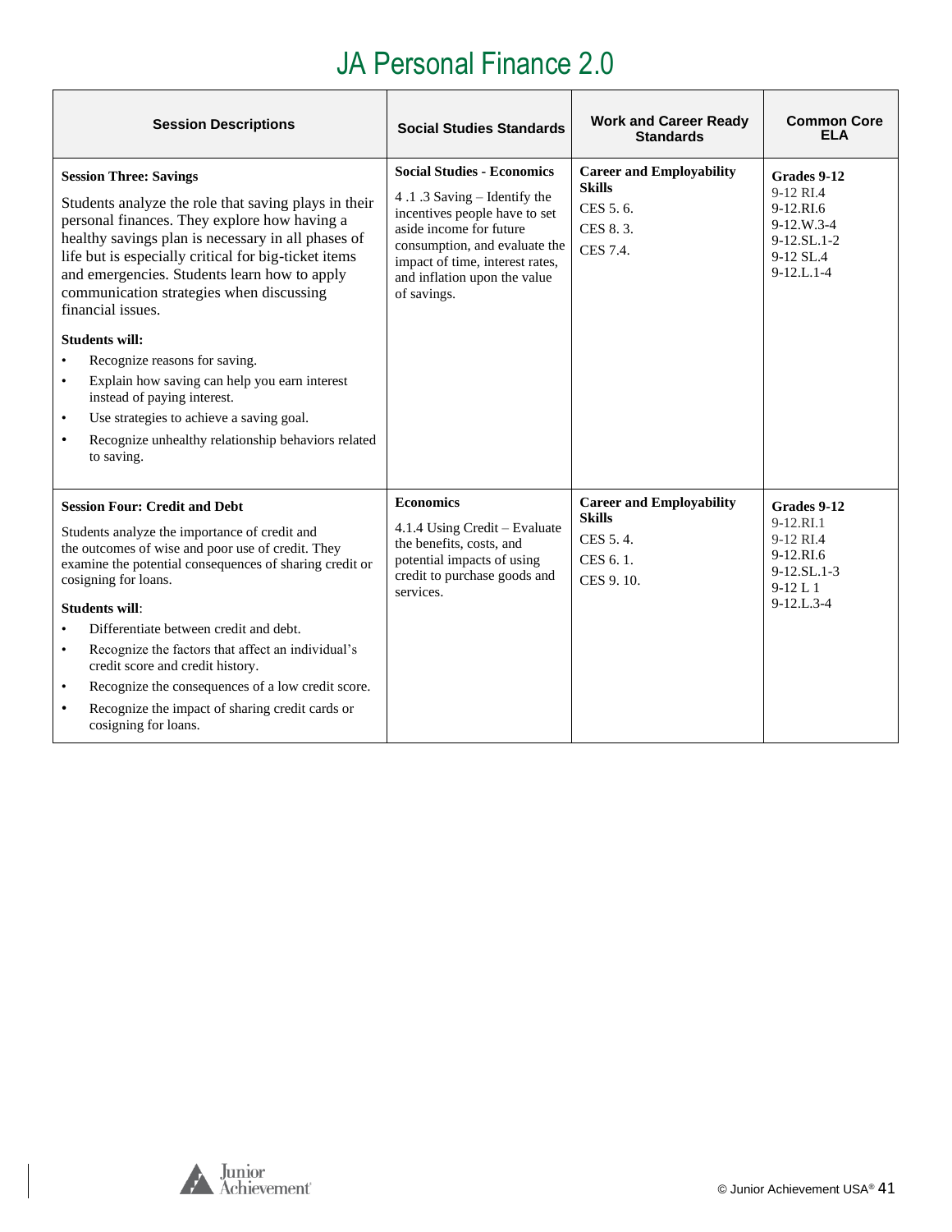# JA Personal Finance 2.0

| Session Descriptions | Social Studies Standards | Work and Career Ready Standards | Common Core ELA |
|---|---|---|---|
| **Session Three: Savings**<br><br>Students analyze the role that saving plays in their personal finances. They explore how having a healthy savings plan is necessary in all phases of life but is especially critical for big-ticket items and emergencies. Students learn how to apply communication strategies when discussing financial issues.<br><br>**Students will:**<br>• Recognize reasons for saving.<br>• Explain how saving can help you earn interest instead of paying interest.<br>• Use strategies to achieve a saving goal.<br>• Recognize unhealthy relationship behaviors related to saving. | **Social Studies - Economics**<br><br>4 .1 .3 Saving – Identify the incentives people have to set aside income for future consumption, and evaluate the impact of time, interest rates, and inflation upon the value of savings. | **Career and Employability Skills**<br><br>CES 5. 6.<br>CES 8. 3.<br>CES 7.4. | **Grades 9-12**<br>9-12 RI.4<br>9-12.RI.6<br>9-12.W.3-4<br>9-12.SL.1-2<br>9-12 SL.4<br>9-12.L.1-4 |
| **Session Four: Credit and Debt**<br><br>Students analyze the importance of credit and the outcomes of wise and poor use of credit. They examine the potential consequences of sharing credit or cosigning for loans.<br><br>**Students will**:<br>• Differentiate between credit and debt.<br>• Recognize the factors that affect an individual's credit score and credit history.<br>• Recognize the consequences of a low credit score.<br>• Recognize the impact of sharing credit cards or cosigning for loans. | **Economics**<br><br>4.1.4 Using Credit – Evaluate the benefits, costs, and potential impacts of using credit to purchase goods and services. | **Career and Employability Skills**<br><br>CES 5. 4.<br>CES 6. 1.<br>CES 9. 10. | **Grades 9-12**<br>9-12.RI.1<br>9-12 RI.4<br>9-12.RI.6<br>9-12.SL.1-3<br>9-12 L 1<br>9-12.L.3-4 |

© Junior Achievement USA®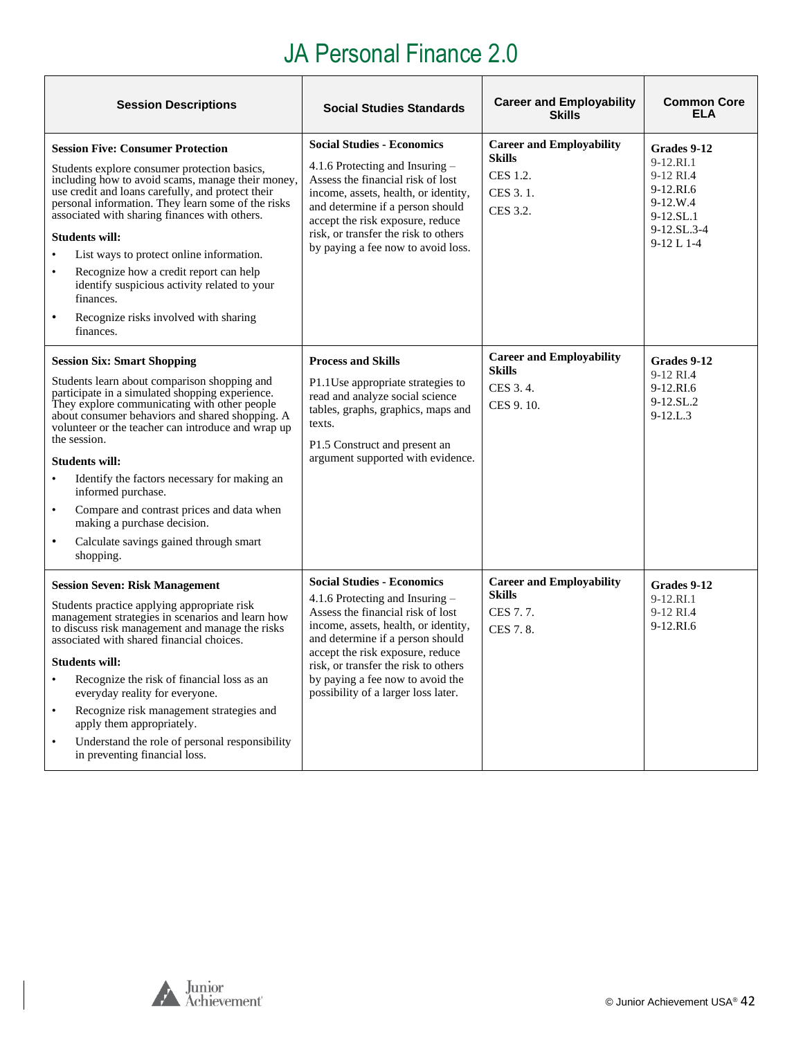# JA Personal Finance 2.0

| Session Descriptions | Social Studies Standards | Career and Employability Skills | Common Core ELA |
|---|---|---|---|
| **Session Five: Consumer Protection**<br><br>Students explore consumer protection basics, including how to avoid scams, manage their money, use credit and loans carefully, and protect their personal information. They learn some of the risks associated with sharing finances with others.<br><br>**Students will:**<br>• List ways to protect online information.<br>• Recognize how a credit report can help identify suspicious activity related to your finances.<br>• Recognize risks involved with sharing finances. | **Social Studies - Economics**<br><br>4.1.6 Protecting and Insuring – Assess the financial risk of lost income, assets, health, or identity, and determine if a person should accept the risk exposure, reduce risk, or transfer the risk to others by paying a fee now to avoid loss. | **Career and Employability Skills**<br><br>CES 1.2.<br>CES 3. 1.<br>CES 3.2. | **Grades 9-12**<br>9-12.RI.1<br>9-12 RI.4<br>9-12.RI.6<br>9-12.W.4<br>9-12.SL.1<br>9-12.SL.3-4<br>9-12 L 1-4 |
| **Session Six: Smart Shopping**<br><br>Students learn about comparison shopping and participate in a simulated shopping experience. They explore communicating with other people about consumer behaviors and shared shopping. A volunteer or the teacher can introduce and wrap up the session.<br><br>**Students will:**<br>• Identify the factors necessary for making an informed purchase.<br>• Compare and contrast prices and data when making a purchase decision.<br>• Calculate savings gained through smart shopping. | **Process and Skills**<br><br>P1.1Use appropriate strategies to read and analyze social science tables, graphs, graphics, maps and texts.<br><br>P1.5 Construct and present an argument supported with evidence. | **Career and Employability Skills**<br><br>CES 3. 4.<br>CES 9. 10. | **Grades 9-12**<br>9-12 RI.4<br>9-12.RI.6<br>9-12.SL.2<br>9-12.L.3 |
| **Session Seven: Risk Management**<br><br>Students practice applying appropriate risk management strategies in scenarios and learn how to discuss risk management and manage the risks associated with shared financial choices.<br><br>**Students will:**<br>• Recognize the risk of financial loss as an everyday reality for everyone.<br>• Recognize risk management strategies and apply them appropriately.<br>• Understand the role of personal responsibility in preventing financial loss. | **Social Studies - Economics**<br><br>4.1.6 Protecting and Insuring – Assess the financial risk of lost income, assets, health, or identity, and determine if a person should accept the risk exposure, reduce risk, or transfer the risk to others by paying a fee now to avoid the possibility of a larger loss later. | **Career and Employability Skills**<br><br>CES 7. 7.<br>CES 7. 8. | **Grades 9-12**<br>9-12.RI.1<br>9-12 RI.4<br>9-12.RI.6 |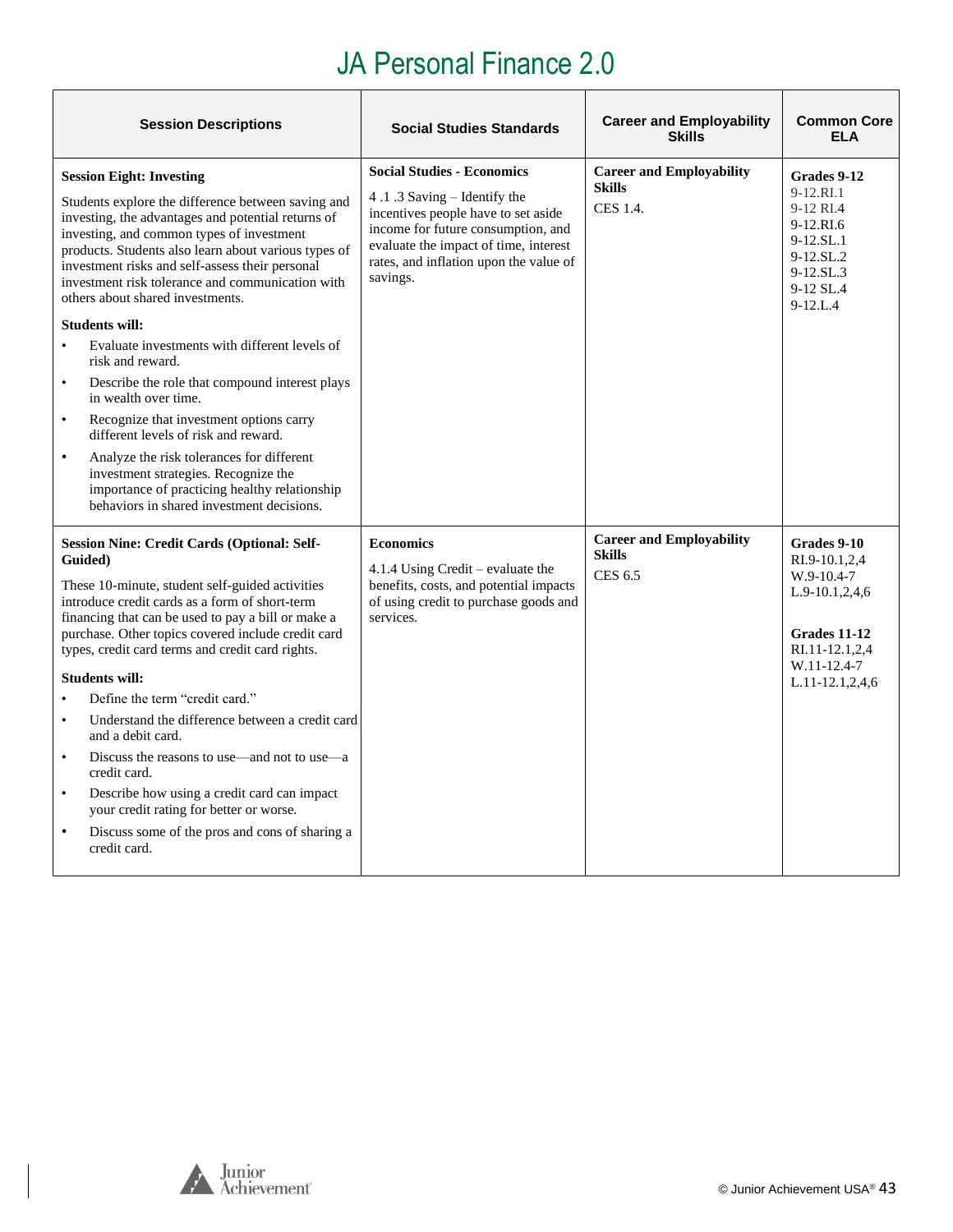# JA Personal Finance 2.0

| Session Descriptions | Social Studies Standards | Career and Employability Skills | Common Core ELA |
|---|---|---|---|
| **Session Eight: Investing**<br><br>Students explore the difference between saving and investing, the advantages and potential returns of investing, and common types of investment products. Students also learn about various types of investment risks and self-assess their personal investment risk tolerance and communication with others about shared investments.<br><br>**Students will:**<br>• Evaluate investments with different levels of risk and reward.<br>• Describe the role that compound interest plays in wealth over time.<br>• Recognize that investment options carry different levels of risk and reward.<br>• Analyze the risk tolerances for different investment strategies. Recognize the importance of practicing healthy relationship behaviors in shared investment decisions. | **Social Studies - Economics**<br><br>4 .1 .3 Saving – Identify the incentives people have to set aside income for future consumption, and evaluate the impact of time, interest rates, and inflation upon the value of savings. | **Career and Employability Skills**<br><br>CES 1.4. | **Grades 9-12**<br>9-12.RI.1<br>9-12 RI.4<br>9-12.RI.6<br>9-12.SL.1<br>9-12.SL.2<br>9-12.SL.3<br>9-12 SL.4<br>9-12.L.4 |
| **Session Nine: Credit Cards (Optional: Self-Guided)**<br><br>These 10-minute, student self-guided activities introduce credit cards as a form of short-term financing that can be used to pay a bill or make a purchase. Other topics covered include credit card types, credit card terms and credit card rights.<br><br>**Students will:**<br>• Define the term "credit card."<br>• Understand the difference between a credit card and a debit card.<br>• Discuss the reasons to use—and not to use—a credit card.<br>• Describe how using a credit card can impact your credit rating for better or worse.<br>• Discuss some of the pros and cons of sharing a credit card. | **Economics**<br><br>4.1.4 Using Credit – evaluate the benefits, costs, and potential impacts of using credit to purchase goods and services. | **Career and Employability Skills**<br><br>CES 6.5 | **Grades 9-10**<br>RI.9-10.1,2,4<br>W.9-10.4-7<br>L.9-10.1,2,4,6<br><br>**Grades 11-12**<br>RI.11-12.1,2,4<br>W.11-12.4-7<br>L.11-12.1,2,4,6 |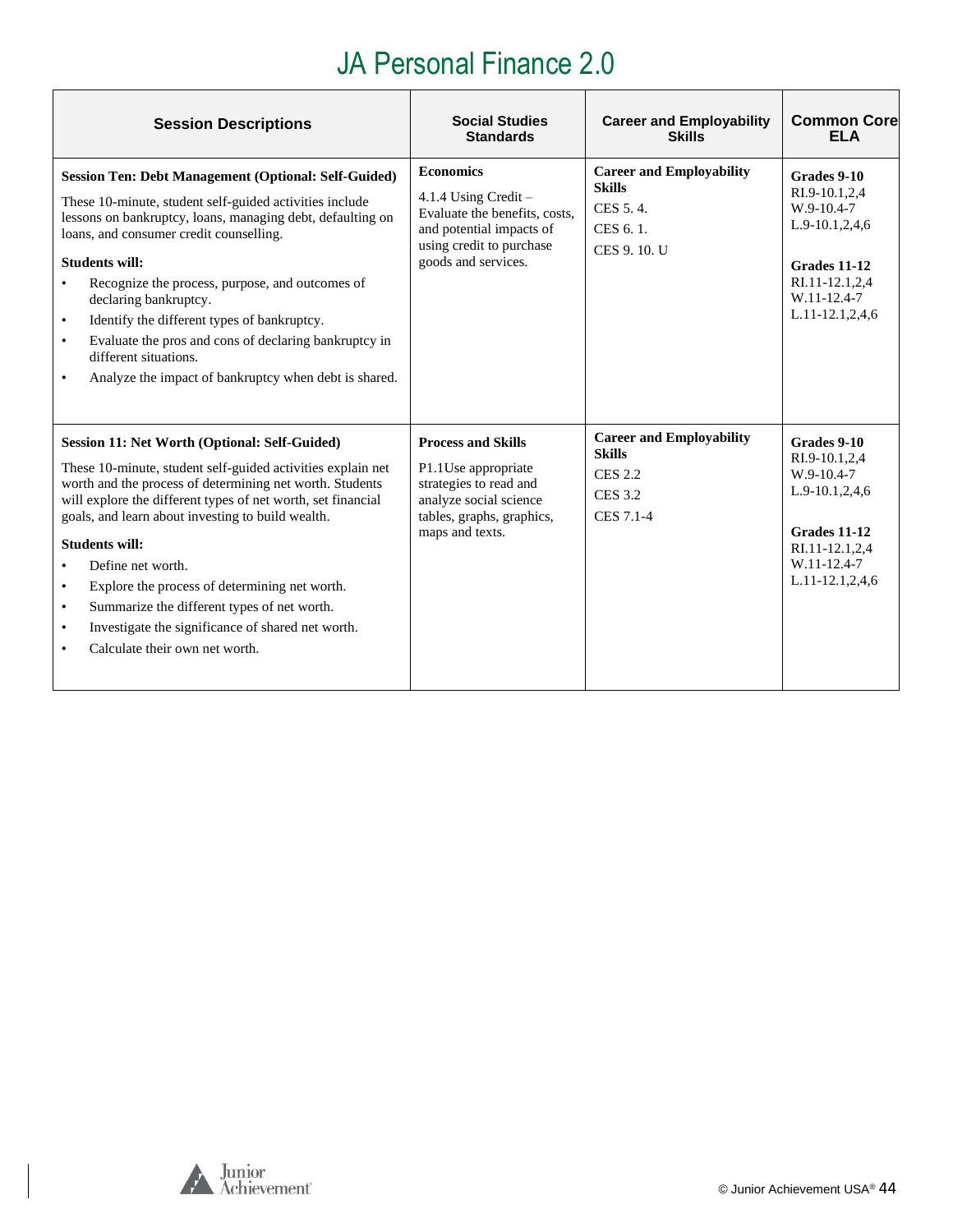# JA Personal Finance 2.0

| Session Descriptions | Social Studies Standards | Career and Employability Skills | Common Core ELA |
|---|---|---|---|
| **Session Ten: Debt Management (Optional: Self-Guided)**<br><br>These 10-minute, student self-guided activities include lessons on bankruptcy, loans, managing debt, defaulting on loans, and consumer credit counselling.<br><br>**Students will:**<br>• Recognize the process, purpose, and outcomes of declaring bankruptcy.<br>• Identify the different types of bankruptcy.<br>• Evaluate the pros and cons of declaring bankruptcy in different situations.<br>• Analyze the impact of bankruptcy when debt is shared. | **Economics**<br><br>4.1.4 Using Credit – Evaluate the benefits, costs, and potential impacts of using credit to purchase goods and services. | **Career and Employability Skills**<br><br>CES 5. 4.<br>CES 6. 1.<br>CES 9. 10. U | **Grades 9-10**<br>RI.9-10.1,2,4<br>W.9-10.4-7<br>L.9-10.1,2,4,6<br><br>**Grades 11-12**<br>RI.11-12.1,2,4<br>W.11-12.4-7<br>L.11-12.1,2,4,6 |
| **Session 11: Net Worth (Optional: Self-Guided)**<br><br>These 10-minute, student self-guided activities explain net worth and the process of determining net worth. Students will explore the different types of net worth, set financial goals, and learn about investing to build wealth.<br><br>**Students will:**<br>• Define net worth.<br>• Explore the process of determining net worth.<br>• Summarize the different types of net worth.<br>• Investigate the significance of shared net worth.<br>• Calculate their own net worth. | **Process and Skills**<br><br>P1.1Use appropriate strategies to read and analyze social science tables, graphs, graphics, maps and texts. | **Career and Employability Skills**<br><br>CES 2.2<br>CES 3.2<br>CES 7.1-4 | **Grades 9-10**<br>RI.9-10.1,2,4<br>W.9-10.4-7<br>L.9-10.1,2,4,6<br><br>**Grades 11-12**<br>RI.11-12.1,2,4<br>W.11-12.4-7<br>L.11-12.1,2,4,6 |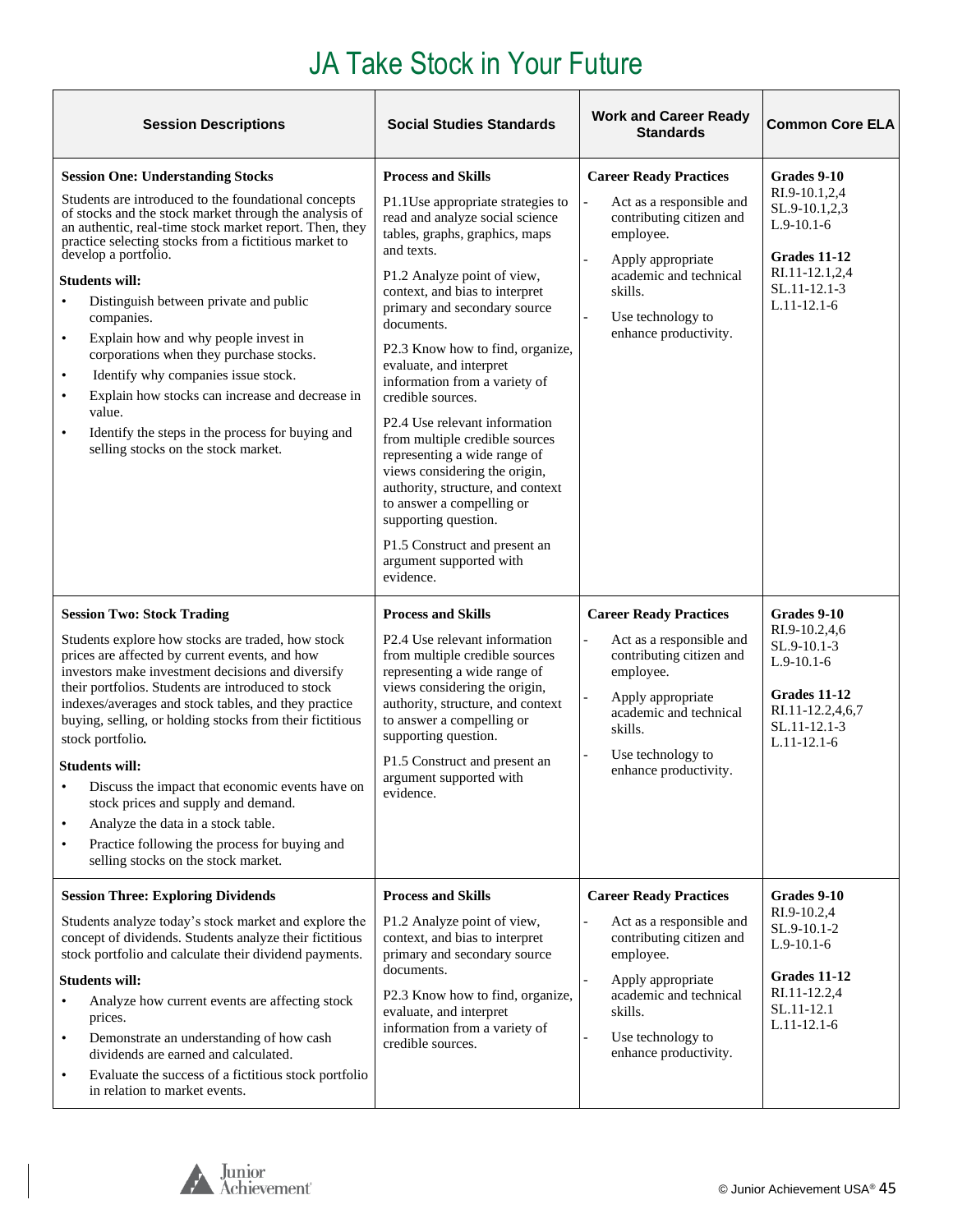# JA Take Stock in Your Future

| Session Descriptions | Social Studies Standards | Work and Career Ready Standards | Common Core ELA |
| --- | --- | --- | --- |
| **Session One: Understanding Stocks**<br><br>Students are introduced to the foundational concepts of stocks and the stock market through the analysis of an authentic, real-time stock market report. Then, they practice selecting stocks from a fictitious market to develop a portfolio.<br><br>**Students will:**<br>• Distinguish between private and public companies.<br>• Explain how and why people invest in corporations when they purchase stocks.<br>• Identify why companies issue stock.<br>• Explain how stocks can increase and decrease in value.<br>• Identify the steps in the process for buying and selling stocks on the stock market. | **Process and Skills**<br><br>P1.1Use appropriate strategies to read and analyze social science tables, graphs, graphics, maps and texts.<br><br>P1.2 Analyze point of view, context, and bias to interpret primary and secondary source documents.<br><br>P2.3 Know how to find, organize, evaluate, and interpret information from a variety of credible sources.<br><br>P2.4 Use relevant information from multiple credible sources representing a wide range of views considering the origin, authority, structure, and context to answer a compelling or supporting question.<br><br>P1.5 Construct and present an argument supported with evidence. | **Career Ready Practices**<br><br>- Act as a responsible and contributing citizen and employee.<br>- Apply appropriate academic and technical skills.<br>- Use technology to enhance productivity. | **Grades 9-10**<br>RI.9-10.1,2,4<br>SL.9-10.1,2,3<br>L.9-10.1-6<br><br>**Grades 11-12**<br>RI.11-12.1,2,4<br>SL.11-12.1-3<br>L.11-12.1-6 |
| **Session Two: Stock Trading**<br><br>Students explore how stocks are traded, how stock prices are affected by current events, and how investors make investment decisions and diversify their portfolios. Students are introduced to stock indexes/averages and stock tables, and they practice buying, selling, or holding stocks from their fictitious stock portfolio.<br><br>**Students will:**<br>• Discuss the impact that economic events have on stock prices and supply and demand.<br>• Analyze the data in a stock table.<br>• Practice following the process for buying and selling stocks on the stock market. | **Process and Skills**<br><br>P2.4 Use relevant information from multiple credible sources representing a wide range of views considering the origin, authority, structure, and context to answer a compelling or supporting question.<br><br>P1.5 Construct and present an argument supported with evidence. | **Career Ready Practices**<br><br>- Act as a responsible and contributing citizen and employee.<br>- Apply appropriate academic and technical skills.<br>- Use technology to enhance productivity. | **Grades 9-10**<br>RI.9-10.2,4,6<br>SL.9-10.1-3<br>L.9-10.1-6<br><br>**Grades 11-12**<br>RI.11-12.2,4,6,7<br>SL.11-12.1-3<br>L.11-12.1-6 |
| **Session Three: Exploring Dividends**<br><br>Students analyze today's stock market and explore the concept of dividends. Students analyze their fictitious stock portfolio and calculate their dividend payments.<br><br>**Students will:**<br>• Analyze how current events are affecting stock prices.<br>• Demonstrate an understanding of how cash dividends are earned and calculated.<br>• Evaluate the success of a fictitious stock portfolio in relation to market events. | **Process and Skills**<br><br>P1.2 Analyze point of view, context, and bias to interpret primary and secondary source documents.<br><br>P2.3 Know how to find, organize, evaluate, and interpret information from a variety of credible sources. | **Career Ready Practices**<br><br>- Act as a responsible and contributing citizen and employee.<br>- Apply appropriate academic and technical skills.<br>- Use technology to enhance productivity. | **Grades 9-10**<br>RI.9-10.2,4<br>SL.9-10.1-2<br>L.9-10.1-6<br><br>**Grades 11-12**<br>RI.11-12.2,4<br>SL.11-12.1<br>L.11-12.1-6 |

© Junior Achievement USA®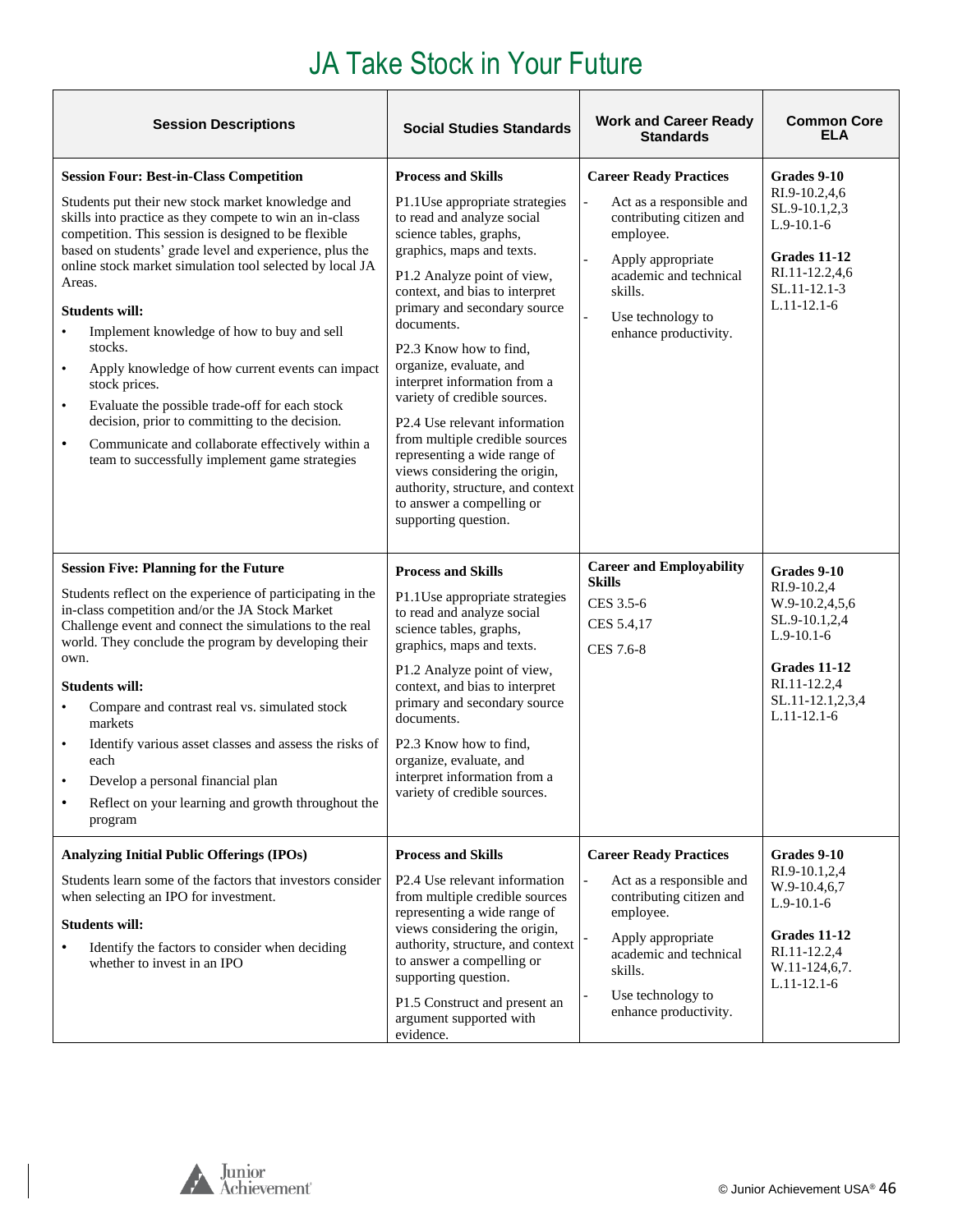# JA Take Stock in Your Future

| Session Descriptions | Social Studies Standards | Work and Career Ready Standards | Common Core ELA |
|---|---|---|---|
| **Session Four: Best-in-Class Competition**<br><br>Students put their new stock market knowledge and skills into practice as they compete to win an in-class competition. This session is designed to be flexible based on students' grade level and experience, plus the online stock market simulation tool selected by local JA Areas.<br><br>**Students will:**<br>• Implement knowledge of how to buy and sell stocks.<br>• Apply knowledge of how current events can impact stock prices.<br>• Evaluate the possible trade-off for each stock decision, prior to committing to the decision.<br>• Communicate and collaborate effectively within a team to successfully implement game strategies | **Process and Skills**<br><br>P1.1Use appropriate strategies to read and analyze social science tables, graphs, graphics, maps and texts.<br><br>P1.2 Analyze point of view, context, and bias to interpret primary and secondary source documents.<br><br>P2.3 Know how to find, organize, evaluate, and interpret information from a variety of credible sources.<br><br>P2.4 Use relevant information from multiple credible sources representing a wide range of views considering the origin, authority, structure, and context to answer a compelling or supporting question. | **Career Ready Practices**<br>- Act as a responsible and contributing citizen and employee.<br>- Apply appropriate academic and technical skills.<br>- Use technology to enhance productivity. | **Grades 9-10**<br>RI.9-10.2,4,6<br>SL.9-10.1,2,3<br>L.9-10.1-6<br><br>**Grades 11-12**<br>RI.11-12.2,4,6<br>SL.11-12.1-3<br>L.11-12.1-6 |
| **Session Five: Planning for the Future**<br><br>Students reflect on the experience of participating in the in-class competition and/or the JA Stock Market Challenge event and connect the simulations to the real world. They conclude the program by developing their own.<br><br>**Students will:**<br>• Compare and contrast real vs. simulated stock markets<br>• Identify various asset classes and assess the risks of each<br>• Develop a personal financial plan<br>• Reflect on your learning and growth throughout the program | **Process and Skills**<br><br>P1.1Use appropriate strategies to read and analyze social science tables, graphs, graphics, maps and texts.<br><br>P1.2 Analyze point of view, context, and bias to interpret primary and secondary source documents.<br><br>P2.3 Know how to find, organize, evaluate, and interpret information from a variety of credible sources. | **Career and Employability Skills**<br>CES 3.5-6<br>CES 5.4,17<br>CES 7.6-8 | **Grades 9-10**<br>RI.9-10.2,4<br>W.9-10.2,4,5,6<br>SL.9-10.1,2,4<br>L.9-10.1-6<br><br>**Grades 11-12**<br>RI.11-12.2,4<br>SL.11-12.1,2,3,4<br>L.11-12.1-6 |
| **Analyzing Initial Public Offerings (IPOs)**<br><br>Students learn some of the factors that investors consider when selecting an IPO for investment.<br><br>**Students will:**<br>• Identify the factors to consider when deciding whether to invest in an IPO | **Process and Skills**<br><br>P2.4 Use relevant information from multiple credible sources representing a wide range of views considering the origin, authority, structure, and context to answer a compelling or supporting question.<br><br>P1.5 Construct and present an argument supported with evidence. | **Career Ready Practices**<br>- Act as a responsible and contributing citizen and employee.<br>- Apply appropriate academic and technical skills.<br>- Use technology to enhance productivity. | **Grades 9-10**<br>RI.9-10.1,2,4<br>W.9-10.4,6,7<br>L.9-10.1-6<br><br>**Grades 11-12**<br>RI.11-12.2,4<br>W.11-124,6,7.<br>L.11-12.1-6 |

© Junior Achievement USA®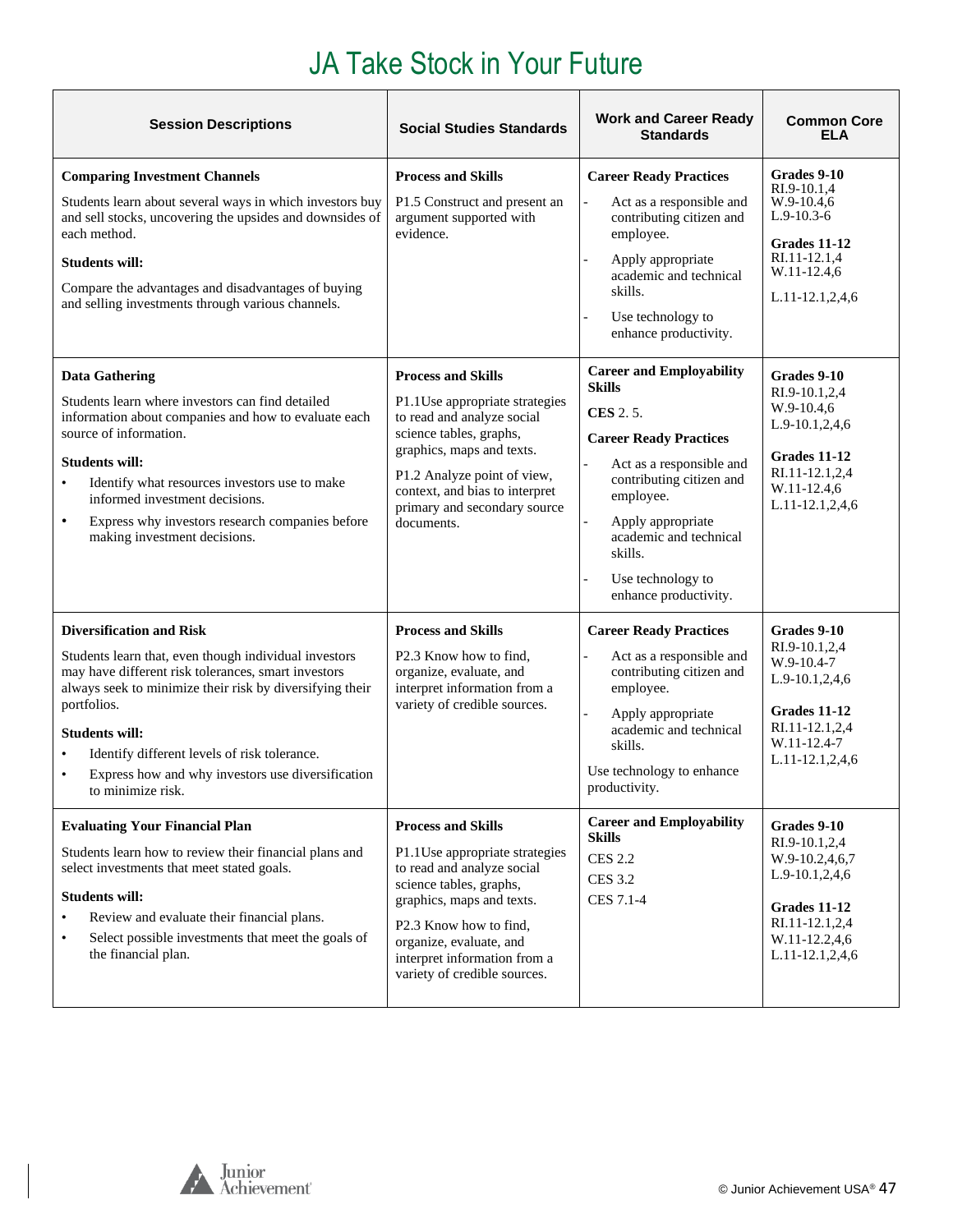# JA Take Stock in Your Future

| Session Descriptions | Social Studies Standards | Work and Career Ready Standards | Common Core ELA |
|---|---|---|---|
| **Comparing Investment Channels**<br><br>Students learn about several ways in which investors buy and sell stocks, uncovering the upsides and downsides of each method.<br><br>**Students will:**<br><br>Compare the advantages and disadvantages of buying and selling investments through various channels. | **Process and Skills**<br><br>P1.5 Construct and present an argument supported with evidence. | **Career Ready Practices**<br><br>- Act as a responsible and contributing citizen and employee.<br>- Apply appropriate academic and technical skills.<br>- Use technology to enhance productivity. | **Grades 9-10**<br>RI.9-10.1,4<br>W.9-10.4,6<br>L.9-10.3-6<br><br>**Grades 11-12**<br>RI.11-12.1,4<br>W.11-12.4,6<br><br>L.11-12.1,2,4,6 |
| **Data Gathering**<br><br>Students learn where investors can find detailed information about companies and how to evaluate each source of information.<br><br>**Students will:**<br>• Identify what resources investors use to make informed investment decisions.<br>• Express why investors research companies before making investment decisions. | **Process and Skills**<br><br>P1.1Use appropriate strategies to read and analyze social science tables, graphs, graphics, maps and texts.<br><br>P1.2 Analyze point of view, context, and bias to interpret primary and secondary source documents. | **Career and Employability Skills**<br><br>**CES** 2. 5.<br><br>**Career Ready Practices**<br><br>- Act as a responsible and contributing citizen and employee.<br>- Apply appropriate academic and technical skills.<br>- Use technology to enhance productivity. | **Grades 9-10**<br>RI.9-10.1,2,4<br>W.9-10.4,6<br>L.9-10.1,2,4,6<br><br>**Grades 11-12**<br>RI.11-12.1,2,4<br>W.11-12.4,6<br>L.11-12.1,2,4,6 |
| **Diversification and Risk**<br><br>Students learn that, even though individual investors may have different risk tolerances, smart investors always seek to minimize their risk by diversifying their portfolios.<br><br>**Students will:**<br>• Identify different levels of risk tolerance.<br>• Express how and why investors use diversification to minimize risk. | **Process and Skills**<br><br>P2.3 Know how to find, organize, evaluate, and interpret information from a variety of credible sources. | **Career Ready Practices**<br><br>- Act as a responsible and contributing citizen and employee.<br>- Apply appropriate academic and technical skills.<br><br>Use technology to enhance productivity. | **Grades 9-10**<br>RI.9-10.1,2,4<br>W.9-10.4-7<br>L.9-10.1,2,4,6<br><br>**Grades 11-12**<br>RI.11-12.1,2,4<br>W.11-12.4-7<br>L.11-12.1,2,4,6 |
| **Evaluating Your Financial Plan**<br><br>Students learn how to review their financial plans and select investments that meet stated goals.<br><br>**Students will:**<br>• Review and evaluate their financial plans.<br>• Select possible investments that meet the goals of the financial plan. | **Process and Skills**<br><br>P1.1Use appropriate strategies to read and analyze social science tables, graphs, graphics, maps and texts.<br><br>P2.3 Know how to find, organize, evaluate, and interpret information from a variety of credible sources. | **Career and Employability Skills**<br><br>CES 2.2<br><br>CES 3.2<br><br>CES 7.1-4 | **Grades 9-10**<br>RI.9-10.1,2,4<br>W.9-10.2,4,6,7<br>L.9-10.1,2,4,6<br><br>**Grades 11-12**<br>RI.11-12.1,2,4<br>W.11-12.2,4,6<br>L.11-12.1,2,4,6 |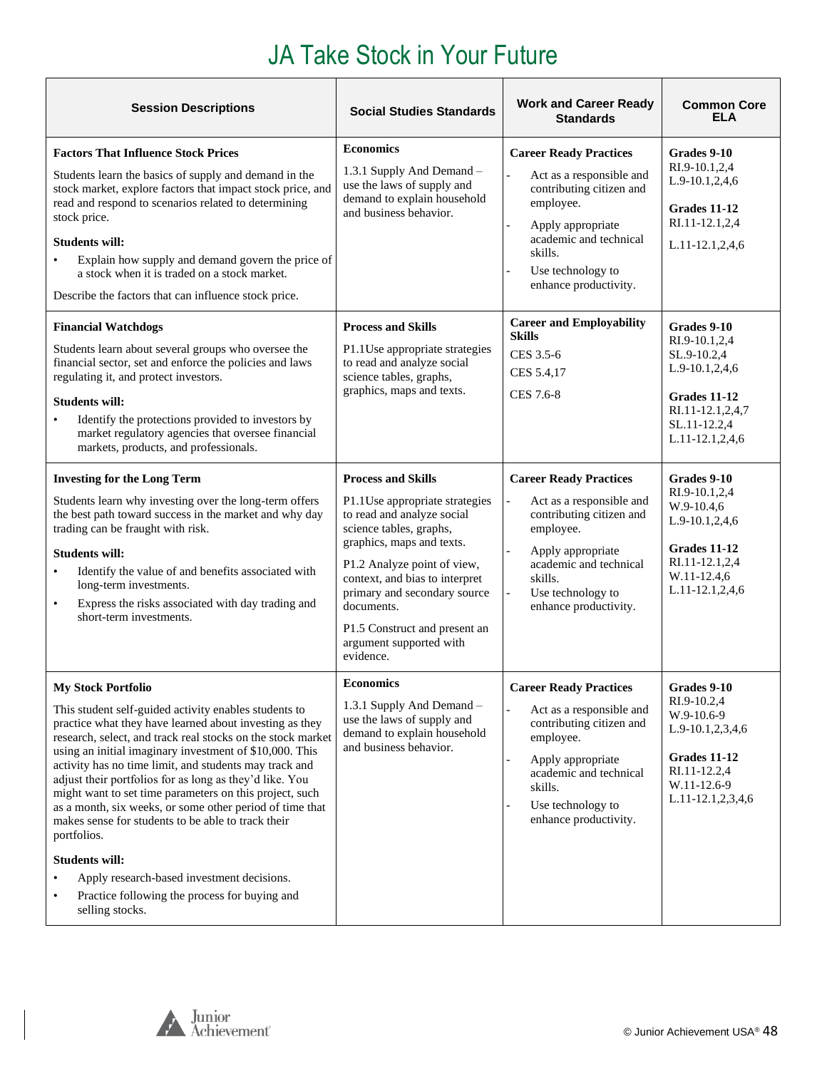# JA Take Stock in Your Future

| Session Descriptions | Social Studies Standards | Work and Career Ready Standards | Common Core ELA |
|---|---|---|---|
| **Factors That Influence Stock Prices**<br><br>Students learn the basics of supply and demand in the stock market, explore factors that impact stock price, and read and respond to scenarios related to determining stock price.<br><br>**Students will:**<br>• Explain how supply and demand govern the price of a stock when it is traded on a stock market.<br><br>Describe the factors that can influence stock price. | **Economics**<br><br>1.3.1 Supply And Demand – use the laws of supply and demand to explain household and business behavior. | **Career Ready Practices**<br>- Act as a responsible and contributing citizen and employee.<br>- Apply appropriate academic and technical skills.<br>- Use technology to enhance productivity. | **Grades 9-10**<br>RI.9-10.1,2,4<br>L.9-10.1,2,4,6<br><br>**Grades 11-12**<br>RI.11-12.1,2,4<br>L.11-12.1,2,4,6 |
| **Financial Watchdogs**<br><br>Students learn about several groups who oversee the financial sector, set and enforce the policies and laws regulating it, and protect investors.<br><br>**Students will:**<br>• Identify the protections provided to investors by market regulatory agencies that oversee financial markets, products, and professionals. | **Process and Skills**<br><br>P1.1Use appropriate strategies to read and analyze social science tables, graphs, graphics, maps and texts. | **Career and Employability Skills**<br>CES 3.5-6<br>CES 5.4,17<br>CES 7.6-8 | **Grades 9-10**<br>RI.9-10.1,2,4<br>SL.9-10.2,4<br>L.9-10.1,2,4,6<br><br>**Grades 11-12**<br>RI.11-12.1,2,4,7<br>SL.11-12.2,4<br>L.11-12.1,2,4,6 |
| **Investing for the Long Term**<br><br>Students learn why investing over the long-term offers the best path toward success in the market and why day trading can be fraught with risk.<br><br>**Students will:**<br>• Identify the value of and benefits associated with long-term investments.<br>• Express the risks associated with day trading and short-term investments. | **Process and Skills**<br><br>P1.1Use appropriate strategies to read and analyze social science tables, graphs, graphics, maps and texts.<br><br>P1.2 Analyze point of view, context, and bias to interpret primary and secondary source documents.<br><br>P1.5 Construct and present an argument supported with evidence. | **Career Ready Practices**<br>- Act as a responsible and contributing citizen and employee.<br>- Apply appropriate academic and technical skills.<br>- Use technology to enhance productivity. | **Grades 9-10**<br>RI.9-10.1,2,4<br>W.9-10.4,6<br>L.9-10.1,2,4,6<br><br>**Grades 11-12**<br>RI.11-12.1,2,4<br>W.11-12.4,6<br>L.11-12.1,2,4,6 |
| **My Stock Portfolio**<br><br>This student self-guided activity enables students to practice what they have learned about investing as they research, select, and track real stocks on the stock market using an initial imaginary investment of $10,000. This activity has no time limit, and students may track and adjust their portfolios for as long as they'd like. You might want to set time parameters on this project, such as a month, six weeks, or some other period of time that makes sense for students to be able to track their portfolios.<br><br>**Students will:**<br>• Apply research-based investment decisions.<br>• Practice following the process for buying and selling stocks. | **Economics**<br><br>1.3.1 Supply And Demand – use the laws of supply and demand to explain household and business behavior. | **Career Ready Practices**<br>- Act as a responsible and contributing citizen and employee.<br>- Apply appropriate academic and technical skills.<br>- Use technology to enhance productivity. | **Grades 9-10**<br>RI.9-10.2,4<br>W.9-10.6-9<br>L.9-10.1,2,3,4,6<br><br>**Grades 11-12**<br>RI.11-12.2,4<br>W.11-12.6-9<br>L.11-12.1,2,3,4,6 |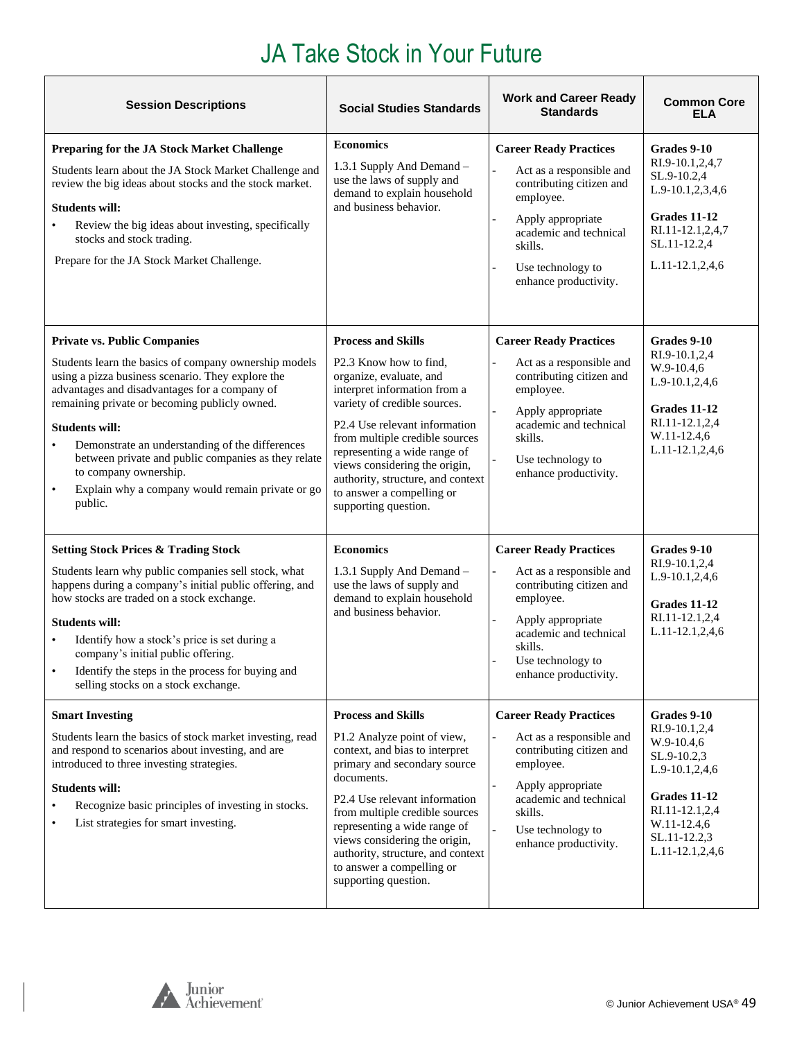# JA Take Stock in Your Future

| Session Descriptions | Social Studies Standards | Work and Career Ready Standards | Common Core ELA |
|---|---|---|---|
| **Preparing for the JA Stock Market Challenge**<br><br>Students learn about the JA Stock Market Challenge and review the big ideas about stocks and the stock market.<br><br>**Students will:**<br>• Review the big ideas about investing, specifically stocks and stock trading.<br><br>Prepare for the JA Stock Market Challenge. | **Economics**<br><br>1.3.1 Supply And Demand – use the laws of supply and demand to explain household and business behavior. | **Career Ready Practices**<br>- Act as a responsible and contributing citizen and employee.<br>- Apply appropriate academic and technical skills.<br>- Use technology to enhance productivity. | **Grades 9-10**<br>RI.9-10.1,2,4,7<br>SL.9-10.2,4<br>L.9-10.1,2,3,4,6<br><br>**Grades 11-12**<br>RI.11-12.1,2,4,7<br>SL.11-12.2,4<br><br>L.11-12.1,2,4,6 |
| **Private vs. Public Companies**<br><br>Students learn the basics of company ownership models using a pizza business scenario. They explore the advantages and disadvantages for a company of remaining private or becoming publicly owned.<br><br>**Students will:**<br>• Demonstrate an understanding of the differences between private and public companies as they relate to company ownership.<br>• Explain why a company would remain private or go public. | **Process and Skills**<br><br>P2.3 Know how to find, organize, evaluate, and interpret information from a variety of credible sources.<br><br>P2.4 Use relevant information from multiple credible sources representing a wide range of views considering the origin, authority, structure, and context to answer a compelling or supporting question. | **Career Ready Practices**<br>- Act as a responsible and contributing citizen and employee.<br>- Apply appropriate academic and technical skills.<br>- Use technology to enhance productivity. | **Grades 9-10**<br>RI.9-10.1,2,4<br>W.9-10.4,6<br>L.9-10.1,2,4,6<br><br>**Grades 11-12**<br>RI.11-12.1,2,4<br>W.11-12.4,6<br>L.11-12.1,2,4,6 |
| **Setting Stock Prices & Trading Stock**<br><br>Students learn why public companies sell stock, what happens during a company's initial public offering, and how stocks are traded on a stock exchange.<br><br>**Students will:**<br>• Identify how a stock's price is set during a company's initial public offering.<br>• Identify the steps in the process for buying and selling stocks on a stock exchange. | **Economics**<br><br>1.3.1 Supply And Demand – use the laws of supply and demand to explain household and business behavior. | **Career Ready Practices**<br>- Act as a responsible and contributing citizen and employee.<br>- Apply appropriate academic and technical skills.<br>- Use technology to enhance productivity. | **Grades 9-10**<br>RI.9-10.1,2,4<br>L.9-10.1,2,4,6<br><br>**Grades 11-12**<br>RI.11-12.1,2,4<br>L.11-12.1,2,4,6 |
| **Smart Investing**<br><br>Students learn the basics of stock market investing, read and respond to scenarios about investing, and are introduced to three investing strategies.<br><br>**Students will:**<br>• Recognize basic principles of investing in stocks.<br>• List strategies for smart investing. | **Process and Skills**<br><br>P1.2 Analyze point of view, context, and bias to interpret primary and secondary source documents.<br><br>P2.4 Use relevant information from multiple credible sources representing a wide range of views considering the origin, authority, structure, and context to answer a compelling or supporting question. | **Career Ready Practices**<br>- Act as a responsible and contributing citizen and employee.<br>- Apply appropriate academic and technical skills.<br>- Use technology to enhance productivity. | **Grades 9-10**<br>RI.9-10.1,2,4<br>W.9-10.4,6<br>SL.9-10.2,3<br>L.9-10.1,2,4,6<br><br>**Grades 11-12**<br>RI.11-12.1,2,4<br>W.11-12.4,6<br>SL.11-12.2,3<br>L.11-12.1,2,4,6 |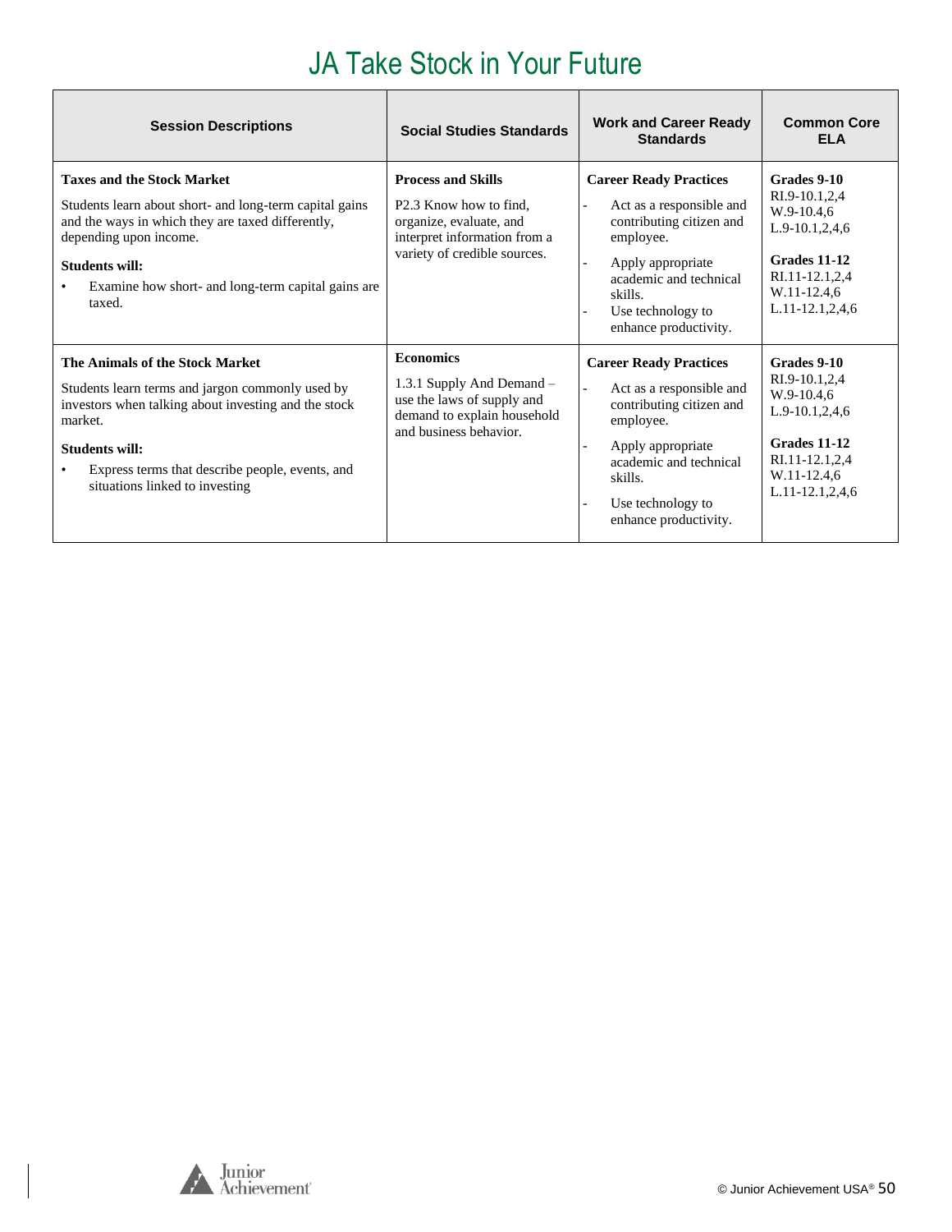# JA Take Stock in Your Future

| Session Descriptions | Social Studies Standards | Work and Career Ready Standards | Common Core ELA |
|---|---|---|---|
| **Taxes and the Stock Market**<br><br>Students learn about short- and long-term capital gains and the ways in which they are taxed differently, depending upon income.<br><br>**Students will:**<br>• Examine how short- and long-term capital gains are taxed. | **Process and Skills**<br><br>P2.3 Know how to find, organize, evaluate, and interpret information from a variety of credible sources. | **Career Ready Practices**<br>- Act as a responsible and contributing citizen and employee.<br>- Apply appropriate academic and technical skills.<br>- Use technology to enhance productivity. | **Grades 9-10**<br>RI.9-10.1,2,4<br>W.9-10.4,6<br>L.9-10.1,2,4,6<br><br>**Grades 11-12**<br>RI.11-12.1,2,4<br>W.11-12.4,6<br>L.11-12.1,2,4,6 |
| **The Animals of the Stock Market**<br><br>Students learn terms and jargon commonly used by investors when talking about investing and the stock market.<br><br>**Students will:**<br>• Express terms that describe people, events, and situations linked to investing | **Economics**<br><br>1.3.1 Supply And Demand – use the laws of supply and demand to explain household and business behavior. | **Career Ready Practices**<br>- Act as a responsible and contributing citizen and employee.<br>- Apply appropriate academic and technical skills.<br>- Use technology to enhance productivity. | **Grades 9-10**<br>RI.9-10.1,2,4<br>W.9-10.4,6<br>L.9-10.1,2,4,6<br><br>**Grades 11-12**<br>RI.11-12.1,2,4<br>W.11-12.4,6<br>L.11-12.1,2,4,6 |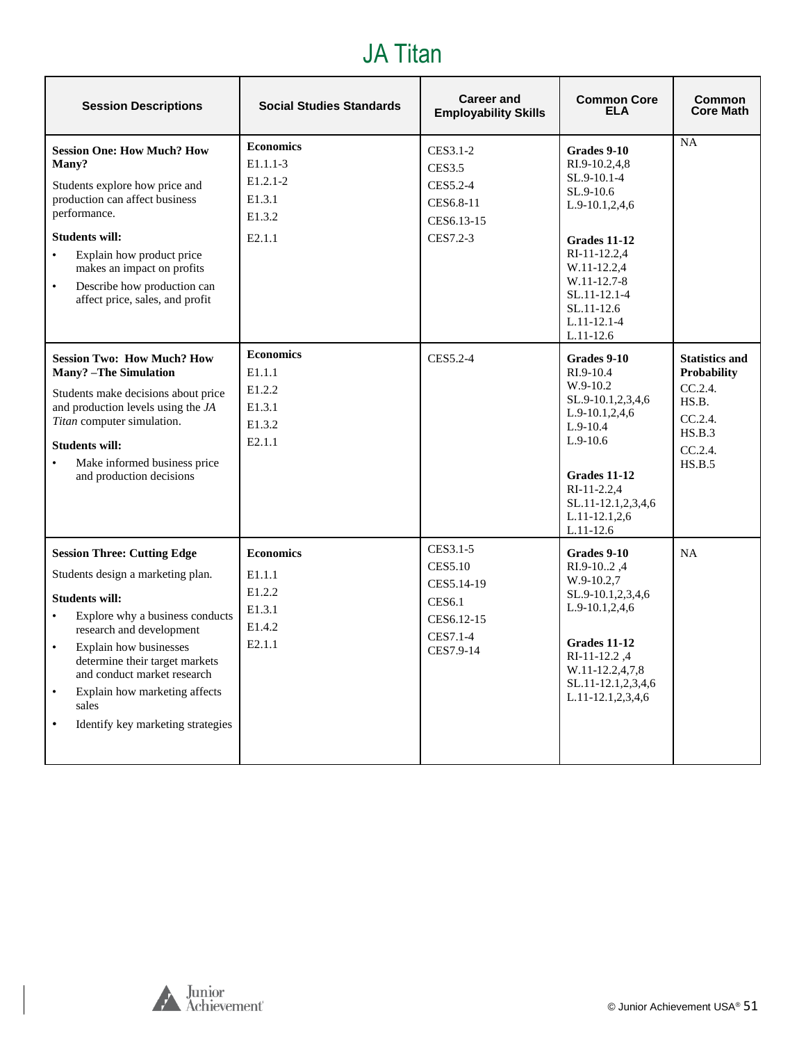# JA Titan

| Session Descriptions | Social Studies Standards | Career and Employability Skills | Common Core ELA | Common Core Math |
|---|---|---|---|---|
| **Session One: How Much? How Many?**<br>Students explore how price and production can affect business performance.<br>**Students will:**<br>• Explain how product price makes an impact on profits<br>• Describe how production can affect price, sales, and profit | **Economics**<br>E1.1.1-3<br>E1.2.1-2<br>E1.3.1<br>E1.3.2<br>E2.1.1 | CES3.1-2<br>CES3.5<br>CES5.2-4<br>CES6.8-11<br>CES6.13-15<br>CES7.2-3 | **Grades 9-10**<br>RI.9-10.2,4,8<br>SL.9-10.1-4<br>SL.9-10.6<br>L.9-10.1,2,4,6<br><br>**Grades 11-12**<br>RI-11-12.2,4<br>W.11-12.2,4<br>W.11-12.7-8<br>SL.11-12.1-4<br>SL.11-12.6<br>L.11-12.1-4<br>L.11-12.6 | NA |
| **Session Two: How Much? How Many? –The Simulation**<br>Students make decisions about price and production levels using the *JA Titan* computer simulation.<br>**Students will:**<br>• Make informed business price and production decisions | **Economics**<br>E1.1.1<br>E1.2.2<br>E1.3.1<br>E1.3.2<br>E2.1.1 | CES5.2-4 | **Grades 9-10**<br>RI.9-10.4<br>W.9-10.2<br>SL.9-10.1,2,3,4,6<br>L.9-10.1,2,4,6<br>L.9-10.4<br>L.9-10.6<br><br>**Grades 11-12**<br>RI-11-2.2,4<br>SL.11-12.1,2,3,4,6<br>L.11-12.1,2,6<br>L.11-12.6 | **Statistics and Probability**<br>CC.2.4. HS.B.<br>CC.2.4. HS.B.3<br>CC.2.4. HS.B.5 |
| **Session Three: Cutting Edge**<br>Students design a marketing plan.<br>**Students will:**<br>• Explore why a business conducts research and development<br>• Explain how businesses determine their target markets and conduct market research<br>• Explain how marketing affects sales<br>• Identify key marketing strategies | **Economics**<br>E1.1.1<br>E1.2.2<br>E1.3.1<br>E1.4.2<br>E2.1.1 | CES3.1-5<br>CES5.10<br>CES5.14-19<br>CES6.1<br>CES6.12-15<br>CES7.1-4<br>CES7.9-14 | **Grades 9-10**<br>RI.9-10..2 ,4<br>W.9-10.2,7<br>SL.9-10.1,2,3,4,6<br>L.9-10.1,2,4,6<br><br>**Grades 11-12**<br>RI-11-12.2 ,4<br>W.11-12.2,4,7,8<br>SL.11-12.1,2,3,4,6<br>L.11-12.1,2,3,4,6 | NA |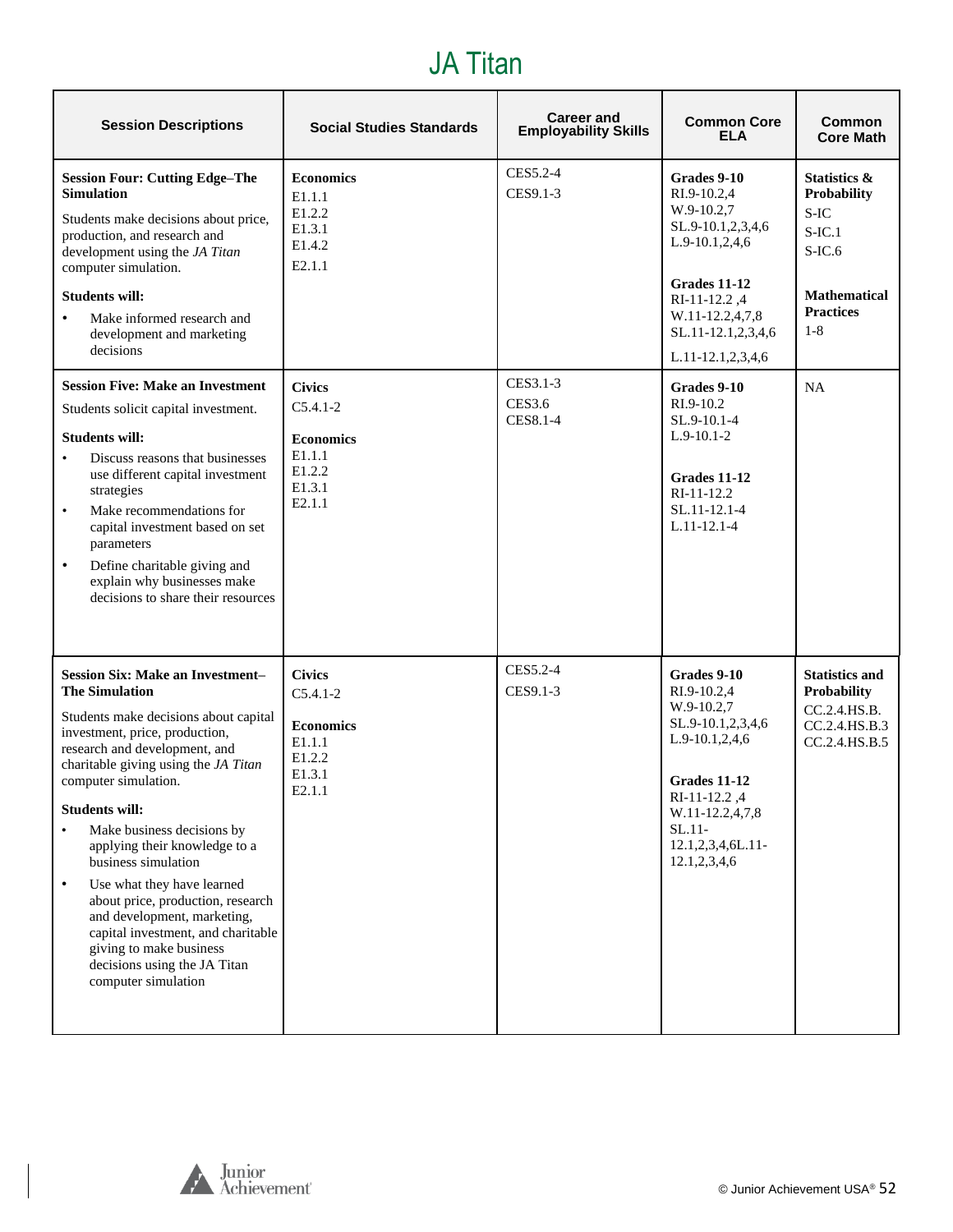# JA Titan

| Session Descriptions | Social Studies Standards | Career and Employability Skills | Common Core ELA | Common Core Math |
|---|---|---|---|---|
| **Session Four: Cutting Edge–The Simulation**<br><br>Students make decisions about price, production, and research and development using the *JA Titan* computer simulation.<br><br>**Students will:**<br>• Make informed research and development and marketing decisions | **Economics**<br>E1.1.1<br>E1.2.2<br>E1.3.1<br>E1.4.2<br>E2.1.1 | CES5.2-4<br>CES9.1-3 | **Grades 9-10**<br>RI.9-10.2,4<br>W.9-10.2,7<br>SL.9-10.1,2,3,4,6<br>L.9-10.1,2,4,6<br><br>**Grades 11-12**<br>RI-11-12.2 ,4<br>W.11-12.2,4,7,8<br>SL.11-12.1,2,3,4,6<br>L.11-12.1,2,3,4,6 | **Statistics & Probability**<br>S-IC<br>S-IC.1<br>S-IC.6<br><br>**Mathematical Practices**<br>1-8 |
| **Session Five: Make an Investment**<br><br>Students solicit capital investment.<br><br>**Students will:**<br>• Discuss reasons that businesses use different capital investment strategies<br>• Make recommendations for capital investment based on set parameters<br>• Define charitable giving and explain why businesses make decisions to share their resources | **Civics**<br>C5.4.1-2<br><br>**Economics**<br>E1.1.1<br>E1.2.2<br>E1.3.1<br>E2.1.1 | CES3.1-3<br>CES3.6<br>CES8.1-4 | **Grades 9-10**<br>RI.9-10.2<br>SL.9-10.1-4<br>L.9-10.1-2<br><br>**Grades 11-12**<br>RI-11-12.2<br>SL.11-12.1-4<br>L.11-12.1-4 | NA |
| **Session Six: Make an Investment–The Simulation**<br><br>Students make decisions about capital investment, price, production, research and development, and charitable giving using the *JA Titan* computer simulation.<br><br>**Students will:**<br>• Make business decisions by applying their knowledge to a business simulation<br>• Use what they have learned about price, production, research and development, marketing, capital investment, and charitable giving to make business decisions using the JA Titan computer simulation | **Civics**<br>C5.4.1-2<br><br>**Economics**<br>E1.1.1<br>E1.2.2<br>E1.3.1<br>E2.1.1 | CES5.2-4<br>CES9.1-3 | **Grades 9-10**<br>RI.9-10.2,4<br>W.9-10.2,7<br>SL.9-10.1,2,3,4,6<br>L.9-10.1,2,4,6<br><br>**Grades 11-12**<br>RI-11-12.2 ,4<br>W.11-12.2,4,7,8<br>SL.11-12.1,2,3,4,6L.11-12.1,2,3,4,6 | **Statistics and Probability**<br>CC.2.4.HS.B.<br>CC.2.4.HS.B.3<br>CC.2.4.HS.B.5 |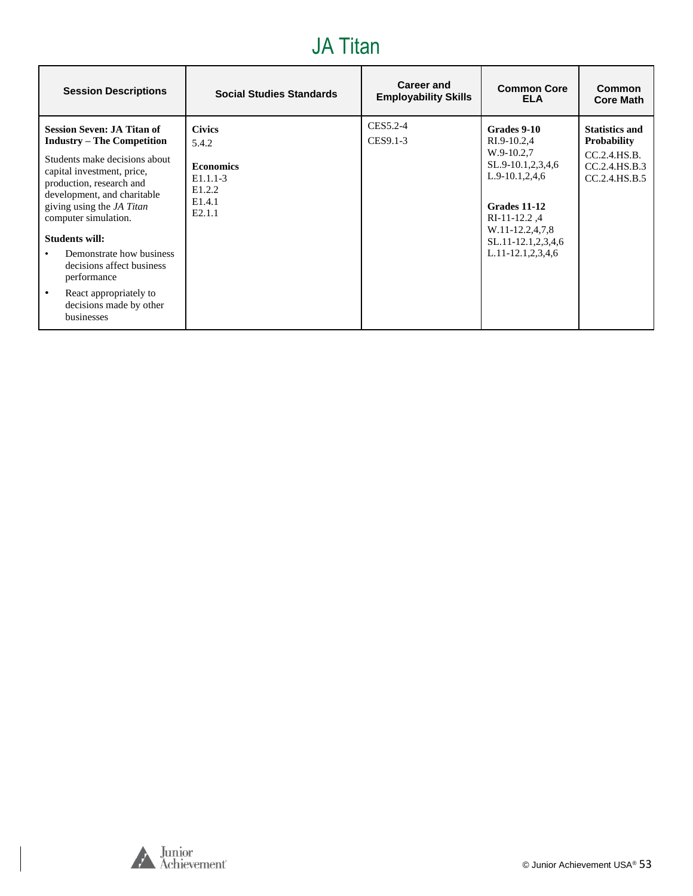# JA Titan

| Session Descriptions | Social Studies Standards | Career and Employability Skills | Common Core ELA | Common Core Math |
|---|---|---|---|---|
| **Session Seven: JA Titan of Industry – The Competition**<br><br>Students make decisions about capital investment, price, production, research and development, and charitable giving using the *JA Titan* computer simulation.<br><br>**Students will:**<br>• Demonstrate how business decisions affect business performance<br>• React appropriately to decisions made by other businesses | **Civics**<br>5.4.2<br><br>**Economics**<br>E1.1.1-3<br>E1.2.2<br>E1.4.1<br>E2.1.1 | CES5.2-4<br>CES9.1-3 | **Grades 9-10**<br>RI.9-10.2,4<br>W.9-10.2,7<br>SL.9-10.1,2,3,4,6<br>L.9-10.1,2,4,6<br><br>**Grades 11-12**<br>RI-11-12.2 ,4<br>W.11-12.2,4,7,8<br>SL.11-12.1,2,3,4,6<br>L.11-12.1,2,3,4,6 | **Statistics and Probability**<br>CC.2.4.HS.B.<br>CC.2.4.HS.B.3<br>CC.2.4.HS.B.5 |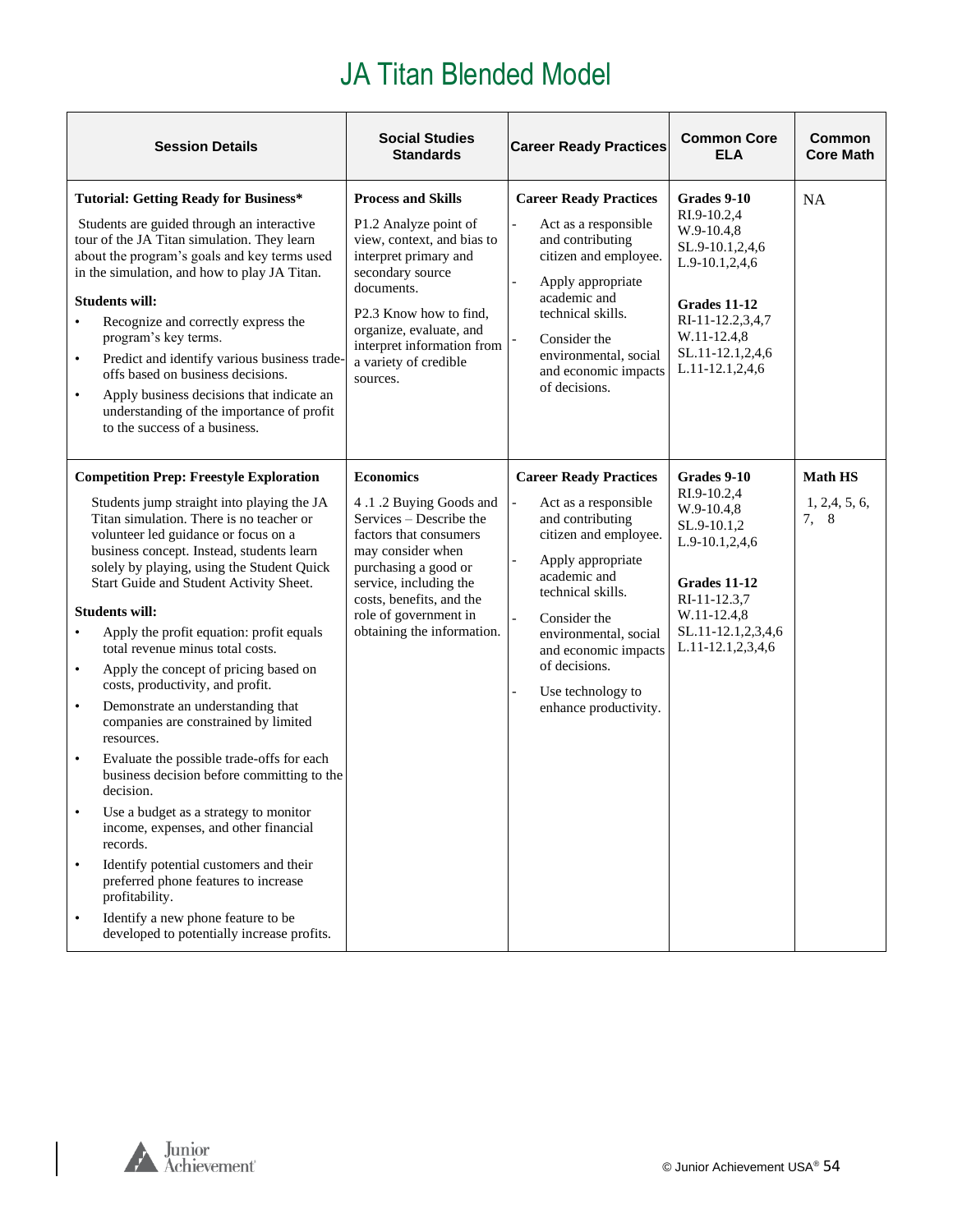# JA Titan Blended Model

| Session Details | Social Studies Standards | Career Ready Practices | Common Core ELA | Common Core Math |
|---|---|---|---|---|
| **Tutorial: Getting Ready for Business***<br><br>Students are guided through an interactive tour of the JA Titan simulation. They learn about the program's goals and key terms used in the simulation, and how to play JA Titan.<br><br>**Students will:**<br>• Recognize and correctly express the program's key terms.<br>• Predict and identify various business trade-offs based on business decisions.<br>• Apply business decisions that indicate an understanding of the importance of profit to the success of a business. | **Process and Skills**<br><br>P1.2 Analyze point of view, context, and bias to interpret primary and secondary source documents.<br><br>P2.3 Know how to find, organize, evaluate, and interpret information from a variety of credible sources. | **Career Ready Practices**<br>- Act as a responsible and contributing citizen and employee.<br>- Apply appropriate academic and technical skills.<br>- Consider the environmental, social and economic impacts of decisions. | **Grades 9-10**<br>RI.9-10.2,4<br>W.9-10.4,8<br>SL.9-10.1,2,4,6<br>L.9-10.1,2,4,6<br><br>**Grades 11-12**<br>RI-11-12.2,3,4,7<br>W.11-12.4,8<br>SL.11-12.1,2,4,6<br>L.11-12.1,2,4,6 | NA |
| **Competition Prep: Freestyle Exploration**<br><br>Students jump straight into playing the JA Titan simulation. There is no teacher or volunteer led guidance or focus on a business concept. Instead, students learn solely by playing, using the Student Quick Start Guide and Student Activity Sheet.<br><br>**Students will:**<br>• Apply the profit equation: profit equals total revenue minus total costs.<br>• Apply the concept of pricing based on costs, productivity, and profit.<br>• Demonstrate an understanding that companies are constrained by limited resources.<br>• Evaluate the possible trade-offs for each business decision before committing to the decision.<br>• Use a budget as a strategy to monitor income, expenses, and other financial records.<br>• Identify potential customers and their preferred phone features to increase profitability.<br>• Identify a new phone feature to be developed to potentially increase profits. | **Economics**<br><br>4 .1 .2 Buying Goods and Services – Describe the factors that consumers may consider when purchasing a good or service, including the costs, benefits, and the role of government in obtaining the information. | **Career Ready Practices**<br>- Act as a responsible and contributing citizen and employee.<br>- Apply appropriate academic and technical skills.<br>- Consider the environmental, social and economic impacts of decisions.<br>- Use technology to enhance productivity. | **Grades 9-10**<br>RI.9-10.2,4<br>W.9-10.4,8<br>SL.9-10.1,2<br>L.9-10.1,2,4,6<br><br>**Grades 11-12**<br>RI-11-12.3,7<br>W.11-12.4,8<br>SL.11-12.1,2,3,4,6<br>L.11-12.1,2,3,4,6 | **Math HS**<br><br>1, 2,4, 5, 6, 7, 8 |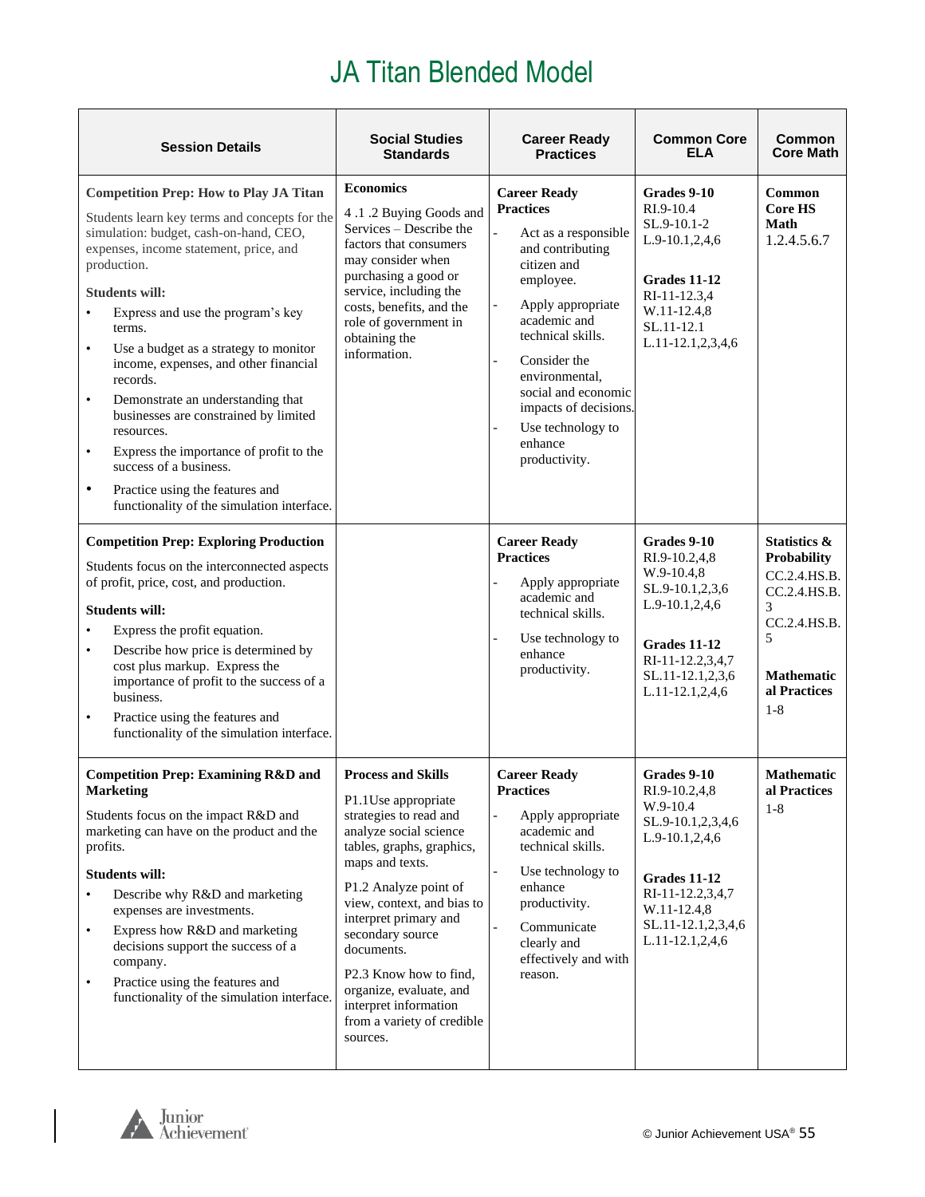# JA Titan Blended Model

| Session Details | Social Studies Standards | Career Ready Practices | Common Core ELA | Common Core Math |
|---|---|---|---|---|
| **Competition Prep: How to Play JA Titan**<br>Students learn key terms and concepts for the simulation: budget, cash-on-hand, CEO, expenses, income statement, price, and production.<br>**Students will:**<br>• Express and use the program's key terms.<br>• Use a budget as a strategy to monitor income, expenses, and other financial records.<br>• Demonstrate an understanding that businesses are constrained by limited resources.<br>• Express the importance of profit to the success of a business.<br>• Practice using the features and functionality of the simulation interface. | **Economics**<br>4 .1 .2 Buying Goods and Services – Describe the factors that consumers may consider when purchasing a good or service, including the costs, benefits, and the role of government in obtaining the information. | **Career Ready Practices**<br>- Act as a responsible and contributing citizen and employee.<br>- Apply appropriate academic and technical skills.<br>- Consider the environmental, social and economic impacts of decisions.<br>- Use technology to enhance productivity. | **Grades 9-10**<br>RI.9-10.4<br>SL.9-10.1-2<br>L.9-10.1,2,4,6<br><br>**Grades 11-12**<br>RI-11-12.3,4<br>W.11-12.4,8<br>SL.11-12.1<br>L.11-12.1,2,3,4,6 | **Common Core HS Math**<br>1.2.4.5.6.7 |
| **Competition Prep: Exploring Production**<br>Students focus on the interconnected aspects of profit, price, cost, and production.<br>**Students will:**<br>• Express the profit equation.<br>• Describe how price is determined by cost plus markup. Express the importance of profit to the success of a business.<br>• Practice using the features and functionality of the simulation interface. | | **Career Ready Practices**<br>- Apply appropriate academic and technical skills.<br>- Use technology to enhance productivity. | **Grades 9-10**<br>RI.9-10.2,4,8<br>W.9-10.4,8<br>SL.9-10.1,2,3,6<br>L.9-10.1,2,4,6<br><br>**Grades 11-12**<br>RI-11-12.2,3,4,7<br>SL.11-12.1,2,3,6<br>L.11-12.1,2,4,6 | **Statistics & Probability**<br>CC.2.4.HS.B.<br>CC.2.4.HS.B.3<br>CC.2.4.HS.B.5<br><br>**Mathematical Practices**<br>1-8 |
| **Competition Prep: Examining R&D and Marketing**<br>Students focus on the impact R&D and marketing can have on the product and the profits.<br>**Students will:**<br>• Describe why R&D and marketing expenses are investments.<br>• Express how R&D and marketing decisions support the success of a company.<br>• Practice using the features and functionality of the simulation interface. | **Process and Skills**<br>P1.1Use appropriate strategies to read and analyze social science tables, graphs, graphics, maps and texts.<br>P1.2 Analyze point of view, context, and bias to interpret primary and secondary source documents.<br>P2.3 Know how to find, organize, evaluate, and interpret information from a variety of credible sources. | **Career Ready Practices**<br>- Apply appropriate academic and technical skills.<br>- Use technology to enhance productivity.<br>- Communicate clearly and effectively and with reason. | **Grades 9-10**<br>RI.9-10.2,4,8<br>W.9-10.4<br>SL.9-10.1,2,3,4,6<br>L.9-10.1,2,4,6<br><br>**Grades 11-12**<br>RI-11-12.2,3,4,7<br>W.11-12.4,8<br>SL.11-12.1,2,3,4,6<br>L.11-12.1,2,4,6 | **Mathematical Practices**<br>1-8 |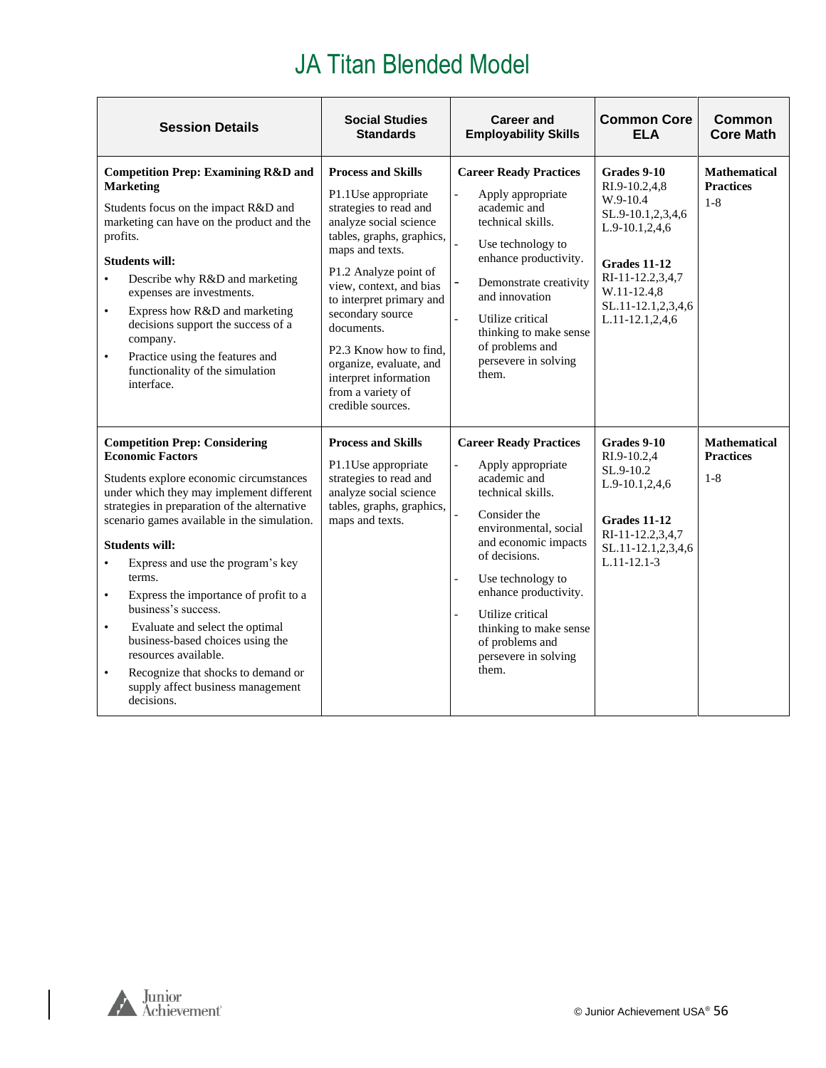# JA Titan Blended Model

| Session Details | Social Studies Standards | Career and Employability Skills | Common Core ELA | Common Core Math |
|---|---|---|---|---|
| **Competition Prep: Examining R&D and Marketing**<br><br>Students focus on the impact R&D and marketing can have on the product and the profits.<br><br>**Students will:**<br>• Describe why R&D and marketing expenses are investments.<br>• Express how R&D and marketing decisions support the success of a company.<br>• Practice using the features and functionality of the simulation interface. | **Process and Skills**<br><br>P1.1Use appropriate strategies to read and analyze social science tables, graphs, graphics, maps and texts.<br><br>P1.2 Analyze point of view, context, and bias to interpret primary and secondary source documents.<br><br>P2.3 Know how to find, organize, evaluate, and interpret information from a variety of credible sources. | **Career Ready Practices**<br>- Apply appropriate academic and technical skills.<br>- Use technology to enhance productivity.<br>- Demonstrate creativity and innovation<br>- Utilize critical thinking to make sense of problems and persevere in solving them. | **Grades 9-10**<br>RI.9-10.2,4,8<br>W.9-10.4<br>SL.9-10.1,2,3,4,6<br>L.9-10.1,2,4,6<br><br>**Grades 11-12**<br>RI-11-12.2,3,4,7<br>W.11-12.4,8<br>SL.11-12.1,2,3,4,6<br>L.11-12.1,2,4,6 | **Mathematical Practices**<br>1-8 |
| **Competition Prep: Considering Economic Factors**<br><br>Students explore economic circumstances under which they may implement different strategies in preparation of the alternative scenario games available in the simulation.<br><br>**Students will:**<br>• Express and use the program's key terms.<br>• Express the importance of profit to a business's success.<br>• Evaluate and select the optimal business-based choices using the resources available.<br>• Recognize that shocks to demand or supply affect business management decisions. | **Process and Skills**<br><br>P1.1Use appropriate strategies to read and analyze social science tables, graphs, graphics, maps and texts. | **Career Ready Practices**<br>- Apply appropriate academic and technical skills.<br>- Consider the environmental, social and economic impacts of decisions.<br>- Use technology to enhance productivity.<br>- Utilize critical thinking to make sense of problems and persevere in solving them. | **Grades 9-10**<br>RI.9-10.2,4<br>SL.9-10.2<br>L.9-10.1,2,4,6<br><br>**Grades 11-12**<br>RI-11-12.2,3,4,7<br>SL.11-12.1,2,3,4,6<br>L.11-12.1-3 | **Mathematical Practices**<br>1-8 |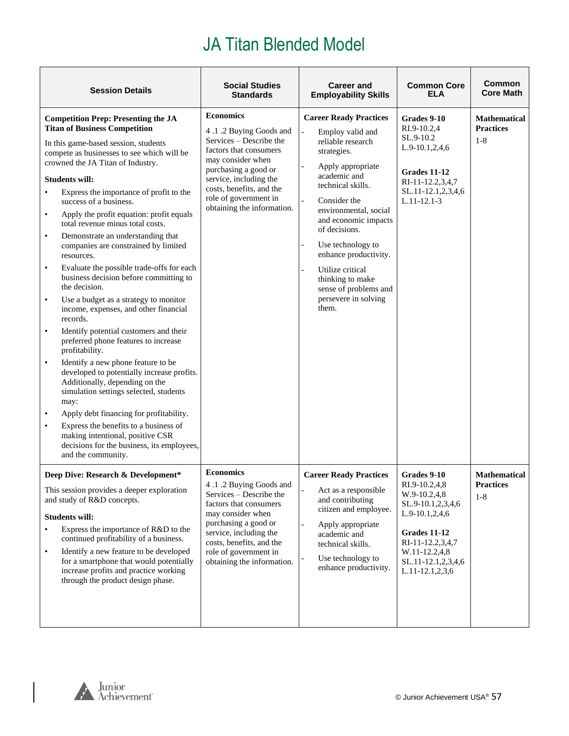# JA Titan Blended Model

| Session Details | Social Studies Standards | Career and Employability Skills | Common Core ELA | Common Core Math |
|---|---|---|---|---|
| **Competition Prep: Presenting the JA Titan of Business Competition**<br><br>In this game-based session, students compete as businesses to see which will be crowned the JA Titan of Industry.<br><br>**Students will:**<br>• Express the importance of profit to the success of a business.<br>• Apply the profit equation: profit equals total revenue minus total costs.<br>• Demonstrate an understanding that companies are constrained by limited resources.<br>• Evaluate the possible trade-offs for each business decision before committing to the decision.<br>• Use a budget as a strategy to monitor income, expenses, and other financial records.<br>• Identify potential customers and their preferred phone features to increase profitability.<br>• Identify a new phone feature to be developed to potentially increase profits. Additionally, depending on the simulation settings selected, students may:<br>• Apply debt financing for profitability.<br>• Express the benefits to a business of making intentional, positive CSR decisions for the business, its employees, and the community. | **Economics**<br><br>4 .1 .2 Buying Goods and Services – Describe the factors that consumers may consider when purchasing a good or service, including the costs, benefits, and the role of government in obtaining the information. | **Career Ready Practices**<br>- Employ valid and reliable research strategies.<br>- Apply appropriate academic and technical skills.<br>- Consider the environmental, social and economic impacts of decisions.<br>- Use technology to enhance productivity.<br>- Utilize critical thinking to make sense of problems and persevere in solving them. | **Grades 9-10**<br>RI.9-10.2,4<br>SL.9-10.2<br>L.9-10.1,2,4,6<br><br>**Grades 11-12**<br>RI-11-12.2,3,4,7<br>SL.11-12.1,2,3,4,6<br>L.11-12.1-3 | **Mathematical Practices**<br>1-8 |
| **Deep Dive: Research & Development***<br><br>This session provides a deeper exploration and study of R&D concepts.<br><br>**Students will:**<br>• Express the importance of R&D to the continued profitability of a business.<br>• Identify a new feature to be developed for a smartphone that would potentially increase profits and practice working through the product design phase. | **Economics**<br><br>4 .1 .2 Buying Goods and Services – Describe the factors that consumers may consider when purchasing a good or service, including the costs, benefits, and the role of government in obtaining the information. | **Career Ready Practices**<br>- Act as a responsible and contributing citizen and employee.<br>- Apply appropriate academic and technical skills.<br>- Use technology to enhance productivity. | **Grades 9-10**<br>RI.9-10.2,4,8<br>W.9-10.2,4,8<br>SL.9-10.1,2,3,4,6<br>L.9-10.1,2,4,6<br><br>**Grades 11-12**<br>RI-11-12.2,3,4,7<br>W.11-12.2,4,8<br>SL.11-12.1,2,3,4,6<br>L.11-12.1,2,3,6 | **Mathematical Practices**<br>1-8 |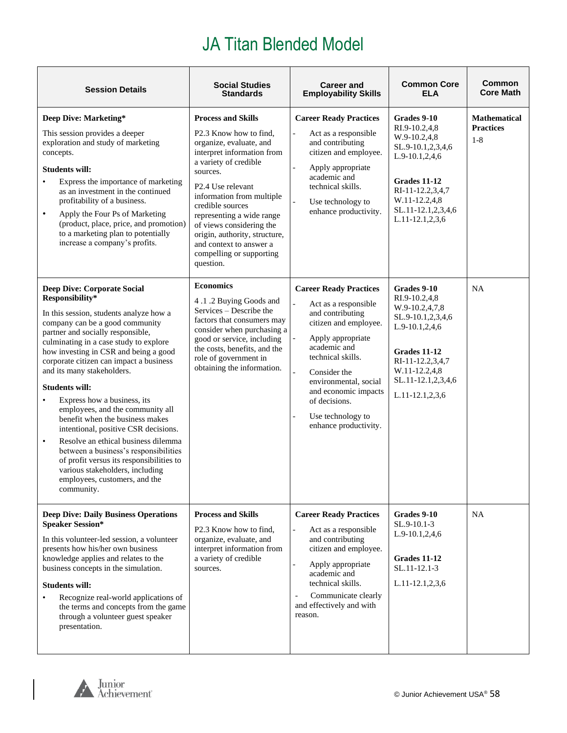# JA Titan Blended Model

| Session Details | Social Studies Standards | Career and Employability Skills | Common Core ELA | Common Core Math |
|---|---|---|---|---|
| **Deep Dive: Marketing*** <br><br> This session provides a deeper exploration and study of marketing concepts. <br><br> **Students will:** <br> • Express the importance of marketing as an investment in the continued profitability of a business. <br> • Apply the Four Ps of Marketing (product, place, price, and promotion) to a marketing plan to potentially increase a company's profits. | **Process and Skills** <br><br> P2.3 Know how to find, organize, evaluate, and interpret information from a variety of credible sources. <br><br> P2.4 Use relevant information from multiple credible sources representing a wide range of views considering the origin, authority, structure, and context to answer a compelling or supporting question. | **Career Ready Practices** <br> - Act as a responsible and contributing citizen and employee. <br> - Apply appropriate academic and technical skills. <br> - Use technology to enhance productivity. | **Grades 9-10** <br> RI.9-10.2,4,8 <br> W.9-10.2,4,8 <br> SL.9-10.1,2,3,4,6 <br> L.9-10.1,2,4,6 <br><br> **Grades 11-12** <br> RI-11-12.2,3,4,7 <br> W.11-12.2,4,8 <br> SL.11-12.1,2,3,4,6 <br> L.11-12.1,2,3,6 | **Mathematical Practices** <br> 1-8 |
| **Deep Dive: Corporate Social Responsibility*** <br><br> In this session, students analyze how a company can be a good community partner and socially responsible, culminating in a case study to explore how investing in CSR and being a good corporate citizen can impact a business and its many stakeholders. <br><br> **Students will:** <br> • Express how a business, its employees, and the community all benefit when the business makes intentional, positive CSR decisions. <br> • Resolve an ethical business dilemma between a business's responsibilities of profit versus its responsibilities to various stakeholders, including employees, customers, and the community. | **Economics** <br><br> 4 .1 .2 Buying Goods and Services – Describe the factors that consumers may consider when purchasing a good or service, including the costs, benefits, and the role of government in obtaining the information. | **Career Ready Practices** <br> - Act as a responsible and contributing citizen and employee. <br> - Apply appropriate academic and technical skills. <br> - Consider the environmental, social and economic impacts of decisions. <br> - Use technology to enhance productivity. | **Grades 9-10** <br> RI.9-10.2,4,8 <br> W.9-10.2,4,7,8 <br> SL.9-10.1,2,3,4,6 <br> L.9-10.1,2,4,6 <br><br> **Grades 11-12** <br> RI-11-12.2,3,4,7 <br> W.11-12.2,4,8 <br> SL.11-12.1,2,3,4,6 <br> L.11-12.1,2,3,6 | NA |
| **Deep Dive: Daily Business Operations Speaker Session*** <br><br> In this volunteer-led session, a volunteer presents how his/her own business knowledge applies and relates to the business concepts in the simulation. <br><br> **Students will:** <br> • Recognize real-world applications of the terms and concepts from the game through a volunteer guest speaker presentation. | **Process and Skills** <br><br> P2.3 Know how to find, organize, evaluate, and interpret information from a variety of credible sources. | **Career Ready Practices** <br> - Act as a responsible and contributing citizen and employee. <br> - Apply appropriate academic and technical skills. <br> - Communicate clearly and effectively and with reason. | **Grades 9-10** <br> SL.9-10.1-3 <br> L.9-10.1,2,4,6 <br><br> **Grades 11-12** <br> SL.11-12.1-3 <br> L.11-12.1,2,3,6 | NA |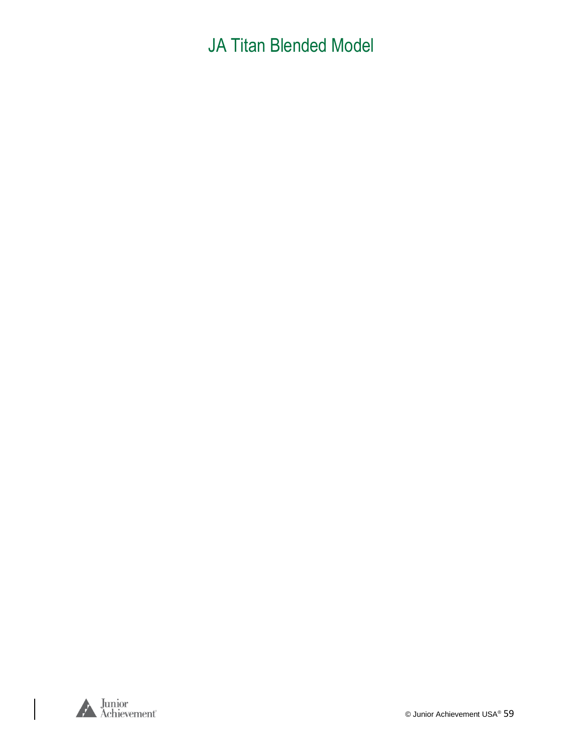# JA Titan Blended Model